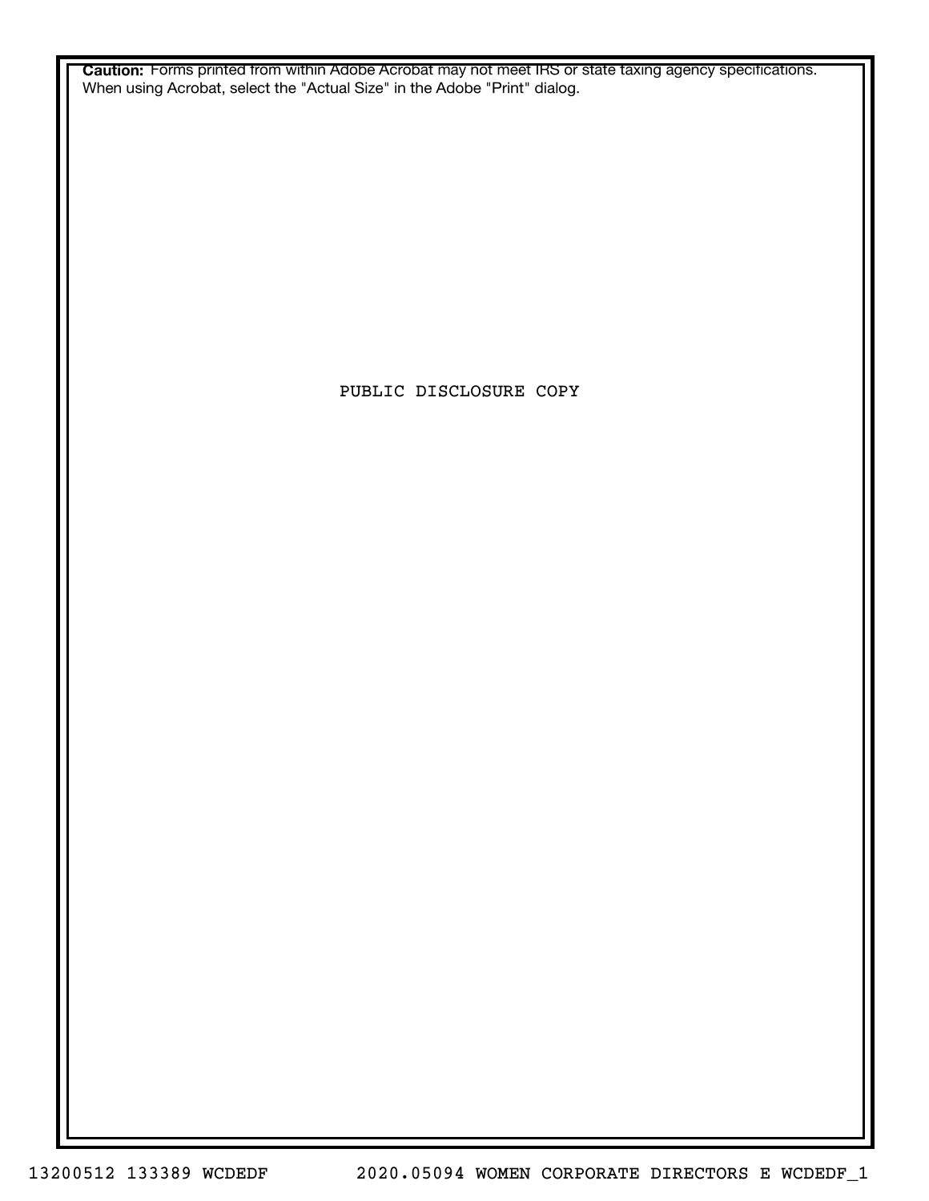**Caution:** Forms printed from within Adobe Acrobat may not meet IRS or state taxing agency specifications. When using Acrobat, select the "Actual Size" in the Adobe "Print" dialog.

PUBLIC DISCLOSURE COPY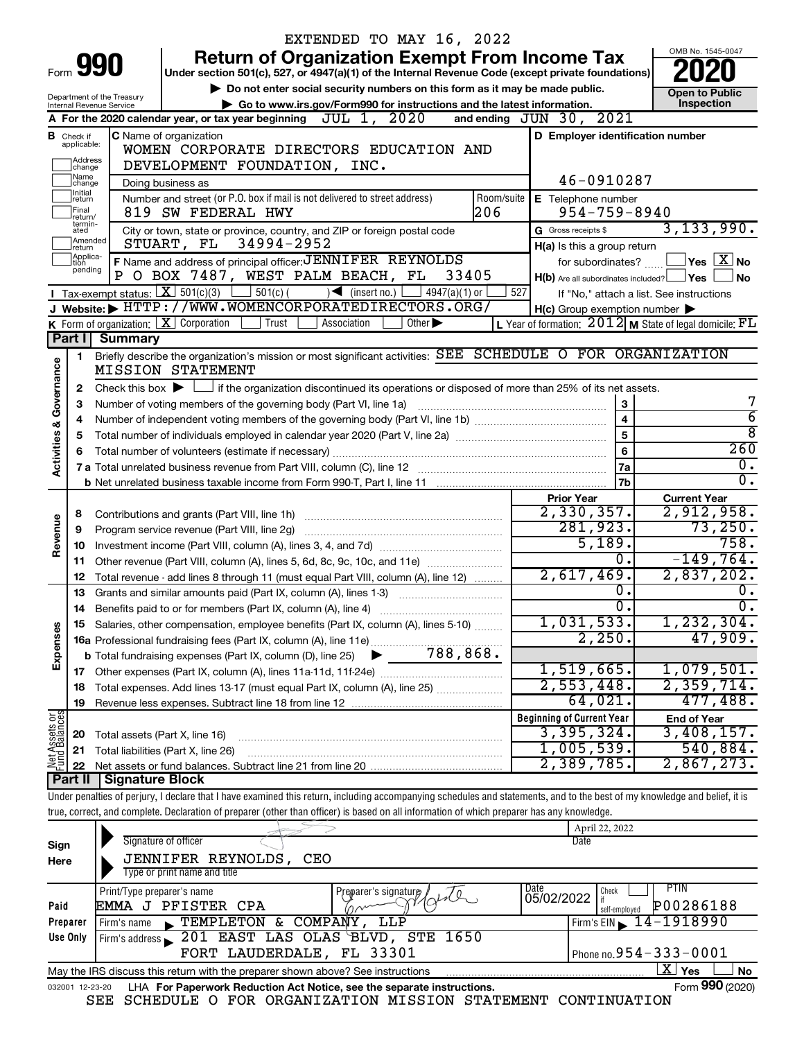EXTENDED TO MAY 16, 2022

# Form 990 — Return of Organization Exempt From Income Tax — 2020

Under section 501(c), 527, or 4947(a)(1) of the Internal Revenue Code (except private foundations)

▶ Do not enter social security numbers on this form as it may be made public.

▶ Go to www.irs.gov/Form990 for instructions and the latest information.

OMB No. 1545-0047 — Open to Public Inspection

Department of the Treasury, Internal Revenue Service

**A** For the 2020 calendar year, or tax year beginning JUL 1, 2020 and ending JUN 30, 2021

**B** Check if applicable: Address change, Name change, Initial return, Final return/terminated, Amended return, Application pending

**C** Name of organization: WOMEN CORPORATE DIRECTORS EDUCATION AND DEVELOPMENT FOUNDATION, INC.

Doing business as

Number and street (or P.O. box if mail is not delivered to street address): 819 SW FEDERAL HWY — Room/suite: 206

City or town, state or province, country, and ZIP or foreign postal code: STUART, FL 34994-2952

**D** Employer identification number: 46-0910287

**E** Telephone number: 954-759-8940

**G** Gross receipts $ 3,133,990.

**F** Name and address of principal officer: JENNIFER REYNOLDS, P O BOX 7487, WEST PALM BEACH, FL 33405

**H(a)** Is this a group return for subordinates? Yes [ ] No [X]

**H(b)** Are all subordinates included? Yes [ ] No [ ]

If "No," attach a list. See instructions

**H(c)** Group exemption number ▶

**I** Tax-exempt status: [X] 501(c)(3) [ ] 501(c) ( ) ◀ (insert no.) [ ] 4947(a)(1) or [ ] 527

**J** Website: ▶ HTTP://WWW.WOMENCORPORATEDIRECTORS.ORG/

**K** Form of organization: [X] Corporation [ ] Trust [ ] Association [ ] Other ▶

**L** Year of formation: 2012 **M** State of legal domicile: FL

## Part I Summary

**Activities & Governance**

1 Briefly describe the organization's mission or most significant activities: SEE SCHEDULE O FOR ORGANIZATION MISSION STATEMENT

2 Check this box ▶ [ ] if the organization discontinued its operations or disposed of more than 25% of its net assets.

| | | Line | |
|---|---|---|---|
| 3 | Number of voting members of the governing body (Part VI, line 1a) | 3 | 7 |
| 4 | Number of independent voting members of the governing body (Part VI, line 1b) | 4 | 6 |
| 5 | Total number of individuals employed in calendar year 2020 (Part V, line 2a) | 5 | 8 |
| 6 | Total number of volunteers (estimate if necessary) | 6 | 260 |
| 7a | Total unrelated business revenue from Part VIII, column (C), line 12 | 7a | 0. |
| b | Net unrelated business taxable income from Form 990-T, Part I, line 11 | 7b | 0. |

| | | | Prior Year | Current Year |
|---|---|---|---|---|
| Revenue | 8 | Contributions and grants (Part VIII, line 1h) | 2,330,357. | 2,912,958. |
| | 9 | Program service revenue (Part VIII, line 2g) | 281,923. | 73,250. |
| | 10 | Investment income (Part VIII, column (A), lines 3, 4, and 7d) | 5,189. | 758. |
| | 11 | Other revenue (Part VIII, column (A), lines 5, 6d, 8c, 9c, 10c, and 11e) | 0. | -149,764. |
| | 12 | Total revenue - add lines 8 through 11 (must equal Part VIII, column (A), line 12) | 2,617,469. | 2,837,202. |
| Expenses | 13 | Grants and similar amounts paid (Part IX, column (A), lines 1-3) | 0. | 0. |
| | 14 | Benefits paid to or for members (Part IX, column (A), line 4) | 0. | 0. |
| | 15 | Salaries, other compensation, employee benefits (Part IX, column (A), lines 5-10) | 1,031,533. | 1,232,304. |
| | 16a | Professional fundraising fees (Part IX, column (A), line 11e) | 2,250. | 47,909. |
| | b | Total fundraising expenses (Part IX, column (D), line 25) ▶ 788,868. | | |
| | 17 | Other expenses (Part IX, column (A), lines 11a-11d, 11f-24e) | 1,519,665. | 1,079,501. |
| | 18 | Total expenses. Add lines 13-17 (must equal Part IX, column (A), line 25) | 2,553,448. | 2,359,714. |
| | 19 | Revenue less expenses. Subtract line 18 from line 12 | 64,021. | 477,488. |

| | | | Beginning of Current Year | End of Year |
|---|---|---|---|---|
| Net Assets or Fund Balances | 20 | Total assets (Part X, line 16) | 3,395,324. | 3,408,157. |
| | 21 | Total liabilities (Part X, line 26) | 1,005,539. | 540,884. |
| | 22 | Net assets or fund balances. Subtract line 21 from line 20 | 2,389,785. | 2,867,273. |

## Part II Signature Block

Under penalties of perjury, I declare that I have examined this return, including accompanying schedules and statements, and to the best of my knowledge and belief, it is true, correct, and complete. Declaration of preparer (other than officer) is based on all information of which preparer has any knowledge.

**Sign Here**

Signature of officer — Date: April 22, 2022

JENNIFER REYNOLDS, CEO

Type or print name and title

**Paid Preparer Use Only**

| Print/Type preparer's name | Preparer's signature | Date | Check if self-employed | PTIN |
|---|---|---|---|---|
| EMMA J PFISTER CPA | | 05/02/2022 | | P00286188 |

Firm's name ▶ TEMPLETON & COMPANY, LLP — Firm's EIN ▶ 14-1918990

Firm's address ▶ 201 EAST LAS OLAS BLVD, STE 1650, FORT LAUDERDALE, FL 33301 — Phone no. 954-333-0001

May the IRS discuss this return with the preparer shown above? See instructions [X] Yes [ ] No

032001 12-23-20 LHA For Paperwork Reduction Act Notice, see the separate instructions. Form **990** (2020)

SEE SCHEDULE O FOR ORGANIZATION MISSION STATEMENT CONTINUATION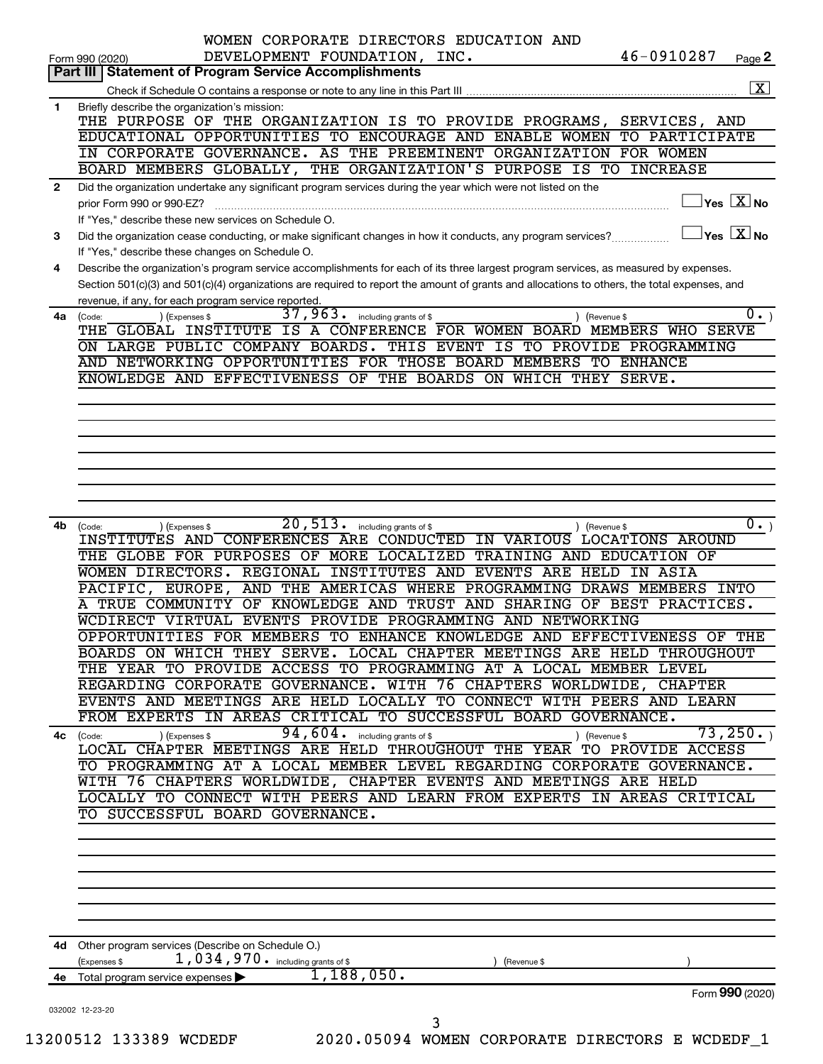WOMEN CORPORATE DIRECTORS EDUCATION AND DEVELOPMENT FOUNDATION, INC. 46-0910287

Form 990 (2020) Page **2**

## Part III | Statement of Program Service Accomplishments

Check if Schedule O contains a response or note to any line in this Part III [X]

**1** Briefly describe the organization's mission:

THE PURPOSE OF THE ORGANIZATION IS TO PROVIDE PROGRAMS, SERVICES, AND EDUCATIONAL OPPORTUNITIES TO ENCOURAGE AND ENABLE WOMEN TO PARTICIPATE IN CORPORATE GOVERNANCE. AS THE PREEMINENT ORGANIZATION FOR WOMEN BOARD MEMBERS GLOBALLY, THE ORGANIZATION'S PURPOSE IS TO INCREASE

**2** Did the organization undertake any significant program services during the year which were not listed on the prior Form 990 or 990-EZ? [ ] Yes [X] No

If "Yes," describe these new services on Schedule O.

**3** Did the organization cease conducting, or make significant changes in how it conducts, any program services? [ ] Yes [X] No

If "Yes," describe these changes on Schedule O.

**4** Describe the organization's program service accomplishments for each of its three largest program services, as measured by expenses. Section 501(c)(3) and 501(c)(4) organizations are required to report the amount of grants and allocations to others, the total expenses, and revenue, if any, for each program service reported.

**4a** (Code: ) (Expenses $ 37,963. including grants of $ ) (Revenue $ 0. )

THE GLOBAL INSTITUTE IS A CONFERENCE FOR WOMEN BOARD MEMBERS WHO SERVE ON LARGE PUBLIC COMPANY BOARDS. THIS EVENT IS TO PROVIDE PROGRAMMING AND NETWORKING OPPORTUNITIES FOR THOSE BOARD MEMBERS TO ENHANCE KNOWLEDGE AND EFFECTIVENESS OF THE BOARDS ON WHICH THEY SERVE.

**4b** (Code: ) (Expenses $ 20,513. including grants of $ ) (Revenue $ 0. )

INSTITUTES AND CONFERENCES ARE CONDUCTED IN VARIOUS LOCATIONS AROUND THE GLOBE FOR PURPOSES OF MORE LOCALIZED TRAINING AND EDUCATION OF WOMEN DIRECTORS. REGIONAL INSTITUTES AND EVENTS ARE HELD IN ASIA PACIFIC, EUROPE, AND THE AMERICAS WHERE PROGRAMMING DRAWS MEMBERS INTO A TRUE COMMUNITY OF KNOWLEDGE AND TRUST AND SHARING OF BEST PRACTICES. WCDIRECT VIRTUAL EVENTS PROVIDE PROGRAMMING AND NETWORKING OPPORTUNITIES FOR MEMBERS TO ENHANCE KNOWLEDGE AND EFFECTIVENESS OF THE BOARDS ON WHICH THEY SERVE. LOCAL CHAPTER MEETINGS ARE HELD THROUGHOUT THE YEAR TO PROVIDE ACCESS TO PROGRAMMING AT A LOCAL MEMBER LEVEL REGARDING CORPORATE GOVERNANCE. WITH 76 CHAPTERS WORLDWIDE, CHAPTER EVENTS AND MEETINGS ARE HELD LOCALLY TO CONNECT WITH PEERS AND LEARN FROM EXPERTS IN AREAS CRITICAL TO SUCCESSFUL BOARD GOVERNANCE.

**4c** (Code: ) (Expenses $ 94,604. including grants of $ ) (Revenue $ 73,250. )

LOCAL CHAPTER MEETINGS ARE HELD THROUGHOUT THE YEAR TO PROVIDE ACCESS TO PROGRAMMING AT A LOCAL MEMBER LEVEL REGARDING CORPORATE GOVERNANCE. WITH 76 CHAPTERS WORLDWIDE, CHAPTER EVENTS AND MEETINGS ARE HELD LOCALLY TO CONNECT WITH PEERS AND LEARN FROM EXPERTS IN AREAS CRITICAL TO SUCCESSFUL BOARD GOVERNANCE.

**4d** Other program services (Describe on Schedule O.)

(Expenses $ 1,034,970. including grants of $ ) (Revenue $ )

**4e** Total program service expenses ▶ 1,188,050.

Form **990** (2020)

032002 12-23-20

13200512 133389 WCDEDF 2020.05094 WOMEN CORPORATE DIRECTORS E WCDEDF_1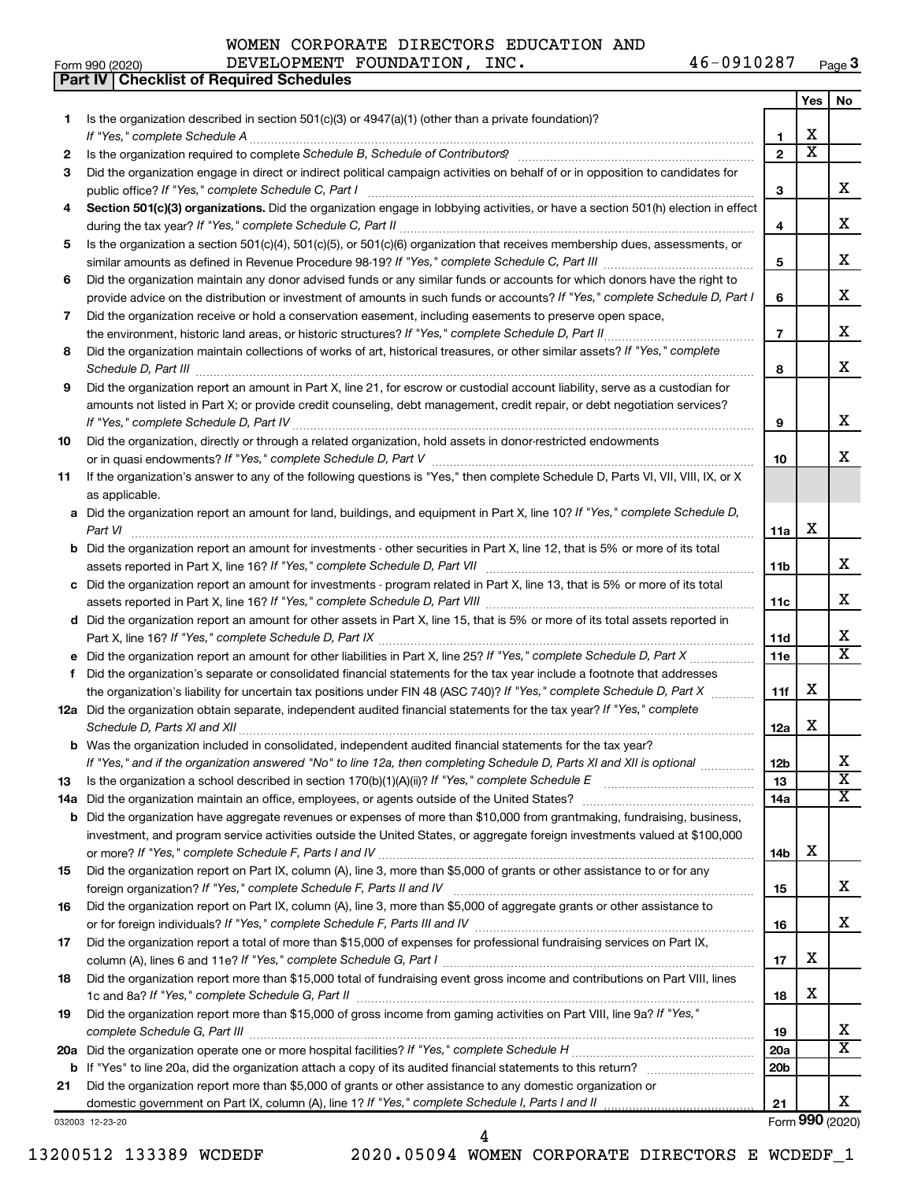WOMEN CORPORATE DIRECTORS EDUCATION AND DEVELOPMENT FOUNDATION, INC. 46-0910287

Form 990 (2020)

## Part IV | Checklist of Required Schedules

| | | | Yes | No |
|---|---|---|---|---|
| 1 | Is the organization described in section 501(c)(3) or 4947(a)(1) (other than a private foundation)? *If "Yes," complete Schedule A* | 1 | X | |
| 2 | Is the organization required to complete *Schedule B, Schedule of Contributors*? | 2 | X | |
| 3 | Did the organization engage in direct or indirect political campaign activities on behalf of or in opposition to candidates for public office? *If "Yes," complete Schedule C, Part I* | 3 | | X |
| 4 | **Section 501(c)(3) organizations.** Did the organization engage in lobbying activities, or have a section 501(h) election in effect during the tax year? *If "Yes," complete Schedule C, Part II* | 4 | | X |
| 5 | Is the organization a section 501(c)(4), 501(c)(5), or 501(c)(6) organization that receives membership dues, assessments, or similar amounts as defined in Revenue Procedure 98-19? *If "Yes," complete Schedule C, Part III* | 5 | | X |
| 6 | Did the organization maintain any donor advised funds or any similar funds or accounts for which donors have the right to provide advice on the distribution or investment of amounts in such funds or accounts? *If "Yes," complete Schedule D, Part I* | 6 | | X |
| 7 | Did the organization receive or hold a conservation easement, including easements to preserve open space, the environment, historic land areas, or historic structures? *If "Yes," complete Schedule D, Part II* | 7 | | X |
| 8 | Did the organization maintain collections of works of art, historical treasures, or other similar assets? *If "Yes," complete Schedule D, Part III* | 8 | | X |
| 9 | Did the organization report an amount in Part X, line 21, for escrow or custodial account liability, serve as a custodian for amounts not listed in Part X; or provide credit counseling, debt management, credit repair, or debt negotiation services? *If "Yes," complete Schedule D, Part IV* | 9 | | X |
| 10 | Did the organization, directly or through a related organization, hold assets in donor-restricted endowments or in quasi endowments? *If "Yes," complete Schedule D, Part V* | 10 | | X |
| 11 | If the organization's answer to any of the following questions is "Yes," then complete Schedule D, Parts VI, VII, VIII, IX, or X as applicable. | | | |
| a | Did the organization report an amount for land, buildings, and equipment in Part X, line 10? *If "Yes," complete Schedule D, Part VI* | 11a | X | |
| b | Did the organization report an amount for investments - other securities in Part X, line 12, that is 5% or more of its total assets reported in Part X, line 16? *If "Yes," complete Schedule D, Part VII* | 11b | | X |
| c | Did the organization report an amount for investments - program related in Part X, line 13, that is 5% or more of its total assets reported in Part X, line 16? *If "Yes," complete Schedule D, Part VIII* | 11c | | X |
| d | Did the organization report an amount for other assets in Part X, line 15, that is 5% or more of its total assets reported in Part X, line 16? *If "Yes," complete Schedule D, Part IX* | 11d | | X |
| e | Did the organization report an amount for other liabilities in Part X, line 25? *If "Yes," complete Schedule D, Part X* | 11e | | X |
| f | Did the organization's separate or consolidated financial statements for the tax year include a footnote that addresses the organization's liability for uncertain tax positions under FIN 48 (ASC 740)? *If "Yes," complete Schedule D, Part X* | 11f | X | |
| 12a | Did the organization obtain separate, independent audited financial statements for the tax year? *If "Yes," complete Schedule D, Parts XI and XII* | 12a | X | |
| b | Was the organization included in consolidated, independent audited financial statements for the tax year? *If "Yes," and if the organization answered "No" to line 12a, then completing Schedule D, Parts XI and XII is optional* | 12b | | X |
| 13 | Is the organization a school described in section 170(b)(1)(A)(ii)? *If "Yes," complete Schedule E* | 13 | | X |
| 14a | Did the organization maintain an office, employees, or agents outside of the United States? | 14a | | X |
| b | Did the organization have aggregate revenues or expenses of more than $10,000 from grantmaking, fundraising, business, investment, and program service activities outside the United States, or aggregate foreign investments valued at $100,000 or more? *If "Yes," complete Schedule F, Parts I and IV* | 14b | X | |
| 15 | Did the organization report on Part IX, column (A), line 3, more than $5,000 of grants or other assistance to or for any foreign organization? *If "Yes," complete Schedule F, Parts II and IV* | 15 | | X |
| 16 | Did the organization report on Part IX, column (A), line 3, more than $5,000 of aggregate grants or other assistance to or for foreign individuals? *If "Yes," complete Schedule F, Parts III and IV* | 16 | | X |
| 17 | Did the organization report a total of more than $15,000 of expenses for professional fundraising services on Part IX, column (A), lines 6 and 11e? *If "Yes," complete Schedule G, Part I* | 17 | X | |
| 18 | Did the organization report more than $15,000 total of fundraising event gross income and contributions on Part VIII, lines 1c and 8a? *If "Yes," complete Schedule G, Part II* | 18 | X | |
| 19 | Did the organization report more than $15,000 of gross income from gaming activities on Part VIII, line 9a? *If "Yes," complete Schedule G, Part III* | 19 | | X |
| 20a | Did the organization operate one or more hospital facilities? *If "Yes," complete Schedule H* | 20a | | X |
| b | If "Yes" to line 20a, did the organization attach a copy of its audited financial statements to this return? | 20b | | |
| 21 | Did the organization report more than $5,000 of grants or other assistance to any domestic organization or domestic government on Part IX, column (A), line 1? *If "Yes," complete Schedule I, Parts I and II* | 21 | | X |

032003 12-23-20 Form **990** (2020)

13200512 133389 WCDEDF 2020.05094 WOMEN CORPORATE DIRECTORS E WCDEDF_1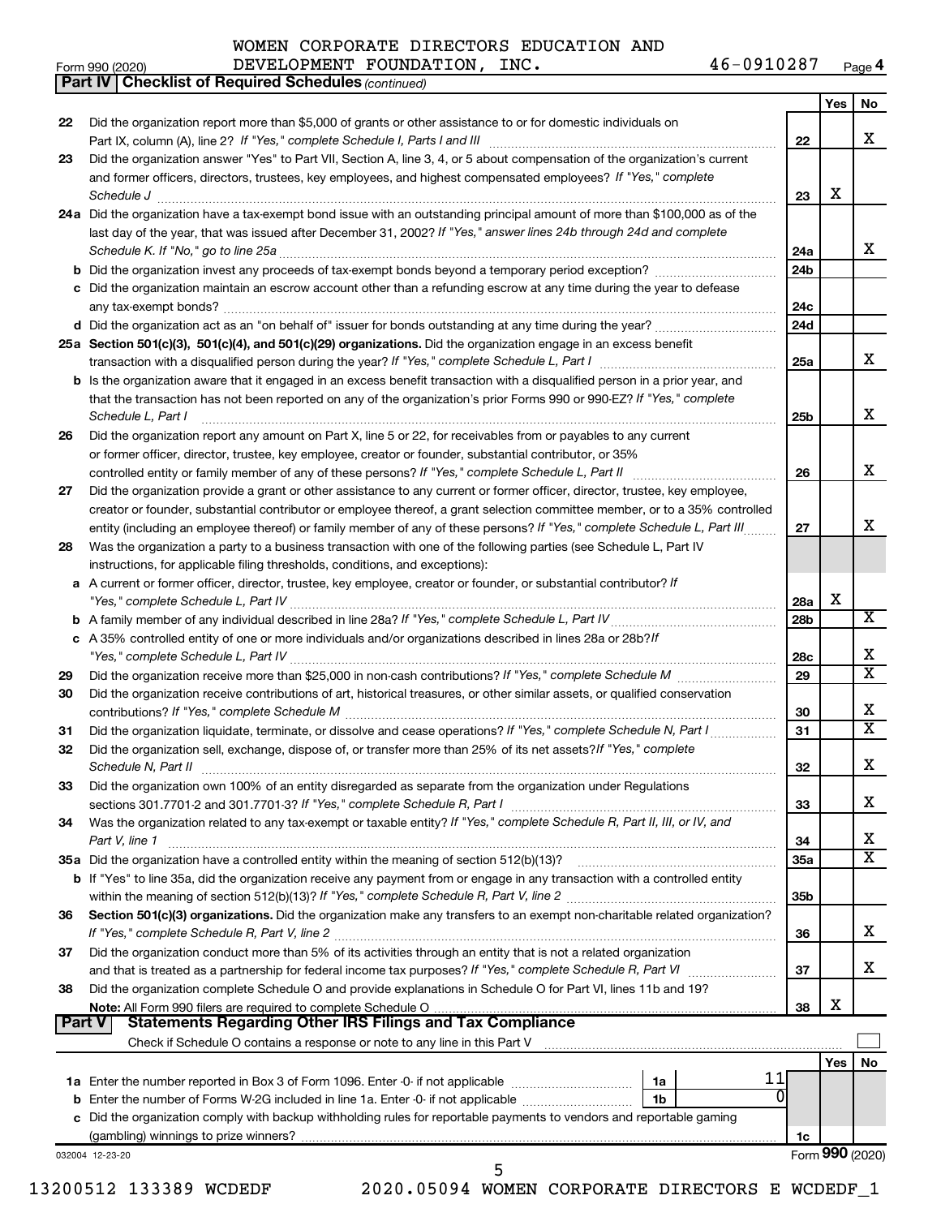WOMEN CORPORATE DIRECTORS EDUCATION AND DEVELOPMENT FOUNDATION, INC. 46-0910287

Form 990 (2020) Page 4

**Part IV Checklist of Required Schedules** *(continued)*

| | | | Yes | No |
|---|---|---|---|---|
| 22 | Did the organization report more than $5,000 of grants or other assistance to or for domestic individuals on Part IX, column (A), line 2? *If "Yes," complete Schedule I, Parts I and III* | 22 | | X |
| 23 | Did the organization answer "Yes" to Part VII, Section A, line 3, 4, or 5 about compensation of the organization's current and former officers, directors, trustees, key employees, and highest compensated employees? *If "Yes," complete Schedule J* | 23 | X | |
| 24a | Did the organization have a tax-exempt bond issue with an outstanding principal amount of more than $100,000 as of the last day of the year, that was issued after December 31, 2002? *If "Yes," answer lines 24b through 24d and complete Schedule K. If "No," go to line 25a* | 24a | | X |
| b | Did the organization invest any proceeds of tax-exempt bonds beyond a temporary period exception? | 24b | | |
| c | Did the organization maintain an escrow account other than a refunding escrow at any time during the year to defease any tax-exempt bonds? | 24c | | |
| d | Did the organization act as an "on behalf of" issuer for bonds outstanding at any time during the year? | 24d | | |
| 25a | **Section 501(c)(3), 501(c)(4), and 501(c)(29) organizations.** Did the organization engage in an excess benefit transaction with a disqualified person during the year? *If "Yes," complete Schedule L, Part I* | 25a | | X |
| b | Is the organization aware that it engaged in an excess benefit transaction with a disqualified person in a prior year, and that the transaction has not been reported on any of the organization's prior Forms 990 or 990-EZ? *If "Yes," complete Schedule L, Part I* | 25b | | X |
| 26 | Did the organization report any amount on Part X, line 5 or 22, for receivables from or payables to any current or former officer, director, trustee, key employee, creator or founder, substantial contributor, or 35% controlled entity or family member of any of these persons? *If "Yes," complete Schedule L, Part II* | 26 | | X |
| 27 | Did the organization provide a grant or other assistance to any current or former officer, director, trustee, key employee, creator or founder, substantial contributor or employee thereof, a grant selection committee member, or to a 35% controlled entity (including an employee thereof) or family member of any of these persons? *If "Yes," complete Schedule L, Part III* | 27 | | X |
| 28 | Was the organization a party to a business transaction with one of the following parties (see Schedule L, Part IV instructions, for applicable filing thresholds, conditions, and exceptions): | | | |
| a | A current or former officer, director, trustee, key employee, creator or founder, or substantial contributor? *If "Yes," complete Schedule L, Part IV* | 28a | X | |
| b | A family member of any individual described in line 28a? *If "Yes," complete Schedule L, Part IV* | 28b | | X |
| c | A 35% controlled entity of one or more individuals and/or organizations described in lines 28a or 28b? *If "Yes," complete Schedule L, Part IV* | 28c | | X |
| 29 | Did the organization receive more than $25,000 in non-cash contributions? *If "Yes," complete Schedule M* | 29 | | X |
| 30 | Did the organization receive contributions of art, historical treasures, or other similar assets, or qualified conservation contributions? *If "Yes," complete Schedule M* | 30 | | X |
| 31 | Did the organization liquidate, terminate, or dissolve and cease operations? *If "Yes," complete Schedule N, Part I* | 31 | | X |
| 32 | Did the organization sell, exchange, dispose of, or transfer more than 25% of its net assets? *If "Yes," complete Schedule N, Part II* | 32 | | X |
| 33 | Did the organization own 100% of an entity disregarded as separate from the organization under Regulations sections 301.7701-2 and 301.7701-3? *If "Yes," complete Schedule R, Part I* | 33 | | X |
| 34 | Was the organization related to any tax-exempt or taxable entity? *If "Yes," complete Schedule R, Part II, III, or IV, and Part V, line 1* | 34 | | X |
| 35a | Did the organization have a controlled entity within the meaning of section 512(b)(13)? | 35a | | X |
| b | If "Yes" to line 35a, did the organization receive any payment from or engage in any transaction with a controlled entity within the meaning of section 512(b)(13)? *If "Yes," complete Schedule R, Part V, line 2* | 35b | | |
| 36 | **Section 501(c)(3) organizations.** Did the organization make any transfers to an exempt non-charitable related organization? *If "Yes," complete Schedule R, Part V, line 2* | 36 | | X |
| 37 | Did the organization conduct more than 5% of its activities through an entity that is not a related organization and that is treated as a partnership for federal income tax purposes? *If "Yes," complete Schedule R, Part VI* | 37 | | X |
| 38 | Did the organization complete Schedule O and provide explanations in Schedule O for Part VI, lines 11b and 19? **Note:** All Form 990 filers are required to complete Schedule O | 38 | X | |

**Part V Statements Regarding Other IRS Filings and Tax Compliance**

Check if Schedule O contains a response or note to any line in this Part V

| | | | | | Yes | No |
|---|---|---|---|---|---|---|
| 1a | Enter the number reported in Box 3 of Form 1096. Enter -0- if not applicable | 1a | 11 | | | |
| b | Enter the number of Forms W-2G included in line 1a. Enter -0- if not applicable | 1b | 0 | | | |
| c | Did the organization comply with backup withholding rules for reportable payments to vendors and reportable gaming (gambling) winnings to prize winners? | | | 1c | | |

032004 12-23-20 Form **990** (2020)

13200512 133389 WCDEDF 2020.05094 WOMEN CORPORATE DIRECTORS E WCDEDF_1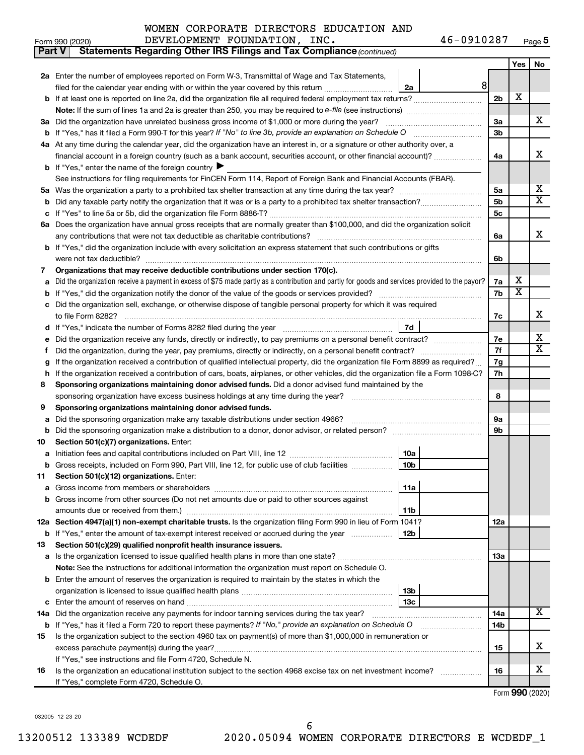WOMEN CORPORATE DIRECTORS EDUCATION AND DEVELOPMENT FOUNDATION, INC. 46-0910287

Form 990 (2020) Page **5**

**Part V Statements Regarding Other IRS Filings and Tax Compliance** *(continued)*

| | | | | Yes | No |
|---|---|---|---|---|---|
| **2a** | Enter the number of employees reported on Form W-3, Transmittal of Wage and Tax Statements, filed for the calendar year ending with or within the year covered by this return | 2a | 8 | | |
| **b** | If at least one is reported on line 2a, did the organization file all required federal employment tax returns? | | 2b | X | |
| | **Note:** If the sum of lines 1a and 2a is greater than 250, you may be required to *e-file* (see instructions) | | | | |
| **3a** | Did the organization have unrelated business gross income of $1,000 or more during the year? | | 3a | | X |
| **b** | If "Yes," has it filed a Form 990-T for this year? *If "No" to line 3b, provide an explanation on Schedule O* | | 3b | | |
| **4a** | At any time during the calendar year, did the organization have an interest in, or a signature or other authority over, a financial account in a foreign country (such as a bank account, securities account, or other financial account)? | | 4a | | X |
| **b** | If "Yes," enter the name of the foreign country ▶ | | | | |
| | See instructions for filing requirements for FinCEN Form 114, Report of Foreign Bank and Financial Accounts (FBAR). | | | | |
| **5a** | Was the organization a party to a prohibited tax shelter transaction at any time during the tax year? | | 5a | | X |
| **b** | Did any taxable party notify the organization that it was or is a party to a prohibited tax shelter transaction? | | 5b | | X |
| **c** | If "Yes" to line 5a or 5b, did the organization file Form 8886-T? | | 5c | | |
| **6a** | Does the organization have annual gross receipts that are normally greater than $100,000, and did the organization solicit any contributions that were not tax deductible as charitable contributions? | | 6a | | X |
| **b** | If "Yes," did the organization include with every solicitation an express statement that such contributions or gifts were not tax deductible? | | 6b | | |
| **7** | **Organizations that may receive deductible contributions under section 170(c).** | | | | |
| **a** | Did the organization receive a payment in excess of $75 made partly as a contribution and partly for goods and services provided to the payor? | | 7a | X | |
| **b** | If "Yes," did the organization notify the donor of the value of the goods or services provided? | | 7b | X | |
| **c** | Did the organization sell, exchange, or otherwise dispose of tangible personal property for which it was required to file Form 8282? | | 7c | | X |
| **d** | If "Yes," indicate the number of Forms 8282 filed during the year | 7d | | | |
| **e** | Did the organization receive any funds, directly or indirectly, to pay premiums on a personal benefit contract? | | 7e | | X |
| **f** | Did the organization, during the year, pay premiums, directly or indirectly, on a personal benefit contract? | | 7f | | X |
| **g** | If the organization received a contribution of qualified intellectual property, did the organization file Form 8899 as required? | | 7g | | |
| **h** | If the organization received a contribution of cars, boats, airplanes, or other vehicles, did the organization file a Form 1098-C? | | 7h | | |
| **8** | **Sponsoring organizations maintaining donor advised funds.** Did a donor advised fund maintained by the sponsoring organization have excess business holdings at any time during the year? | | 8 | | |
| **9** | **Sponsoring organizations maintaining donor advised funds.** | | | | |
| **a** | Did the sponsoring organization make any taxable distributions under section 4966? | | 9a | | |
| **b** | Did the sponsoring organization make a distribution to a donor, donor advisor, or related person? | | 9b | | |
| **10** | **Section 501(c)(7) organizations.** Enter: | | | | |
| **a** | Initiation fees and capital contributions included on Part VIII, line 12 | 10a | | | |
| **b** | Gross receipts, included on Form 990, Part VIII, line 12, for public use of club facilities | 10b | | | |
| **11** | **Section 501(c)(12) organizations.** Enter: | | | | |
| **a** | Gross income from members or shareholders | 11a | | | |
| **b** | Gross income from other sources (Do not net amounts due or paid to other sources against amounts due or received from them.) | 11b | | | |
| **12a** | **Section 4947(a)(1) non-exempt charitable trusts.** Is the organization filing Form 990 in lieu of Form 1041? | | 12a | | |
| **b** | If "Yes," enter the amount of tax-exempt interest received or accrued during the year | 12b | | | |
| **13** | **Section 501(c)(29) qualified nonprofit health insurance issuers.** | | | | |
| **a** | Is the organization licensed to issue qualified health plans in more than one state? | | 13a | | |
| | **Note:** See the instructions for additional information the organization must report on Schedule O. | | | | |
| **b** | Enter the amount of reserves the organization is required to maintain by the states in which the organization is licensed to issue qualified health plans | 13b | | | |
| **c** | Enter the amount of reserves on hand | 13c | | | |
| **14a** | Did the organization receive any payments for indoor tanning services during the tax year? | | 14a | | X |
| **b** | If "Yes," has it filed a Form 720 to report these payments? *If "No," provide an explanation on Schedule O* | | 14b | | |
| **15** | Is the organization subject to the section 4960 tax on payment(s) of more than $1,000,000 in remuneration or excess parachute payment(s) during the year? | | 15 | | X |
| | If "Yes," see instructions and file Form 4720, Schedule N. | | | | |
| **16** | Is the organization an educational institution subject to the section 4968 excise tax on net investment income? | | 16 | | X |
| | If "Yes," complete Form 4720, Schedule O. | | | | |

Form **990** (2020)

032005 12-23-20

13200512 133389 WCDEDF 2020.05094 WOMEN CORPORATE DIRECTORS E WCDEDF_1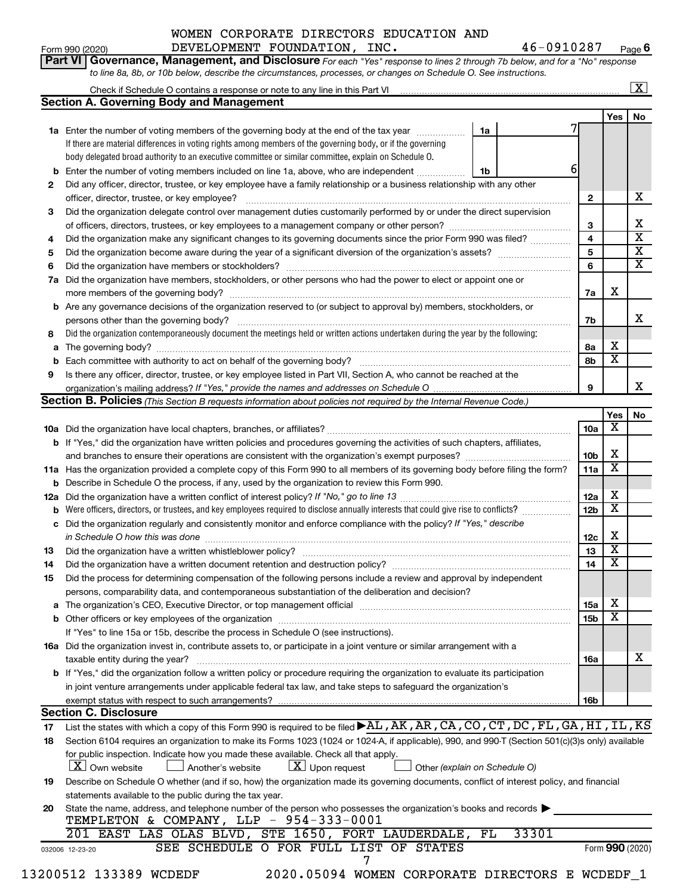WOMEN CORPORATE DIRECTORS EDUCATION AND DEVELOPMENT FOUNDATION, INC. 46-0910287

Form 990 (2020) Page 6

**Part VI Governance, Management, and Disclosure** *For each "Yes" response to lines 2 through 7b below, and for a "No" response to line 8a, 8b, or 10b below, describe the circumstances, processes, or changes on Schedule O. See instructions.*

Check if Schedule O contains a response or note to any line in this Part VI ... [X]

## Section A. Governing Body and Management

| | | | | Yes | No |
|---|---|---|---|---|---|
| **1a** | Enter the number of voting members of the governing body at the end of the tax year ... **1a** 7. If there are material differences in voting rights among members of the governing body, or if the governing body delegated broad authority to an executive committee or similar committee, explain on Schedule O. | | | | |
| **b** | Enter the number of voting members included on line 1a, above, who are independent ... **1b** 6 | | | | |
| **2** | Did any officer, director, trustee, or key employee have a family relationship or a business relationship with any other officer, director, trustee, or key employee? | | **2** | | X |
| **3** | Did the organization delegate control over management duties customarily performed by or under the direct supervision of officers, directors, trustees, or key employees to a management company or other person? | | **3** | | X |
| **4** | Did the organization make any significant changes to its governing documents since the prior Form 990 was filed? | | **4** | | X |
| **5** | Did the organization become aware during the year of a significant diversion of the organization's assets? | | **5** | | X |
| **6** | Did the organization have members or stockholders? | | **6** | | X |
| **7a** | Did the organization have members, stockholders, or other persons who had the power to elect or appoint one or more members of the governing body? | | **7a** | X | |
| **b** | Are any governance decisions of the organization reserved to (or subject to approval by) members, stockholders, or persons other than the governing body? | | **7b** | | X |
| **8** | Did the organization contemporaneously document the meetings held or written actions undertaken during the year by the following: | | | | |
| **a** | The governing body? | | **8a** | X | |
| **b** | Each committee with authority to act on behalf of the governing body? | | **8b** | X | |
| **9** | Is there any officer, director, trustee, or key employee listed in Part VII, Section A, who cannot be reached at the organization's mailing address? *If "Yes," provide the names and addresses on Schedule O* | | **9** | | X |

## Section B. Policies *(This Section B requests information about policies not required by the Internal Revenue Code.)*

| | | | Yes | No |
|---|---|---|---|---|
| **10a** | Did the organization have local chapters, branches, or affiliates? | **10a** | X | |
| **b** | If "Yes," did the organization have written policies and procedures governing the activities of such chapters, affiliates, and branches to ensure their operations are consistent with the organization's exempt purposes? | **10b** | X | |
| **11a** | Has the organization provided a complete copy of this Form 990 to all members of its governing body before filing the form? | **11a** | X | |
| **b** | Describe in Schedule O the process, if any, used by the organization to review this Form 990. | | | |
| **12a** | Did the organization have a written conflict of interest policy? *If "No," go to line 13* | **12a** | X | |
| **b** | Were officers, directors, or trustees, and key employees required to disclose annually interests that could give rise to conflicts? | **12b** | X | |
| **c** | Did the organization regularly and consistently monitor and enforce compliance with the policy? *If "Yes," describe in Schedule O how this was done* | **12c** | X | |
| **13** | Did the organization have a written whistleblower policy? | **13** | X | |
| **14** | Did the organization have a written document retention and destruction policy? | **14** | X | |
| **15** | Did the process for determining compensation of the following persons include a review and approval by independent persons, comparability data, and contemporaneous substantiation of the deliberation and decision? | | | |
| **a** | The organization's CEO, Executive Director, or top management official | **15a** | X | |
| **b** | Other officers or key employees of the organization | **15b** | X | |
| | If "Yes" to line 15a or 15b, describe the process in Schedule O (see instructions). | | | |
| **16a** | Did the organization invest in, contribute assets to, or participate in a joint venture or similar arrangement with a taxable entity during the year? | **16a** | | X |
| **b** | If "Yes," did the organization follow a written policy or procedure requiring the organization to evaluate its participation in joint venture arrangements under applicable federal tax law, and take steps to safeguard the organization's exempt status with respect to such arrangements? | **16b** | | |

## Section C. Disclosure

**17** List the states with which a copy of this Form 990 is required to be filed ▶ AL,AK,AR,CA,CO,CT,DC,FL,GA,HI,IL,KS

**18** Section 6104 requires an organization to make its Forms 1023 (1024 or 1024-A, if applicable), 990, and 990-T (Section 501(c)(3)s only) available for public inspection. Indicate how you made these available. Check all that apply.

[X] Own website [ ] Another's website [X] Upon request [ ] Other *(explain on Schedule O)*

**19** Describe on Schedule O whether (and if so, how) the organization made its governing documents, conflict of interest policy, and financial statements available to the public during the tax year.

**20** State the name, address, and telephone number of the person who possesses the organization's books and records ▶

TEMPLETON & COMPANY, LLP - 954-333-0001
201 EAST LAS OLAS BLVD, STE 1650, FORT LAUDERDALE, FL 33301

SEE SCHEDULE O FOR FULL LIST OF STATES

032006 12-23-20 Form **990** (2020)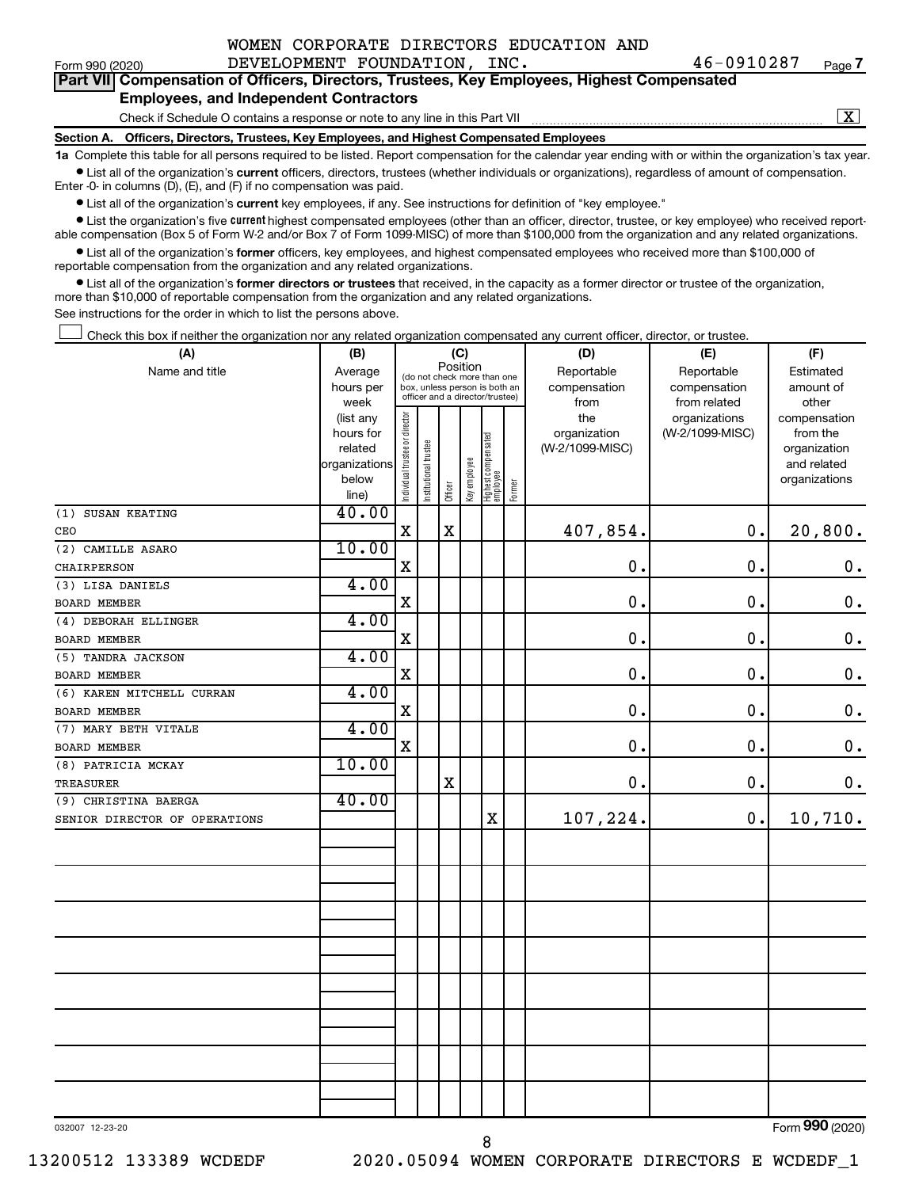Form 990 (2020) WOMEN CORPORATE DIRECTORS EDUCATION AND DEVELOPMENT FOUNDATION, INC. 46-0910287 Page 7

**Part VII Compensation of Officers, Directors, Trustees, Key Employees, Highest Compensated Employees, and Independent Contractors**

Check if Schedule O contains a response or note to any line in this Part VII ..... [X]

**Section A. Officers, Directors, Trustees, Key Employees, and Highest Compensated Employees**

**1a** Complete this table for all persons required to be listed. Report compensation for the calendar year ending with or within the organization's tax year.

- List all of the organization's **current** officers, directors, trustees (whether individuals or organizations), regardless of amount of compensation. Enter -0- in columns (D), (E), and (F) if no compensation was paid.
- List all of the organization's **current** key employees, if any. See instructions for definition of "key employee."
- List the organization's five **current** highest compensated employees (other than an officer, director, trustee, or key employee) who received reportable compensation (Box 5 of Form W-2 and/or Box 7 of Form 1099-MISC) of more than $100,000 from the organization and any related organizations.
- List all of the organization's **former** officers, key employees, and highest compensated employees who received more than $100,000 of reportable compensation from the organization and any related organizations.
- List all of the organization's **former directors or trustees** that received, in the capacity as a former director or trustee of the organization, more than $10,000 of reportable compensation from the organization and any related organizations.

See instructions for the order in which to list the persons above.

[ ] Check this box if neither the organization nor any related organization compensated any current officer, director, or trustee.

| (A) Name and title | (B) Average hours per week (list any hours for related organizations below line) | (C) Position: Individual trustee or director | Institutional trustee | Officer | Key employee | Highest compensated employee | Former | (D) Reportable compensation from the organization (W-2/1099-MISC) | (E) Reportable compensation from related organizations (W-2/1099-MISC) | (F) Estimated amount of other compensation from the organization and related organizations |
|---|---|---|---|---|---|---|---|---|---|---|
| (1) SUSAN KEATING<br>CEO | 40.00 | X | | X | | | | 407,854. | 0. | 20,800. |
| (2) CAMILLE ASARO<br>CHAIRPERSON | 10.00 | X | | | | | | 0. | 0. | 0. |
| (3) LISA DANIELS<br>BOARD MEMBER | 4.00 | X | | | | | | 0. | 0. | 0. |
| (4) DEBORAH ELLINGER<br>BOARD MEMBER | 4.00 | X | | | | | | 0. | 0. | 0. |
| (5) TANDRA JACKSON<br>BOARD MEMBER | 4.00 | X | | | | | | 0. | 0. | 0. |
| (6) KAREN MITCHELL CURRAN<br>BOARD MEMBER | 4.00 | X | | | | | | 0. | 0. | 0. |
| (7) MARY BETH VITALE<br>BOARD MEMBER | 4.00 | X | | | | | | 0. | 0. | 0. |
| (8) PATRICIA MCKAY<br>TREASURER | 10.00 | | | X | | | | 0. | 0. | 0. |
| (9) CHRISTINA BAERGA<br>SENIOR DIRECTOR OF OPERATIONS | 40.00 | | | | | X | | 107,224. | 0. | 10,710. |

032007 12-23-20 Form 990 (2020)

13200512 133389 WCDEDF 2020.05094 WOMEN CORPORATE DIRECTORS E WCDEDF_1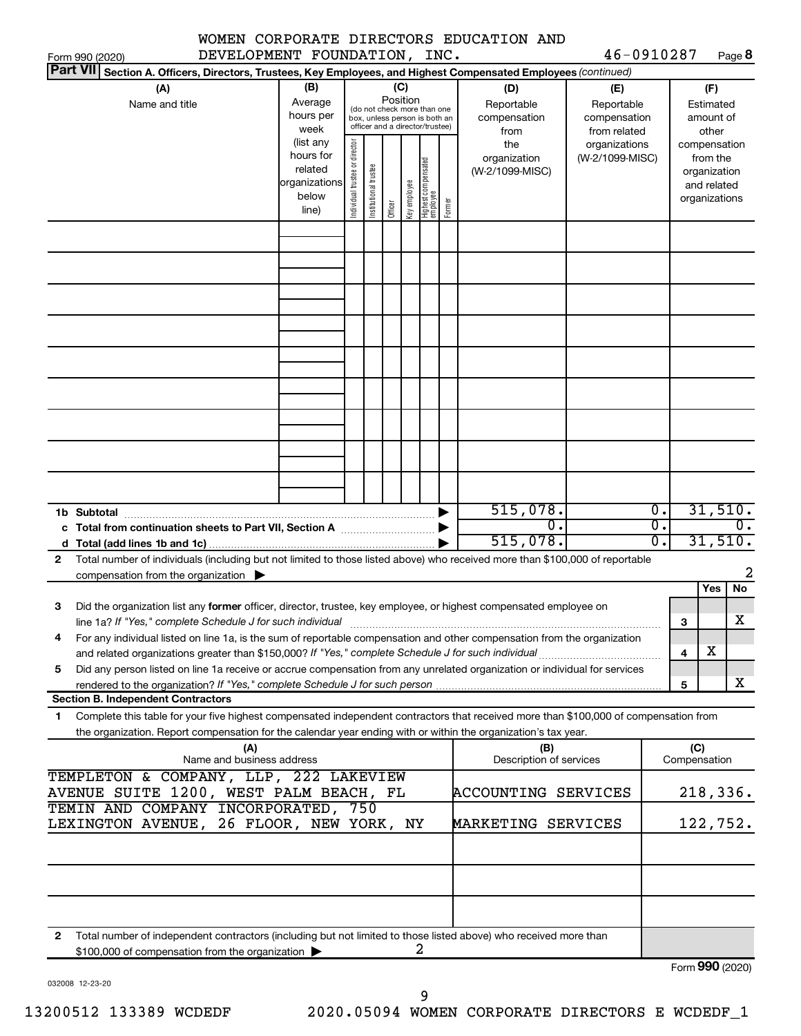WOMEN CORPORATE DIRECTORS EDUCATION AND DEVELOPMENT FOUNDATION, INC.

46-0910287

Form 990 (2020) Page **8**

**Part VII** Section A. Officers, Directors, Trustees, Key Employees, and Highest Compensated Employees *(continued)*

| (A) Name and title | (B) Average hours per week (list any hours for related organizations below line) | (C) Position: Individual trustee or director | Institutional trustee | Officer | Key employee | Highest compensated employee | Former | (D) Reportable compensation from the organization (W-2/1099-MISC) | (E) Reportable compensation from related organizations (W-2/1099-MISC) | (F) Estimated amount of other compensation from the organization and related organizations |
|---|---|---|---|---|---|---|---|---|---|---|
| | | | | | | | | | | |
| | | | | | | | | | | |
| | | | | | | | | | | |
| | | | | | | | | | | |
| | | | | | | | | | | |
| | | | | | | | | | | |
| | | | | | | | | | | |
| | | | | | | | | | | |
| | | | | | | | | | | |
| **1b Subtotal** | | | | | | | | 515,078. | 0. | 31,510. |
| **c Total from continuation sheets to Part VII, Section A** | | | | | | | | 0. | 0. | 0. |
| **d Total (add lines 1b and 1c)** | | | | | | | | 515,078. | 0. | 31,510. |

**2** Total number of individuals (including but not limited to those listed above) who received more than $100,000 of reportable compensation from the organization ▶ 2

| | | | Yes | No |
|---|---|---|---|---|
| **3** | Did the organization list any **former** officer, director, trustee, key employee, or highest compensated employee on line 1a? *If "Yes," complete Schedule J for such individual* | 3 | | X |
| **4** | For any individual listed on line 1a, is the sum of reportable compensation and other compensation from the organization and related organizations greater than $150,000? *If "Yes," complete Schedule J for such individual* | 4 | X | |
| **5** | Did any person listed on line 1a receive or accrue compensation from any unrelated organization or individual for services rendered to the organization? *If "Yes," complete Schedule J for such person* | 5 | | X |

**Section B. Independent Contractors**

**1** Complete this table for your five highest compensated independent contractors that received more than $100,000 of compensation from the organization. Report compensation for the calendar year ending with or within the organization's tax year.

| (A) Name and business address | (B) Description of services | (C) Compensation |
|---|---|---|
| TEMPLETON & COMPANY, LLP, 222 LAKEVIEW AVENUE SUITE 1200, WEST PALM BEACH, FL | ACCOUNTING SERVICES | 218,336. |
| TEMIN AND COMPANY INCORPORATED, 750 LEXINGTON AVENUE, 26 FLOOR, NEW YORK, NY | MARKETING SERVICES | 122,752. |
| | | |
| | | |
| | | |

**2** Total number of independent contractors (including but not limited to those listed above) who received more than $100,000 of compensation from the organization ▶ 2

Form **990** (2020)

032008 12-23-20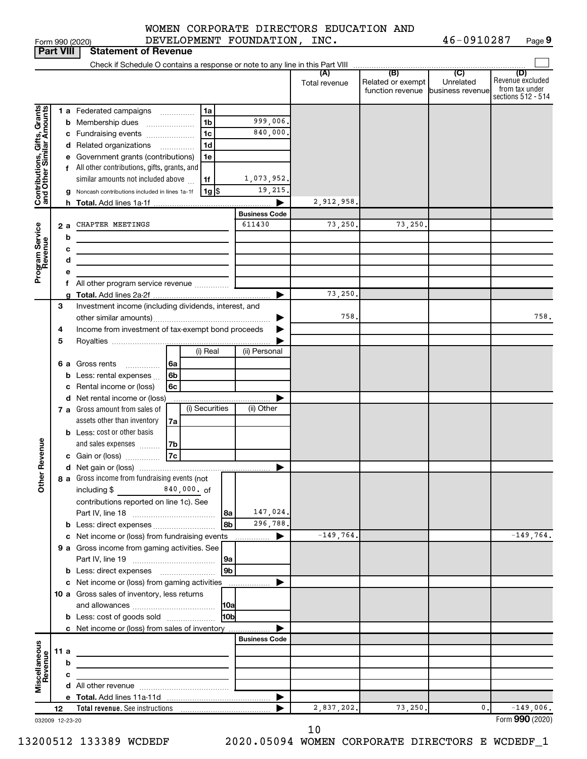WOMEN CORPORATE DIRECTORS EDUCATION AND DEVELOPMENT FOUNDATION, INC.

Form 990 (2020) 46-0910287 Page 9

**Part VIII Statement of Revenue**

Check if Schedule O contains a response or note to any line in this Part VIII

| | | | | | (A) Total revenue | (B) Related or exempt function revenue | (C) Unrelated business revenue | (D) Revenue excluded from tax under sections 512 - 514 |
|---|---|---|---|---|---|---|---|---|
| Contributions, Gifts, Grants and Other Similar Amounts | 1 a | Federated campaigns | 1a | | | | | |
| | b | Membership dues | 1b | 999,006. | | | | |
| | c | Fundraising events | 1c | 840,000. | | | | |
| | d | Related organizations | 1d | | | | | |
| | e | Government grants (contributions) | 1e | | | | | |
| | f | All other contributions, gifts, grants, and similar amounts not included above | 1f | 1,073,952. | | | | |
| | g | Noncash contributions included in lines 1a-1f | 1g $ | 19,215. | | | | |
| | h | Total. Add lines 1a-1f | | | 2,912,958. | | | |
| | | | | Business Code | | | | |
| Program Service Revenue | 2 a | CHAPTER MEETINGS | | 611430 | 73,250. | 73,250. | | |
| | b | | | | | | | |
| | c | | | | | | | |
| | d | | | | | | | |
| | e | | | | | | | |
| | f | All other program service revenue | | | | | | |
| | g | Total. Add lines 2a-2f | | | 73,250. | | | |
| | 3 | Investment income (including dividends, interest, and other similar amounts) | | | 758. | | | 758. |
| | 4 | Income from investment of tax-exempt bond proceeds | | | | | | |
| | 5 | Royalties | | | | | | |
| | | | (i) Real | (ii) Personal | | | | |
| | 6 a | Gross rents 6a | | | | | | |
| | b | Less: rental expenses 6b | | | | | | |
| | c | Rental income or (loss) 6c | | | | | | |
| | d | Net rental income or (loss) | | | | | | |
| | | | (i) Securities | (ii) Other | | | | |
| Other Revenue | 7 a | Gross amount from sales of assets other than inventory 7a | | | | | | |
| | b | Less: cost or other basis and sales expenses 7b | | | | | | |
| | c | Gain or (loss) 7c | | | | | | |
| | d | Net gain or (loss) | | | | | | |
| | 8 a | Gross income from fundraising events (not including $ 840,000. of contributions reported on line 1c). See Part IV, line 18 | 8a | 147,024. | | | | |
| | b | Less: direct expenses | 8b | 296,788. | | | | |
| | c | Net income or (loss) from fundraising events | | | -149,764. | | | -149,764. |
| | 9 a | Gross income from gaming activities. See Part IV, line 19 | 9a | | | | | |
| | b | Less: direct expenses | 9b | | | | | |
| | c | Net income or (loss) from gaming activities | | | | | | |
| | 10 a | Gross sales of inventory, less returns and allowances | 10a | | | | | |
| | b | Less: cost of goods sold | 10b | | | | | |
| | c | Net income or (loss) from sales of inventory | | | | | | |
| | | | | Business Code | | | | |
| Miscellaneous Revenue | 11 a | | | | | | | |
| | b | | | | | | | |
| | c | | | | | | | |
| | d | All other revenue | | | | | | |
| | e | Total. Add lines 11a-11d | | | | | | |
| | 12 | Total revenue. See instructions | | | 2,837,202. | 73,250. | 0. | -149,006. |

032009 12-23-20 Form 990 (2020)

13200512 133389 WCDEDF 2020.05094 WOMEN CORPORATE DIRECTORS E WCDEDF_1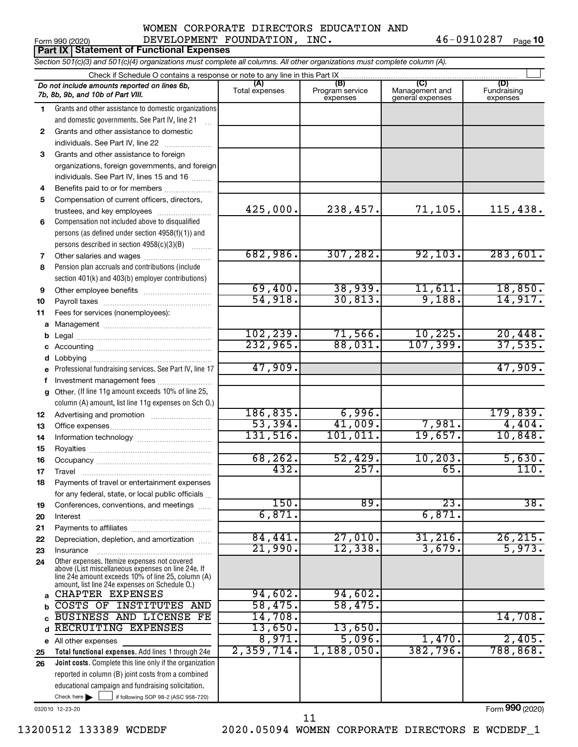WOMEN CORPORATE DIRECTORS EDUCATION AND DEVELOPMENT FOUNDATION, INC. 46-0910287

Form 990 (2020) Page 10

## Part IX Statement of Functional Expenses

*Section 501(c)(3) and 501(c)(4) organizations must complete all columns. All other organizations must complete column (A).*

Check if Schedule O contains a response or note to any line in this Part IX

| | *Do not include amounts reported on lines 6b, 7b, 8b, 9b, and 10b of Part VIII.* | (A) Total expenses | (B) Program service expenses | (C) Management and general expenses | (D) Fundraising expenses |
|---|---|---|---|---|---|
| 1 | Grants and other assistance to domestic organizations and domestic governments. See Part IV, line 21 | | | | |
| 2 | Grants and other assistance to domestic individuals. See Part IV, line 22 | | | | |
| 3 | Grants and other assistance to foreign organizations, foreign governments, and foreign individuals. See Part IV, lines 15 and 16 | | | | |
| 4 | Benefits paid to or for members | | | | |
| 5 | Compensation of current officers, directors, trustees, and key employees | 425,000. | 238,457. | 71,105. | 115,438. |
| 6 | Compensation not included above to disqualified persons (as defined under section 4958(f)(1)) and persons described in section 4958(c)(3)(B) | | | | |
| 7 | Other salaries and wages | 682,986. | 307,282. | 92,103. | 283,601. |
| 8 | Pension plan accruals and contributions (include section 401(k) and 403(b) employer contributions) | | | | |
| 9 | Other employee benefits | 69,400. | 38,939. | 11,611. | 18,850. |
| 10 | Payroll taxes | 54,918. | 30,813. | 9,188. | 14,917. |
| 11 | Fees for services (nonemployees): | | | | |
| a | Management | | | | |
| b | Legal | 102,239. | 71,566. | 10,225. | 20,448. |
| c | Accounting | 232,965. | 88,031. | 107,399. | 37,535. |
| d | Lobbying | | | | |
| e | Professional fundraising services. See Part IV, line 17 | 47,909. | | | 47,909. |
| f | Investment management fees | | | | |
| g | Other. (If line 11g amount exceeds 10% of line 25, column (A) amount, list line 11g expenses on Sch O.) | | | | |
| 12 | Advertising and promotion | 186,835. | 6,996. | | 179,839. |
| 13 | Office expenses | 53,394. | 41,009. | 7,981. | 4,404. |
| 14 | Information technology | 131,516. | 101,011. | 19,657. | 10,848. |
| 15 | Royalties | | | | |
| 16 | Occupancy | 68,262. | 52,429. | 10,203. | 5,630. |
| 17 | Travel | 432. | 257. | 65. | 110. |
| 18 | Payments of travel or entertainment expenses for any federal, state, or local public officials | | | | |
| 19 | Conferences, conventions, and meetings | 150. | 89. | 23. | 38. |
| 20 | Interest | 6,871. | | 6,871. | |
| 21 | Payments to affiliates | | | | |
| 22 | Depreciation, depletion, and amortization | 84,441. | 27,010. | 31,216. | 26,215. |
| 23 | Insurance | 21,990. | 12,338. | 3,679. | 5,973. |
| 24 | Other expenses. Itemize expenses not covered above (List miscellaneous expenses on line 24e. If line 24e amount exceeds 10% of line 25, column (A) amount, list line 24e expenses on Schedule O.) | | | | |
| a | CHAPTER EXPENSES | 94,602. | 94,602. | | |
| b | COSTS OF INSTITUTES AND | 58,475. | 58,475. | | |
| c | BUSINESS AND LICENSE FE | 14,708. | | | 14,708. |
| d | RECRUITING EXPENSES | 13,650. | 13,650. | | |
| e | All other expenses | 8,971. | 5,096. | 1,470. | 2,405. |
| 25 | **Total functional expenses.** Add lines 1 through 24e | 2,359,714. | 1,188,050. | 382,796. | 788,868. |
| 26 | **Joint costs.** Complete this line only if the organization reported in column (B) joint costs from a combined educational campaign and fundraising solicitation. Check here ☐ if following SOP 98-2 (ASC 958-720) | | | | |

032010 12-23-20

Form **990** (2020)

13200512 133389 WCDEDF 2020.05094 WOMEN CORPORATE DIRECTORS E WCDEDF_1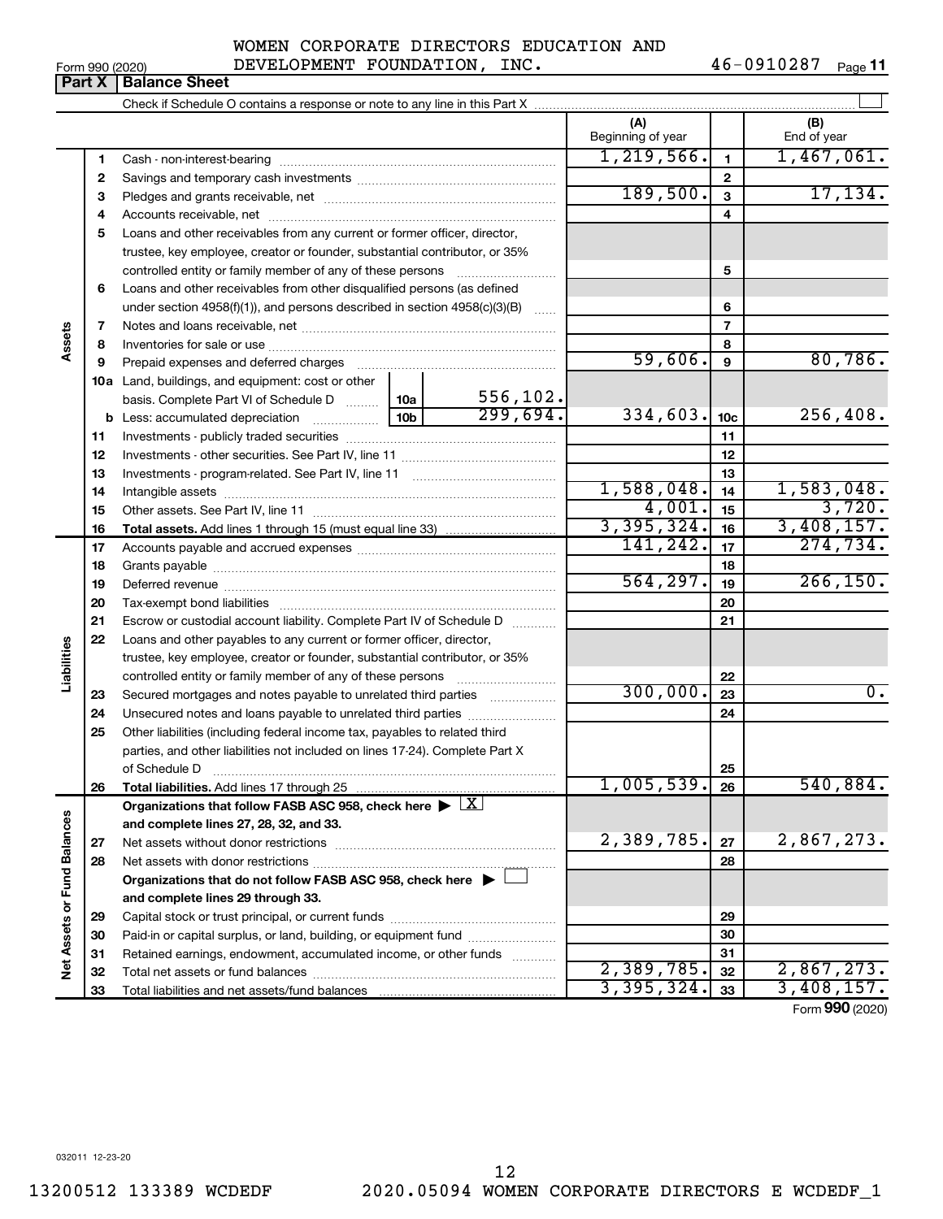WOMEN CORPORATE DIRECTORS EDUCATION AND DEVELOPMENT FOUNDATION, INC. 46-0910287

Form 990 (2020) Page **11**

**Part X | Balance Sheet**

Check if Schedule O contains a response or note to any line in this Part X

| | | | | (A) Beginning of year | | (B) End of year |
|---|---|---|---|---|---|---|
| Assets | 1 | Cash - non-interest-bearing | | 1,219,566. | 1 | 1,467,061. |
| | 2 | Savings and temporary cash investments | | | 2 | |
| | 3 | Pledges and grants receivable, net | | 189,500. | 3 | 17,134. |
| | 4 | Accounts receivable, net | | | 4 | |
| | 5 | Loans and other receivables from any current or former officer, director, trustee, key employee, creator or founder, substantial contributor, or 35% controlled entity or family member of any of these persons | | | 5 | |
| | 6 | Loans and other receivables from other disqualified persons (as defined under section 4958(f)(1)), and persons described in section 4958(c)(3)(B) | | | 6 | |
| | 7 | Notes and loans receivable, net | | | 7 | |
| | 8 | Inventories for sale or use | | | 8 | |
| | 9 | Prepaid expenses and deferred charges | | 59,606. | 9 | 80,786. |
| | 10a | Land, buildings, and equipment: cost or other basis. Complete Part VI of Schedule D | 10a 556,102. | | | |
| | b | Less: accumulated depreciation | 10b 299,694. | 334,603. | 10c | 256,408. |
| | 11 | Investments - publicly traded securities | | | 11 | |
| | 12 | Investments - other securities. See Part IV, line 11 | | | 12 | |
| | 13 | Investments - program-related. See Part IV, line 11 | | | 13 | |
| | 14 | Intangible assets | | 1,588,048. | 14 | 1,583,048. |
| | 15 | Other assets. See Part IV, line 11 | | 4,001. | 15 | 3,720. |
| | 16 | **Total assets.** Add lines 1 through 15 (must equal line 33) | | 3,395,324. | 16 | 3,408,157. |
| Liabilities | 17 | Accounts payable and accrued expenses | | 141,242. | 17 | 274,734. |
| | 18 | Grants payable | | | 18 | |
| | 19 | Deferred revenue | | 564,297. | 19 | 266,150. |
| | 20 | Tax-exempt bond liabilities | | | 20 | |
| | 21 | Escrow or custodial account liability. Complete Part IV of Schedule D | | | 21 | |
| | 22 | Loans and other payables to any current or former officer, director, trustee, key employee, creator or founder, substantial contributor, or 35% controlled entity or family member of any of these persons | | | 22 | |
| | 23 | Secured mortgages and notes payable to unrelated third parties | | 300,000. | 23 | 0. |
| | 24 | Unsecured notes and loans payable to unrelated third parties | | | 24 | |
| | 25 | Other liabilities (including federal income tax, payables to related third parties, and other liabilities not included on lines 17-24). Complete Part X of Schedule D | | | 25 | |
| | 26 | **Total liabilities.** Add lines 17 through 25 | | 1,005,539. | 26 | 540,884. |
| Net Assets or Fund Balances | | **Organizations that follow FASB ASC 958, check here** ▶ [X] **and complete lines 27, 28, 32, and 33.** | | | | |
| | 27 | Net assets without donor restrictions | | 2,389,785. | 27 | 2,867,273. |
| | 28 | Net assets with donor restrictions | | | 28 | |
| | | **Organizations that do not follow FASB ASC 958, check here** ▶ [ ] **and complete lines 29 through 33.** | | | | |
| | 29 | Capital stock or trust principal, or current funds | | | 29 | |
| | 30 | Paid-in or capital surplus, or land, building, or equipment fund | | | 30 | |
| | 31 | Retained earnings, endowment, accumulated income, or other funds | | | 31 | |
| | 32 | Total net assets or fund balances | | 2,389,785. | 32 | 2,867,273. |
| | 33 | Total liabilities and net assets/fund balances | | 3,395,324. | 33 | 3,408,157. |

Form **990** (2020)

032011 12-23-20

13200512 133389 WCDEDF 2020.05094 WOMEN CORPORATE DIRECTORS E WCDEDF_1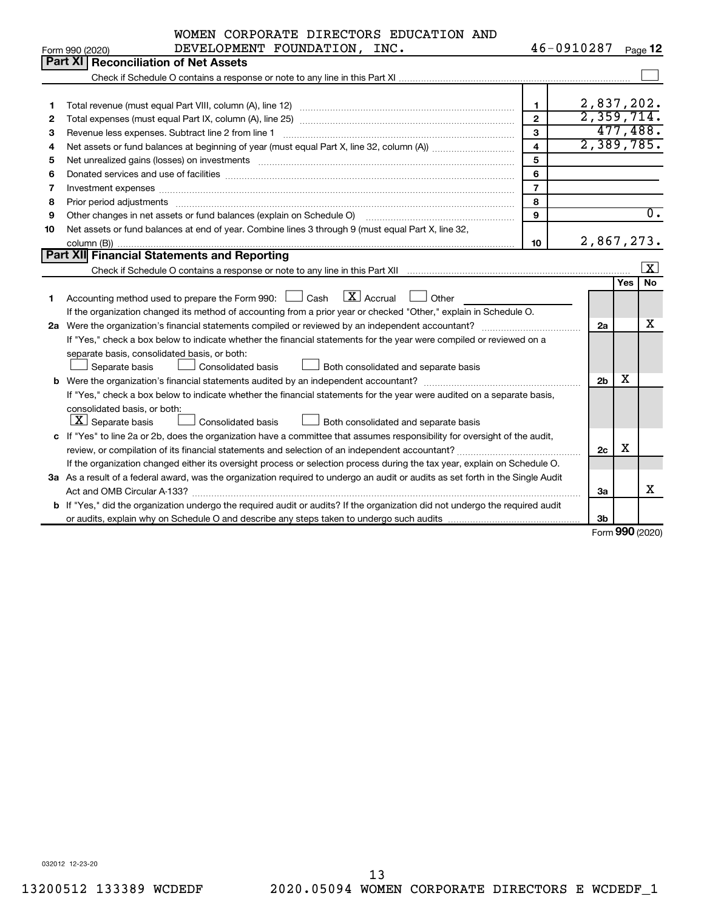WOMEN CORPORATE DIRECTORS EDUCATION AND DEVELOPMENT FOUNDATION, INC. 46-0910287

Form 990 (2020) Page **12**

## Part XI Reconciliation of Net Assets

Check if Schedule O contains a response or note to any line in this Part XI ☐

| | | | |
|---|---|---|---|
| 1 | Total revenue (must equal Part VIII, column (A), line 12) | 1 | 2,837,202. |
| 2 | Total expenses (must equal Part IX, column (A), line 25) | 2 | 2,359,714. |
| 3 | Revenue less expenses. Subtract line 2 from line 1 | 3 | 477,488. |
| 4 | Net assets or fund balances at beginning of year (must equal Part X, line 32, column (A)) | 4 | 2,389,785. |
| 5 | Net unrealized gains (losses) on investments | 5 | |
| 6 | Donated services and use of facilities | 6 | |
| 7 | Investment expenses | 7 | |
| 8 | Prior period adjustments | 8 | |
| 9 | Other changes in net assets or fund balances (explain on Schedule O) | 9 | 0. |
| 10 | Net assets or fund balances at end of year. Combine lines 3 through 9 (must equal Part X, line 32, column (B)) | 10 | 2,867,273. |

## Part XII Financial Statements and Reporting

Check if Schedule O contains a response or note to any line in this Part XII ☒

| | | | Yes | No |
|---|---|---|---|---|
| 1 | Accounting method used to prepare the Form 990: ☐ Cash ☒ Accrual ☐ Other<br>If the organization changed its method of accounting from a prior year or checked "Other," explain in Schedule O. | | | |
| 2a | Were the organization's financial statements compiled or reviewed by an independent accountant?<br>If "Yes," check a box below to indicate whether the financial statements for the year were compiled or reviewed on a separate basis, consolidated basis, or both:<br>☐ Separate basis ☐ Consolidated basis ☐ Both consolidated and separate basis | 2a | | X |
| b | Were the organization's financial statements audited by an independent accountant?<br>If "Yes," check a box below to indicate whether the financial statements for the year were audited on a separate basis, consolidated basis, or both:<br>☒ Separate basis ☐ Consolidated basis ☐ Both consolidated and separate basis | 2b | X | |
| c | If "Yes" to line 2a or 2b, does the organization have a committee that assumes responsibility for oversight of the audit, review, or compilation of its financial statements and selection of an independent accountant?<br>If the organization changed either its oversight process or selection process during the tax year, explain on Schedule O. | 2c | X | |
| 3a | As a result of a federal award, was the organization required to undergo an audit or audits as set forth in the Single Audit Act and OMB Circular A-133? | 3a | | X |
| b | If "Yes," did the organization undergo the required audit or audits? If the organization did not undergo the required audit or audits, explain why on Schedule O and describe any steps taken to undergo such audits | 3b | | |

Form **990** (2020)

032012 12-23-20

13200512 133389 WCDEDF 2020.05094 WOMEN CORPORATE DIRECTORS E WCDEDF_1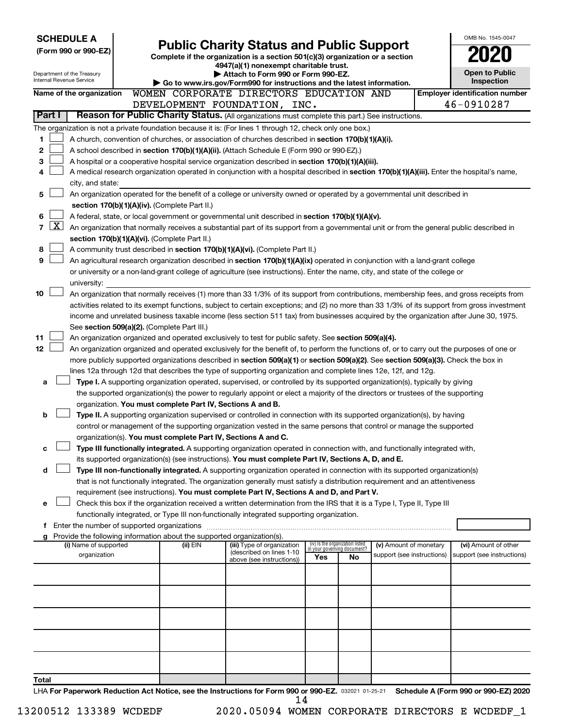**SCHEDULE A**
**(Form 990 or 990-EZ)**

Department of the Treasury
Internal Revenue Service

# Public Charity Status and Public Support

**Complete if the organization is a section 501(c)(3) organization or a section 4947(a)(1) nonexempt charitable trust.**
**▶ Attach to Form 990 or Form 990-EZ.**
**▶ Go to www.irs.gov/Form990 for instructions and the latest information.**

OMB No. 1545-0047
**2020**
**Open to Public Inspection**

**Name of the organization** WOMEN CORPORATE DIRECTORS EDUCATION AND DEVELOPMENT FOUNDATION, INC.

**Employer identification number** 46-0910287

**Part I** **Reason for Public Charity Status.** (All organizations must complete this part.) See instructions.

The organization is not a private foundation because it is: (For lines 1 through 12, check only one box.)

1 ☐ A church, convention of churches, or association of churches described in **section 170(b)(1)(A)(i).**

2 ☐ A school described in **section 170(b)(1)(A)(ii).** (Attach Schedule E (Form 990 or 990-EZ).)

3 ☐ A hospital or a cooperative hospital service organization described in **section 170(b)(1)(A)(iii).**

4 ☐ A medical research organization operated in conjunction with a hospital described in **section 170(b)(1)(A)(iii).** Enter the hospital's name, city, and state: ____________

5 ☐ An organization operated for the benefit of a college or university owned or operated by a governmental unit described in **section 170(b)(1)(A)(iv).** (Complete Part II.)

6 ☐ A federal, state, or local government or governmental unit described in **section 170(b)(1)(A)(v).**

7 ☒ An organization that normally receives a substantial part of its support from a governmental unit or from the general public described in **section 170(b)(1)(A)(vi).** (Complete Part II.)

8 ☐ A community trust described in **section 170(b)(1)(A)(vi).** (Complete Part II.)

9 ☐ An agricultural research organization described in **section 170(b)(1)(A)(ix)** operated in conjunction with a land-grant college or university or a non-land-grant college of agriculture (see instructions). Enter the name, city, and state of the college or university: ____________

10 ☐ An organization that normally receives (1) more than 33 1/3% of its support from contributions, membership fees, and gross receipts from activities related to its exempt functions, subject to certain exceptions; and (2) no more than 33 1/3% of its support from gross investment income and unrelated business taxable income (less section 511 tax) from businesses acquired by the organization after June 30, 1975. See **section 509(a)(2).** (Complete Part III.)

11 ☐ An organization organized and operated exclusively to test for public safety. See **section 509(a)(4).**

12 ☐ An organization organized and operated exclusively for the benefit of, to perform the functions of, or to carry out the purposes of one or more publicly supported organizations described in **section 509(a)(1)** or **section 509(a)(2)**. See **section 509(a)(3).** Check the box in lines 12a through 12d that describes the type of supporting organization and complete lines 12e, 12f, and 12g.

a ☐ **Type I.** A supporting organization operated, supervised, or controlled by its supported organization(s), typically by giving the supported organization(s) the power to regularly appoint or elect a majority of the directors or trustees of the supporting organization. **You must complete Part IV, Sections A and B.**

b ☐ **Type II.** A supporting organization supervised or controlled in connection with its supported organization(s), by having control or management of the supporting organization vested in the same persons that control or manage the supported organization(s). **You must complete Part IV, Sections A and C.**

c ☐ **Type III functionally integrated.** A supporting organization operated in connection with, and functionally integrated with, its supported organization(s) (see instructions). **You must complete Part IV, Sections A, D, and E.**

d ☐ **Type III non-functionally integrated.** A supporting organization operated in connection with its supported organization(s) that is not functionally integrated. The organization generally must satisfy a distribution requirement and an attentiveness requirement (see instructions). **You must complete Part IV, Sections A and D, and Part V.**

e ☐ Check this box if the organization received a written determination from the IRS that it is a Type I, Type II, Type III functionally integrated, or Type III non-functionally integrated supporting organization.

f Enter the number of supported organizations ____________

g Provide the following information about the supported organization(s).

| (i) Name of supported organization | (ii) EIN | (iii) Type of organization (described on lines 1-10 above (see instructions)) | (iv) Is the organization listed in your governing document? Yes | No | (v) Amount of monetary support (see instructions) | (vi) Amount of other support (see instructions) |
|---|---|---|---|---|---|---|
| | | | | | | |
| | | | | | | |
| | | | | | | |
| | | | | | | |
| | | | | | | |
| Total | | | | | | |

LHA **For Paperwork Reduction Act Notice, see the Instructions for Form 990 or 990-EZ.** 032021 01-25-21 **Schedule A (Form 990 or 990-EZ) 2020**

13200512 133389 WCDEDF 2020.05094 WOMEN CORPORATE DIRECTORS E WCDEDF_1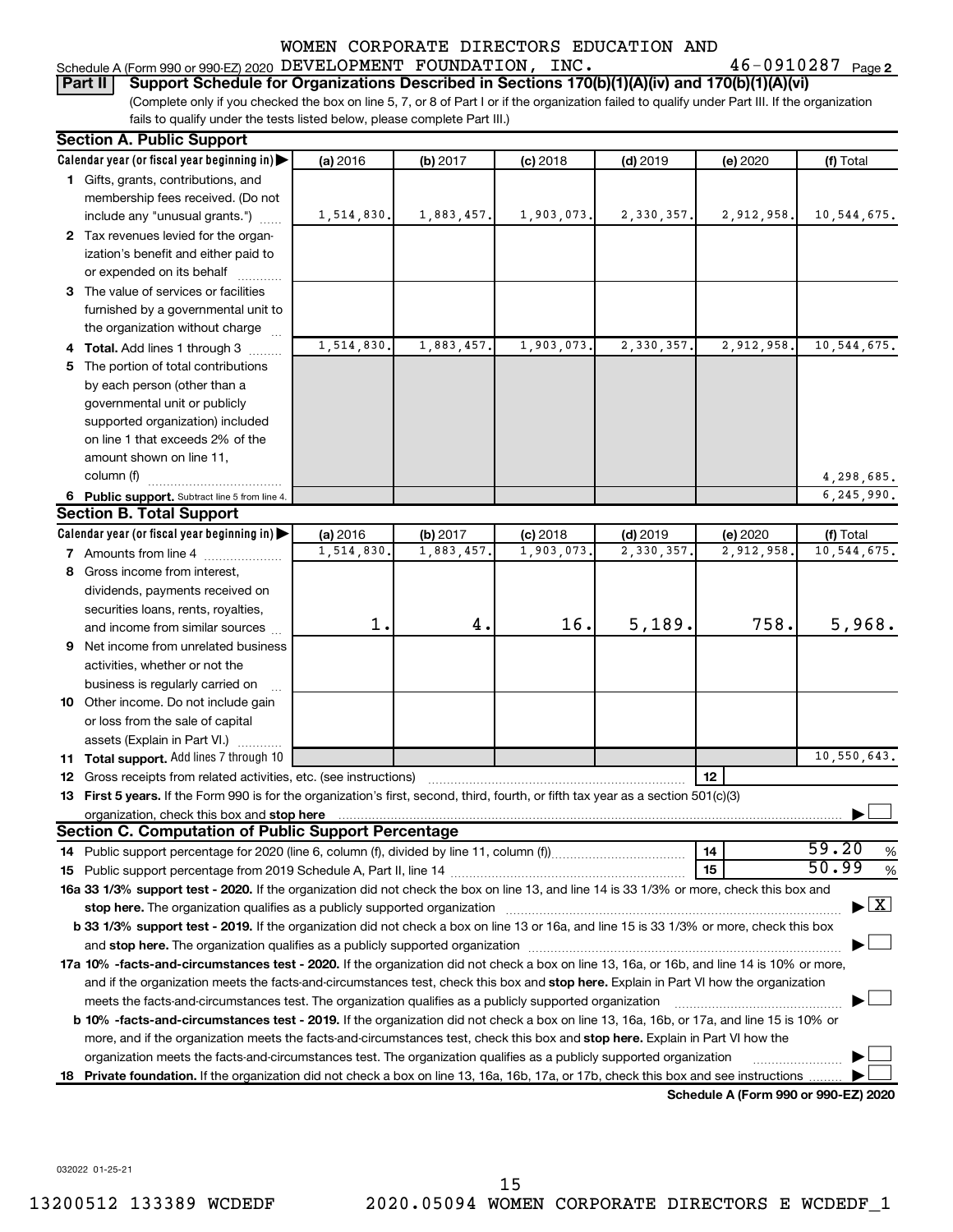Schedule A (Form 990 or 990-EZ) 2020 WOMEN CORPORATE DIRECTORS EDUCATION AND DEVELOPMENT FOUNDATION, INC. 46-0910287 Page 2

**Part II** **Support Schedule for Organizations Described in Sections 170(b)(1)(A)(iv) and 170(b)(1)(A)(vi)**

(Complete only if you checked the box on line 5, 7, or 8 of Part I or if the organization failed to qualify under Part III. If the organization fails to qualify under the tests listed below, please complete Part III.)

## Section A. Public Support

| Calendar year (or fiscal year beginning in) | (a) 2016 | (b) 2017 | (c) 2018 | (d) 2019 | (e) 2020 | (f) Total |
|---|---|---|---|---|---|---|
| 1 Gifts, grants, contributions, and membership fees received. (Do not include any "unusual grants.") | 1,514,830. | 1,883,457. | 1,903,073. | 2,330,357. | 2,912,958. | 10,544,675. |
| 2 Tax revenues levied for the organization's benefit and either paid to or expended on its behalf | | | | | | |
| 3 The value of services or facilities furnished by a governmental unit to the organization without charge | | | | | | |
| 4 Total. Add lines 1 through 3 | 1,514,830. | 1,883,457. | 1,903,073. | 2,330,357. | 2,912,958. | 10,544,675. |
| 5 The portion of total contributions by each person (other than a governmental unit or publicly supported organization) included on line 1 that exceeds 2% of the amount shown on line 11, column (f) | | | | | | 4,298,685. |
| 6 Public support. Subtract line 5 from line 4. | | | | | | 6,245,990. |

## Section B. Total Support

| Calendar year (or fiscal year beginning in) | (a) 2016 | (b) 2017 | (c) 2018 | (d) 2019 | (e) 2020 | (f) Total |
|---|---|---|---|---|---|---|
| 7 Amounts from line 4 | 1,514,830. | 1,883,457. | 1,903,073. | 2,330,357. | 2,912,958. | 10,544,675. |
| 8 Gross income from interest, dividends, payments received on securities loans, rents, royalties, and income from similar sources | 1. | 4. | 16. | 5,189. | 758. | 5,968. |
| 9 Net income from unrelated business activities, whether or not the business is regularly carried on | | | | | | |
| 10 Other income. Do not include gain or loss from the sale of capital assets (Explain in Part VI.) | | | | | | |
| 11 Total support. Add lines 7 through 10 | | | | | | 10,550,643. |

12 Gross receipts from related activities, etc. (see instructions) | 12 |

13 **First 5 years.** If the Form 990 is for the organization's first, second, third, fourth, or fifth tax year as a section 501(c)(3) organization, check this box and **stop here** ☐

## Section C. Computation of Public Support Percentage

14 Public support percentage for 2020 (line 6, column (f), divided by line 11, column (f)) | 14 | 59.20 %

15 Public support percentage from 2019 Schedule A, Part II, line 14 | 15 | 50.99 %

16a **33 1/3% support test - 2020.** If the organization did not check the box on line 13, and line 14 is 33 1/3% or more, check this box and **stop here.** The organization qualifies as a publicly supported organization ☒

**b 33 1/3% support test - 2019.** If the organization did not check a box on line 13 or 16a, and line 15 is 33 1/3% or more, check this box and **stop here.** The organization qualifies as a publicly supported organization ☐

17a **10% -facts-and-circumstances test - 2020.** If the organization did not check a box on line 13, 16a, or 16b, and line 14 is 10% or more, and if the organization meets the facts-and-circumstances test, check this box and **stop here.** Explain in Part VI how the organization meets the facts-and-circumstances test. The organization qualifies as a publicly supported organization ☐

**b 10% -facts-and-circumstances test - 2019.** If the organization did not check a box on line 13, 16a, 16b, or 17a, and line 15 is 10% or more, and if the organization meets the facts-and-circumstances test, check this box and **stop here.** Explain in Part VI how the organization meets the facts-and-circumstances test. The organization qualifies as a publicly supported organization ☐

18 **Private foundation.** If the organization did not check a box on line 13, 16a, 16b, 17a, or 17b, check this box and see instructions ☐

**Schedule A (Form 990 or 990-EZ) 2020**

032022 01-25-21

13200512 133389 WCDEDF 2020.05094 WOMEN CORPORATE DIRECTORS E WCDEDF_1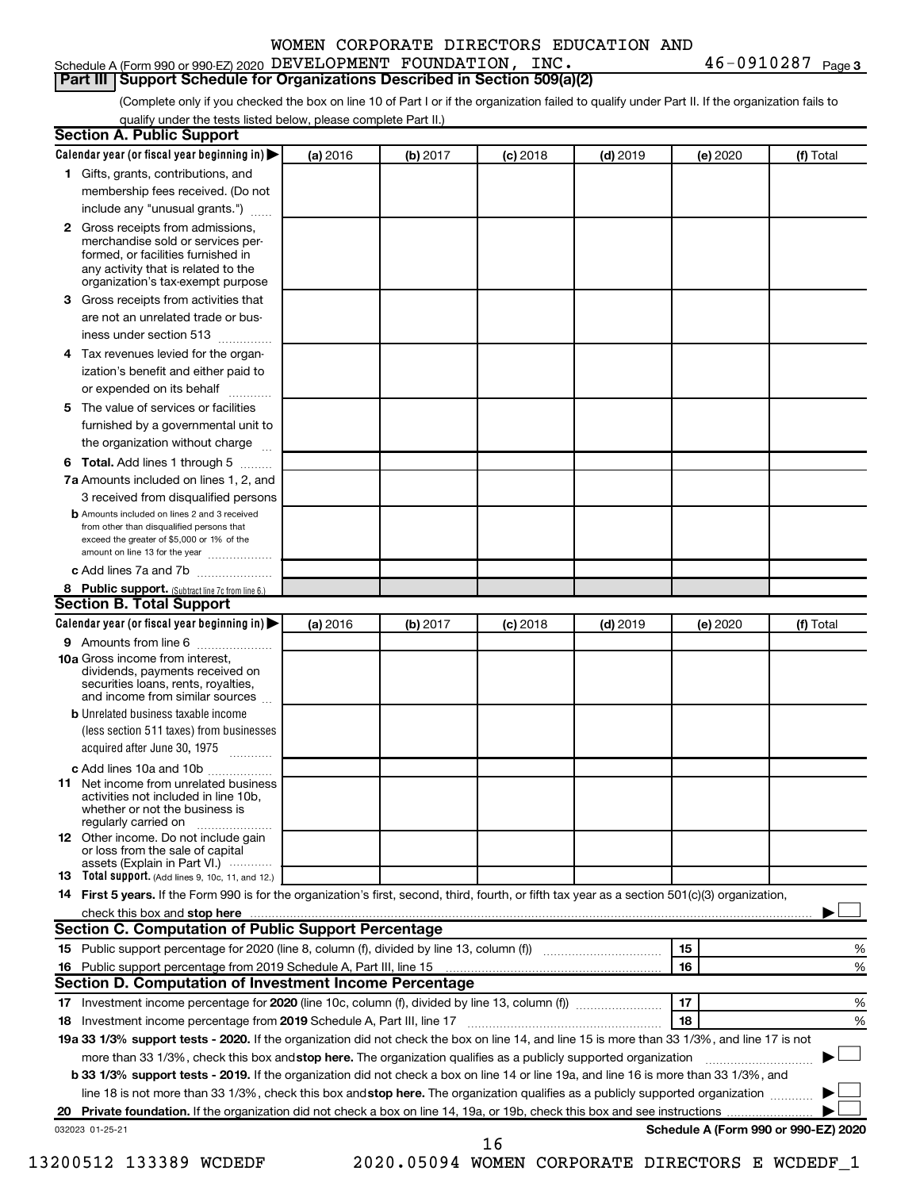Schedule A (Form 990 or 990-EZ) 2020 WOMEN CORPORATE DIRECTORS EDUCATION AND DEVELOPMENT FOUNDATION, INC. 46-0910287 Page 3

**Part III Support Schedule for Organizations Described in Section 509(a)(2)**

(Complete only if you checked the box on line 10 of Part I or if the organization failed to qualify under Part II. If the organization fails to qualify under the tests listed below, please complete Part II.)

## Section A. Public Support

| Calendar year (or fiscal year beginning in) | (a) 2016 | (b) 2017 | (c) 2018 | (d) 2019 | (e) 2020 | (f) Total |
|---|---|---|---|---|---|---|
| 1 Gifts, grants, contributions, and membership fees received. (Do not include any "unusual grants.") | | | | | | |
| 2 Gross receipts from admissions, merchandise sold or services performed, or facilities furnished in any activity that is related to the organization's tax-exempt purpose | | | | | | |
| 3 Gross receipts from activities that are not an unrelated trade or business under section 513 | | | | | | |
| 4 Tax revenues levied for the organization's benefit and either paid to or expended on its behalf | | | | | | |
| 5 The value of services or facilities furnished by a governmental unit to the organization without charge | | | | | | |
| 6 **Total.** Add lines 1 through 5 | | | | | | |
| 7a Amounts included on lines 1, 2, and 3 received from disqualified persons | | | | | | |
| b Amounts included on lines 2 and 3 received from other than disqualified persons that exceed the greater of $5,000 or 1% of the amount on line 13 for the year | | | | | | |
| c Add lines 7a and 7b | | | | | | |
| 8 **Public support.** (Subtract line 7c from line 6.) | | | | | | |

## Section B. Total Support

| Calendar year (or fiscal year beginning in) | (a) 2016 | (b) 2017 | (c) 2018 | (d) 2019 | (e) 2020 | (f) Total |
|---|---|---|---|---|---|---|
| 9 Amounts from line 6 | | | | | | |
| 10a Gross income from interest, dividends, payments received on securities loans, rents, royalties, and income from similar sources | | | | | | |
| b Unrelated business taxable income (less section 511 taxes) from businesses acquired after June 30, 1975 | | | | | | |
| c Add lines 10a and 10b | | | | | | |
| 11 Net income from unrelated business activities not included in line 10b, whether or not the business is regularly carried on | | | | | | |
| 12 Other income. Do not include gain or loss from the sale of capital assets (Explain in Part VI.) | | | | | | |
| 13 **Total support.** (Add lines 9, 10c, 11, and 12.) | | | | | | |

14 **First 5 years.** If the Form 990 is for the organization's first, second, third, fourth, or fifth tax year as a section 501(c)(3) organization, check this box and **stop here** ☐

## Section C. Computation of Public Support Percentage

| | | | |
|---|---|---|---|
| 15 | Public support percentage for 2020 (line 8, column (f), divided by line 13, column (f)) | 15 | % |
| 16 | Public support percentage from 2019 Schedule A, Part III, line 15 | 16 | % |

## Section D. Computation of Investment Income Percentage

| | | | |
|---|---|---|---|
| 17 | Investment income percentage for **2020** (line 10c, column (f), divided by line 13, column (f)) | 17 | % |
| 18 | Investment income percentage from **2019** Schedule A, Part III, line 17 | 18 | % |

19a **33 1/3% support tests - 2020.** If the organization did not check the box on line 14, and line 15 is more than 33 1/3%, and line 17 is not more than 33 1/3%, check this box and **stop here.** The organization qualifies as a publicly supported organization ☐

b **33 1/3% support tests - 2019.** If the organization did not check a box on line 14 or line 19a, and line 16 is more than 33 1/3%, and line 18 is not more than 33 1/3%, check this box and **stop here.** The organization qualifies as a publicly supported organization ☐

20 **Private foundation.** If the organization did not check a box on line 14, 19a, or 19b, check this box and see instructions ☐

032023 01-25-21 **Schedule A (Form 990 or 990-EZ) 2020**

13200512 133389 WCDEDF 2020.05094 WOMEN CORPORATE DIRECTORS E WCDEDF_1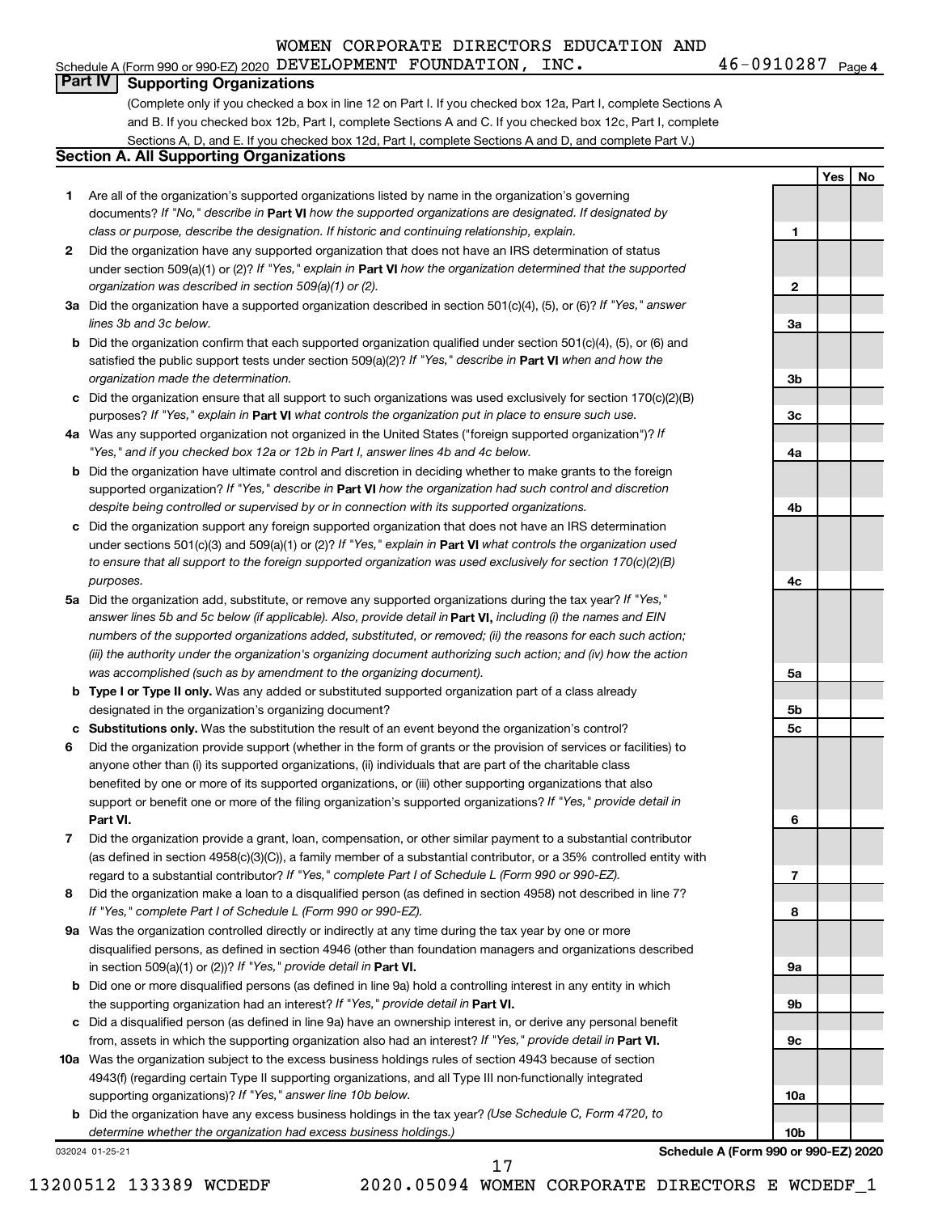Schedule A (Form 990 or 990-EZ) 2020 WOMEN CORPORATE DIRECTORS EDUCATION AND DEVELOPMENT FOUNDATION, INC. 46-0910287 Page 4

## Part IV Supporting Organizations

(Complete only if you checked a box in line 12 on Part I. If you checked box 12a, Part I, complete Sections A and B. If you checked box 12b, Part I, complete Sections A and C. If you checked box 12c, Part I, complete Sections A, D, and E. If you checked box 12d, Part I, complete Sections A and D, and complete Part V.)

### Section A. All Supporting Organizations

| | | | Yes | No |
|---|---|---|---|---|
| 1 | Are all of the organization's supported organizations listed by name in the organization's governing documents? *If "No," describe in* **Part VI** *how the supported organizations are designated. If designated by class or purpose, describe the designation. If historic and continuing relationship, explain.* | 1 | | |
| 2 | Did the organization have any supported organization that does not have an IRS determination of status under section 509(a)(1) or (2)? *If "Yes," explain in* **Part VI** *how the organization determined that the supported organization was described in section 509(a)(1) or (2).* | 2 | | |
| 3a | Did the organization have a supported organization described in section 501(c)(4), (5), or (6)? *If "Yes," answer lines 3b and 3c below.* | 3a | | |
| b | Did the organization confirm that each supported organization qualified under section 501(c)(4), (5), or (6) and satisfied the public support tests under section 509(a)(2)? *If "Yes," describe in* **Part VI** *when and how the organization made the determination.* | 3b | | |
| c | Did the organization ensure that all support to such organizations was used exclusively for section 170(c)(2)(B) purposes? *If "Yes," explain in* **Part VI** *what controls the organization put in place to ensure such use.* | 3c | | |
| 4a | Was any supported organization not organized in the United States ("foreign supported organization")? *If "Yes," and if you checked box 12a or 12b in Part I, answer lines 4b and 4c below.* | 4a | | |
| b | Did the organization have ultimate control and discretion in deciding whether to make grants to the foreign supported organization? *If "Yes," describe in* **Part VI** *how the organization had such control and discretion despite being controlled or supervised by or in connection with its supported organizations.* | 4b | | |
| c | Did the organization support any foreign supported organization that does not have an IRS determination under sections 501(c)(3) and 509(a)(1) or (2)? *If "Yes," explain in* **Part VI** *what controls the organization used to ensure that all support to the foreign supported organization was used exclusively for section 170(c)(2)(B) purposes.* | 4c | | |
| 5a | Did the organization add, substitute, or remove any supported organizations during the tax year? *If "Yes," answer lines 5b and 5c below (if applicable). Also, provide detail in* **Part VI,** *including (i) the names and EIN numbers of the supported organizations added, substituted, or removed; (ii) the reasons for each such action; (iii) the authority under the organization's organizing document authorizing such action; and (iv) how the action was accomplished (such as by amendment to the organizing document).* | 5a | | |
| b | **Type I or Type II only.** Was any added or substituted supported organization part of a class already designated in the organization's organizing document? | 5b | | |
| c | **Substitutions only.** Was the substitution the result of an event beyond the organization's control? | 5c | | |
| 6 | Did the organization provide support (whether in the form of grants or the provision of services or facilities) to anyone other than (i) its supported organizations, (ii) individuals that are part of the charitable class benefited by one or more of its supported organizations, or (iii) other supporting organizations that also support or benefit one or more of the filing organization's supported organizations? *If "Yes," provide detail in* **Part VI.** | 6 | | |
| 7 | Did the organization provide a grant, loan, compensation, or other similar payment to a substantial contributor (as defined in section 4958(c)(3)(C)), a family member of a substantial contributor, or a 35% controlled entity with regard to a substantial contributor? *If "Yes," complete Part I of Schedule L (Form 990 or 990-EZ).* | 7 | | |
| 8 | Did the organization make a loan to a disqualified person (as defined in section 4958) not described in line 7? *If "Yes," complete Part I of Schedule L (Form 990 or 990-EZ).* | 8 | | |
| 9a | Was the organization controlled directly or indirectly at any time during the tax year by one or more disqualified persons, as defined in section 4946 (other than foundation managers and organizations described in section 509(a)(1) or (2))? *If "Yes," provide detail in* **Part VI.** | 9a | | |
| b | Did one or more disqualified persons (as defined in line 9a) hold a controlling interest in any entity in which the supporting organization had an interest? *If "Yes," provide detail in* **Part VI.** | 9b | | |
| c | Did a disqualified person (as defined in line 9a) have an ownership interest in, or derive any personal benefit from, assets in which the supporting organization also had an interest? *If "Yes," provide detail in* **Part VI.** | 9c | | |
| 10a | Was the organization subject to the excess business holdings rules of section 4943 because of section 4943(f) (regarding certain Type II supporting organizations, and all Type III non-functionally integrated supporting organizations)? *If "Yes," answer line 10b below.* | 10a | | |
| b | Did the organization have any excess business holdings in the tax year? *(Use Schedule C, Form 4720, to determine whether the organization had excess business holdings.)* | 10b | | |

032024 01-25-21 **Schedule A (Form 990 or 990-EZ) 2020**

13200512 133389 WCDEDF 2020.05094 WOMEN CORPORATE DIRECTORS E WCDEDF_1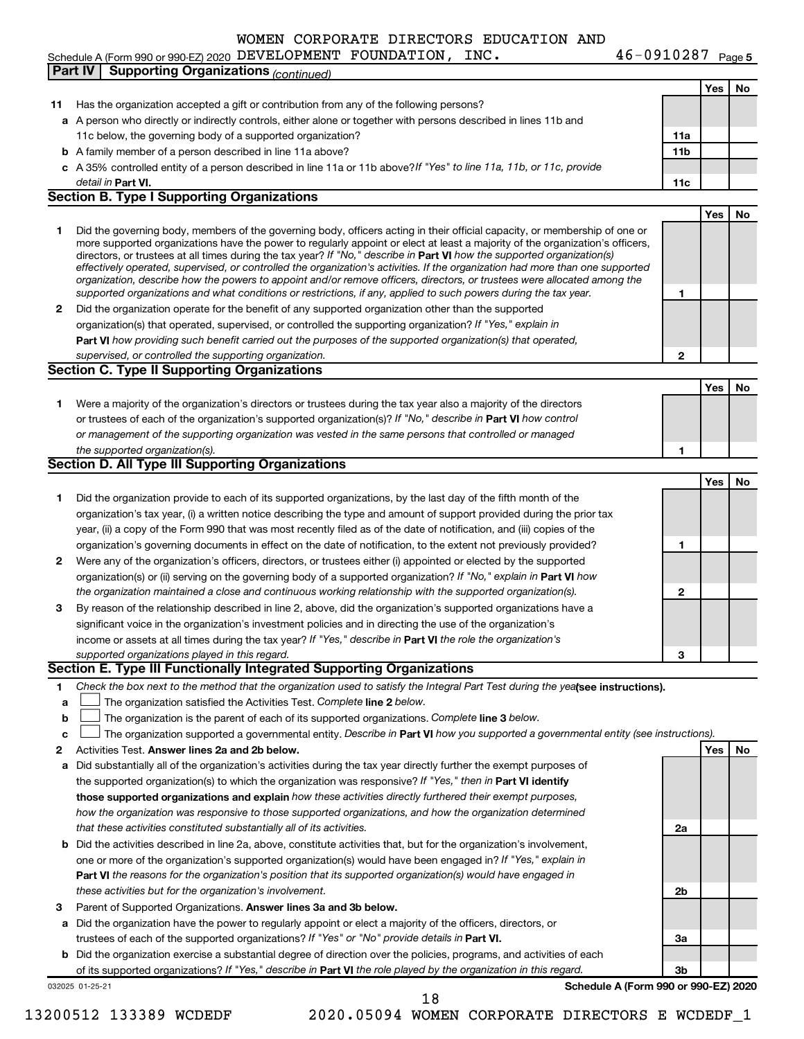Schedule A (Form 990 or 990-EZ) 2020 WOMEN CORPORATE DIRECTORS EDUCATION AND DEVELOPMENT FOUNDATION, INC. 46-0910287 Page 5

**Part IV Supporting Organizations** *(continued)*

| | | | Yes | No |
|---|---|---|---|---|
| 11 | Has the organization accepted a gift or contribution from any of the following persons? | | | |
| a | A person who directly or indirectly controls, either alone or together with persons described in lines 11b and 11c below, the governing body of a supported organization? | 11a | | |
| b | A family member of a person described in line 11a above? | 11b | | |
| c | A 35% controlled entity of a person described in line 11a or 11b above? *If "Yes" to line 11a, 11b, or 11c, provide detail in* **Part VI.** | 11c | | |

**Section B. Type I Supporting Organizations**

| | | | Yes | No |
|---|---|---|---|---|
| 1 | Did the governing body, members of the governing body, officers acting in their official capacity, or membership of one or more supported organizations have the power to regularly appoint or elect at least a majority of the organization's officers, directors, or trustees at all times during the tax year? *If "No," describe in* **Part VI** *how the supported organization(s) effectively operated, supervised, or controlled the organization's activities. If the organization had more than one supported organization, describe how the powers to appoint and/or remove officers, directors, or trustees were allocated among the supported organizations and what conditions or restrictions, if any, applied to such powers during the tax year.* | 1 | | |
| 2 | Did the organization operate for the benefit of any supported organization other than the supported organization(s) that operated, supervised, or controlled the supporting organization? *If "Yes," explain in* **Part VI** *how providing such benefit carried out the purposes of the supported organization(s) that operated, supervised, or controlled the supporting organization.* | 2 | | |

**Section C. Type II Supporting Organizations**

| | | | Yes | No |
|---|---|---|---|---|
| 1 | Were a majority of the organization's directors or trustees during the tax year also a majority of the directors or trustees of each of the organization's supported organization(s)? *If "No," describe in* **Part VI** *how control or management of the supporting organization was vested in the same persons that controlled or managed the supported organization(s).* | 1 | | |

**Section D. All Type III Supporting Organizations**

| | | | Yes | No |
|---|---|---|---|---|
| 1 | Did the organization provide to each of its supported organizations, by the last day of the fifth month of the organization's tax year, (i) a written notice describing the type and amount of support provided during the prior tax year, (ii) a copy of the Form 990 that was most recently filed as of the date of notification, and (iii) copies of the organization's governing documents in effect on the date of notification, to the extent not previously provided? | 1 | | |
| 2 | Were any of the organization's officers, directors, or trustees either (i) appointed or elected by the supported organization(s) or (ii) serving on the governing body of a supported organization? *If "No," explain in* **Part VI** *how the organization maintained a close and continuous working relationship with the supported organization(s).* | 2 | | |
| 3 | By reason of the relationship described in line 2, above, did the organization's supported organizations have a significant voice in the organization's investment policies and in directing the use of the organization's income or assets at all times during the tax year? *If "Yes," describe in* **Part VI** *the role the organization's supported organizations played in this regard.* | 3 | | |

**Section E. Type III Functionally Integrated Supporting Organizations**

1 *Check the box next to the method that the organization used to satisfy the Integral Part Test during the year* **(see instructions).**

a ☐ The organization satisfied the Activities Test. *Complete* **line 2** *below.*

b ☐ The organization is the parent of each of its supported organizations. *Complete* **line 3** *below.*

c ☐ The organization supported a governmental entity. *Describe in* **Part VI** *how you supported a governmental entity (see instructions).*

| | | | Yes | No |
|---|---|---|---|---|
| 2 | Activities Test. **Answer lines 2a and 2b below.** | | | |
| a | Did substantially all of the organization's activities during the tax year directly further the exempt purposes of the supported organization(s) to which the organization was responsive? *If "Yes," then in* **Part VI identify those supported organizations and explain** *how these activities directly furthered their exempt purposes, how the organization was responsive to those supported organizations, and how the organization determined that these activities constituted substantially all of its activities.* | 2a | | |
| b | Did the activities described in line 2a, above, constitute activities that, but for the organization's involvement, one or more of the organization's supported organization(s) would have been engaged in? *If "Yes," explain in* **Part VI** *the reasons for the organization's position that its supported organization(s) would have engaged in these activities but for the organization's involvement.* | 2b | | |
| 3 | Parent of Supported Organizations. **Answer lines 3a and 3b below.** | | | |
| a | Did the organization have the power to regularly appoint or elect a majority of the officers, directors, or trustees of each of the supported organizations? *If "Yes" or "No" provide details in* **Part VI.** | 3a | | |
| b | Did the organization exercise a substantial degree of direction over the policies, programs, and activities of each of its supported organizations? *If "Yes," describe in* **Part VI** *the role played by the organization in this regard.* | 3b | | |

032025 01-25-21 **Schedule A (Form 990 or 990-EZ) 2020**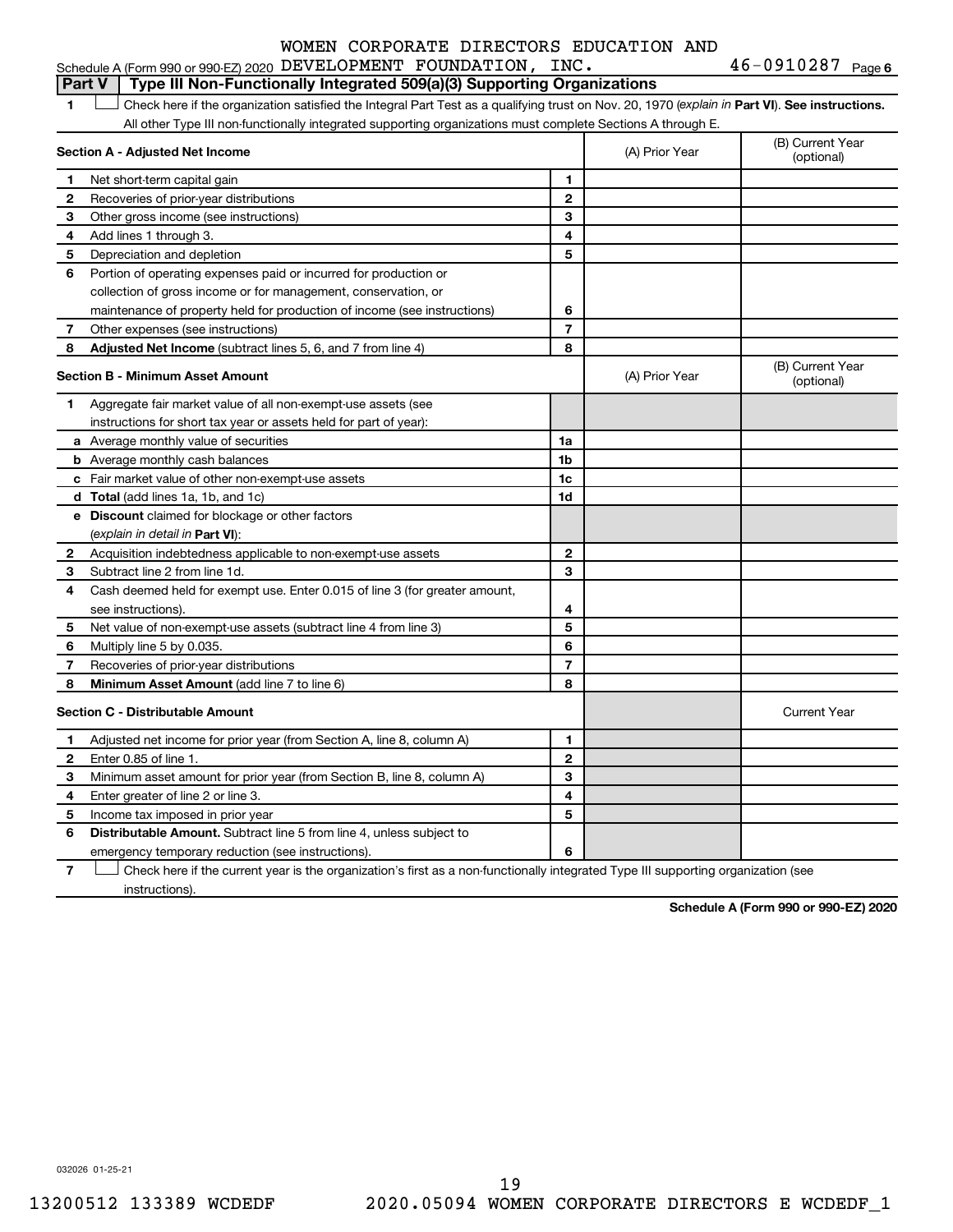WOMEN CORPORATE DIRECTORS EDUCATION AND

Schedule A (Form 990 or 990-EZ) 2020 DEVELOPMENT FOUNDATION, INC. 46-0910287 Page 6

## Part V | Type III Non-Functionally Integrated 509(a)(3) Supporting Organizations

1 ☐ Check here if the organization satisfied the Integral Part Test as a qualifying trust on Nov. 20, 1970 (*explain in* **Part VI**). **See instructions.** All other Type III non-functionally integrated supporting organizations must complete Sections A through E.

| **Section A - Adjusted Net Income** | | | (A) Prior Year | (B) Current Year (optional) |
|---|---|---|---|---|
| 1 | Net short-term capital gain | 1 | | |
| 2 | Recoveries of prior-year distributions | 2 | | |
| 3 | Other gross income (see instructions) | 3 | | |
| 4 | Add lines 1 through 3. | 4 | | |
| 5 | Depreciation and depletion | 5 | | |
| 6 | Portion of operating expenses paid or incurred for production or collection of gross income or for management, conservation, or maintenance of property held for production of income (see instructions) | 6 | | |
| 7 | Other expenses (see instructions) | 7 | | |
| 8 | **Adjusted Net Income** (subtract lines 5, 6, and 7 from line 4) | 8 | | |

| **Section B - Minimum Asset Amount** | | | (A) Prior Year | (B) Current Year (optional) |
|---|---|---|---|---|
| 1 | Aggregate fair market value of all non-exempt-use assets (see instructions for short tax year or assets held for part of year): | | | |
| a | Average monthly value of securities | 1a | | |
| b | Average monthly cash balances | 1b | | |
| c | Fair market value of other non-exempt-use assets | 1c | | |
| d | **Total** (add lines 1a, 1b, and 1c) | 1d | | |
| e | **Discount** claimed for blockage or other factors (*explain in detail in* **Part VI**): | | | |
| 2 | Acquisition indebtedness applicable to non-exempt-use assets | 2 | | |
| 3 | Subtract line 2 from line 1d. | 3 | | |
| 4 | Cash deemed held for exempt use. Enter 0.015 of line 3 (for greater amount, see instructions). | 4 | | |
| 5 | Net value of non-exempt-use assets (subtract line 4 from line 3) | 5 | | |
| 6 | Multiply line 5 by 0.035. | 6 | | |
| 7 | Recoveries of prior-year distributions | 7 | | |
| 8 | **Minimum Asset Amount** (add line 7 to line 6) | 8 | | |

| **Section C - Distributable Amount** | | | | Current Year |
|---|---|---|---|---|
| 1 | Adjusted net income for prior year (from Section A, line 8, column A) | 1 | | |
| 2 | Enter 0.85 of line 1. | 2 | | |
| 3 | Minimum asset amount for prior year (from Section B, line 8, column A) | 3 | | |
| 4 | Enter greater of line 2 or line 3. | 4 | | |
| 5 | Income tax imposed in prior year | 5 | | |
| 6 | **Distributable Amount.** Subtract line 5 from line 4, unless subject to emergency temporary reduction (see instructions). | 6 | | |

7 ☐ Check here if the current year is the organization's first as a non-functionally integrated Type III supporting organization (see instructions).

**Schedule A (Form 990 or 990-EZ) 2020**

032026 01-25-21

13200512 133389 WCDEDF 2020.05094 WOMEN CORPORATE DIRECTORS E WCDEDF_1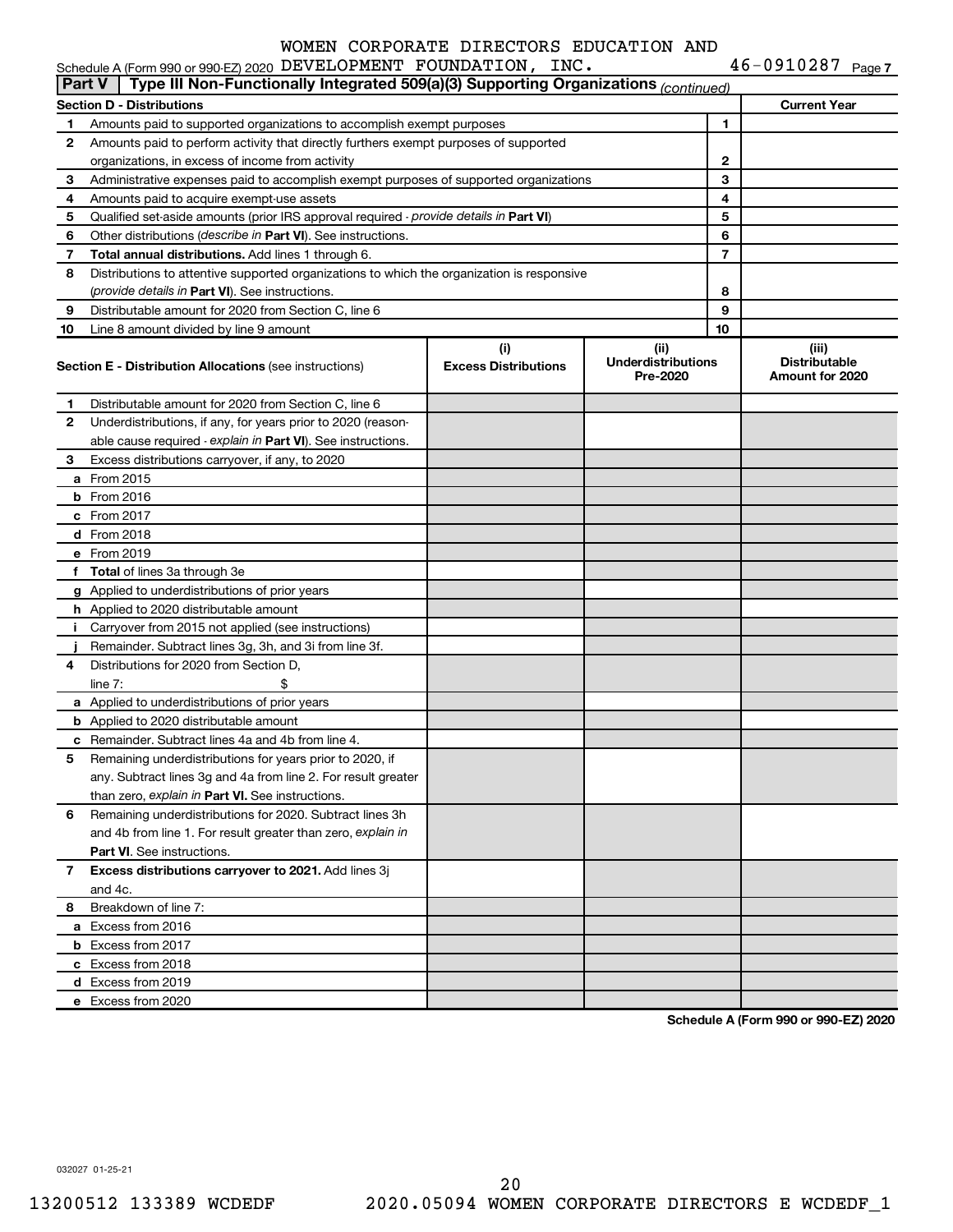WOMEN CORPORATE DIRECTORS EDUCATION AND
Schedule A (Form 990 or 990-EZ) 2020 DEVELOPMENT FOUNDATION, INC. 46-0910287 Page 7

## Part V | Type III Non-Functionally Integrated 509(a)(3) Supporting Organizations *(continued)*

| Section D - Distributions | | Current Year |
|---|---|---|
| 1 Amounts paid to supported organizations to accomplish exempt purposes | 1 | |
| 2 Amounts paid to perform activity that directly furthers exempt purposes of supported organizations, in excess of income from activity | 2 | |
| 3 Administrative expenses paid to accomplish exempt purposes of supported organizations | 3 | |
| 4 Amounts paid to acquire exempt-use assets | 4 | |
| 5 Qualified set-aside amounts (prior IRS approval required - *provide details in* **Part VI**) | 5 | |
| 6 Other distributions (*describe in* **Part VI**). See instructions. | 6 | |
| 7 **Total annual distributions.** Add lines 1 through 6. | 7 | |
| 8 Distributions to attentive supported organizations to which the organization is responsive (*provide details in* **Part VI**). See instructions. | 8 | |
| 9 Distributable amount for 2020 from Section C, line 6 | 9 | |
| 10 Line 8 amount divided by line 9 amount | 10 | |

| **Section E - Distribution Allocations** (see instructions) | (i) Excess Distributions | (ii) Underdistributions Pre-2020 | (iii) Distributable Amount for 2020 |
|---|---|---|---|
| 1 Distributable amount for 2020 from Section C, line 6 | | | |
| 2 Underdistributions, if any, for years prior to 2020 (reasonable cause required - *explain in* **Part VI**). See instructions. | | | |
| 3 Excess distributions carryover, if any, to 2020 | | | |
| a From 2015 | | | |
| b From 2016 | | | |
| c From 2017 | | | |
| d From 2018 | | | |
| e From 2019 | | | |
| f **Total** of lines 3a through 3e | | | |
| g Applied to underdistributions of prior years | | | |
| h Applied to 2020 distributable amount | | | |
| i Carryover from 2015 not applied (see instructions) | | | |
| j Remainder. Subtract lines 3g, 3h, and 3i from line 3f. | | | |
| 4 Distributions for 2020 from Section D, line 7: $ | | | |
| a Applied to underdistributions of prior years | | | |
| b Applied to 2020 distributable amount | | | |
| c Remainder. Subtract lines 4a and 4b from line 4. | | | |
| 5 Remaining underdistributions for years prior to 2020, if any. Subtract lines 3g and 4a from line 2. For result greater than zero, *explain in* **Part VI.** See instructions. | | | |
| 6 Remaining underdistributions for 2020. Subtract lines 3h and 4b from line 1. For result greater than zero, *explain in* **Part VI**. See instructions. | | | |
| 7 **Excess distributions carryover to 2021.** Add lines 3j and 4c. | | | |
| 8 Breakdown of line 7: | | | |
| a Excess from 2016 | | | |
| b Excess from 2017 | | | |
| c Excess from 2018 | | | |
| d Excess from 2019 | | | |
| e Excess from 2020 | | | |

**Schedule A (Form 990 or 990-EZ) 2020**

032027 01-25-21

13200512 133389 WCDEDF 2020.05094 WOMEN CORPORATE DIRECTORS E WCDEDF_1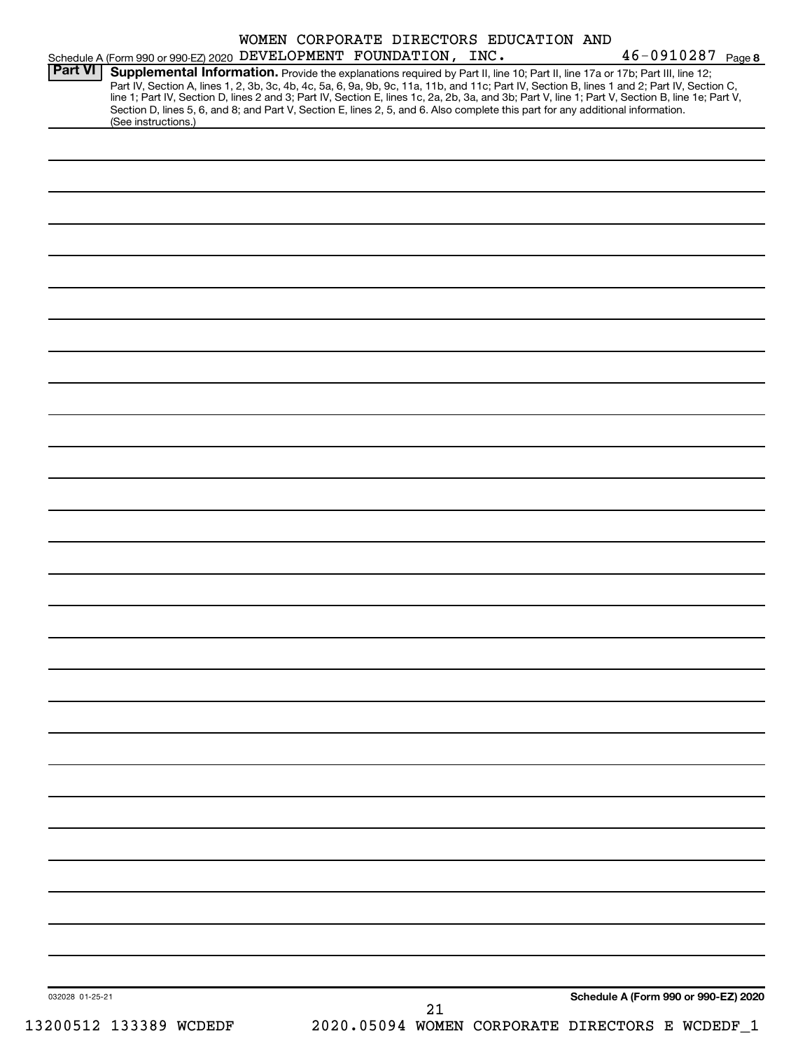WOMEN CORPORATE DIRECTORS EDUCATION AND

Schedule A (Form 990 or 990-EZ) 2020 DEVELOPMENT FOUNDATION, INC. 46-0910287 Page 8

**Part VI** **Supplemental Information.** Provide the explanations required by Part II, line 10; Part II, line 17a or 17b; Part III, line 12; Part IV, Section A, lines 1, 2, 3b, 3c, 4b, 4c, 5a, 6, 9a, 9b, 9c, 11a, 11b, and 11c; Part IV, Section B, lines 1 and 2; Part IV, Section C, line 1; Part IV, Section D, lines 2 and 3; Part IV, Section E, lines 1c, 2a, 2b, 3a, and 3b; Part V, line 1; Part V, Section B, line 1e; Part V, Section D, lines 5, 6, and 8; and Part V, Section E, lines 2, 5, and 6. Also complete this part for any additional information. (See instructions.)

032028 01-25-21 **Schedule A (Form 990 or 990-EZ) 2020**

13200512 133389 WCDEDF 2020.05094 WOMEN CORPORATE DIRECTORS E WCDEDF_1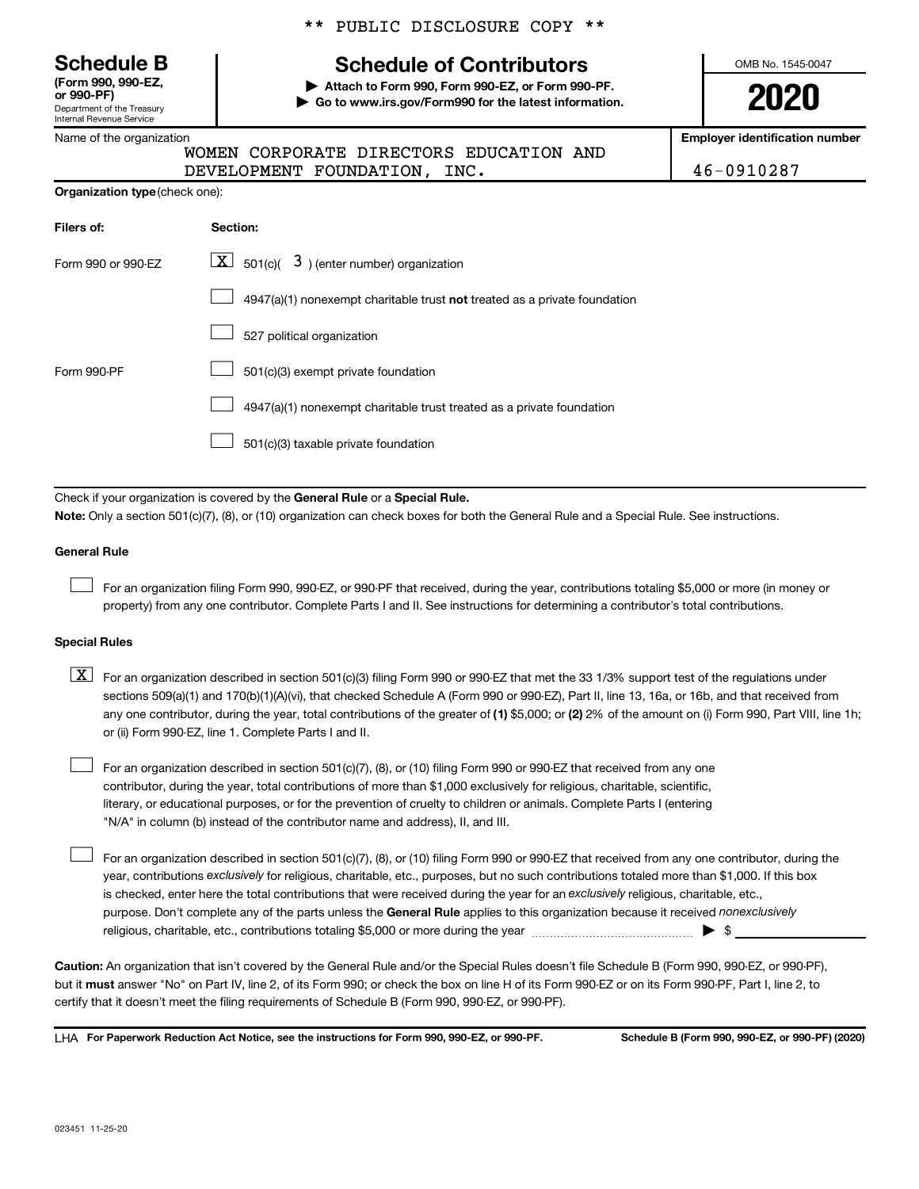** PUBLIC DISCLOSURE COPY **

**Schedule B**
**(Form 990, 990-EZ, or 990-PF)**
Department of the Treasury
Internal Revenue Service

# Schedule of Contributors

▶ **Attach to Form 990, Form 990-EZ, or Form 990-PF.**
▶ **Go to www.irs.gov/Form990 for the latest information.**

OMB No. 1545-0047

**2020**

Name of the organization: WOMEN CORPORATE DIRECTORS EDUCATION AND DEVELOPMENT FOUNDATION, INC.

**Employer identification number:** 46-0910287

**Organization type** (check one):

| Filers of: | Section: |
|---|---|
| Form 990 or 990-EZ | [X] 501(c)( 3 ) (enter number) organization |
| | [ ] 4947(a)(1) nonexempt charitable trust **not** treated as a private foundation |
| | [ ] 527 political organization |
| Form 990-PF | [ ] 501(c)(3) exempt private foundation |
| | [ ] 4947(a)(1) nonexempt charitable trust treated as a private foundation |
| | [ ] 501(c)(3) taxable private foundation |

Check if your organization is covered by the **General Rule** or a **Special Rule.**

**Note:** Only a section 501(c)(7), (8), or (10) organization can check boxes for both the General Rule and a Special Rule. See instructions.

**General Rule**

[ ] For an organization filing Form 990, 990-EZ, or 990-PF that received, during the year, contributions totaling $5,000 or more (in money or property) from any one contributor. Complete Parts I and II. See instructions for determining a contributor's total contributions.

**Special Rules**

[X] For an organization described in section 501(c)(3) filing Form 990 or 990-EZ that met the 33 1/3% support test of the regulations under sections 509(a)(1) and 170(b)(1)(A)(vi), that checked Schedule A (Form 990 or 990-EZ), Part II, line 13, 16a, or 16b, and that received from any one contributor, during the year, total contributions of the greater of **(1)** $5,000; or **(2)** 2% of the amount on (i) Form 990, Part VIII, line 1h; or (ii) Form 990-EZ, line 1. Complete Parts I and II.

[ ] For an organization described in section 501(c)(7), (8), or (10) filing Form 990 or 990-EZ that received from any one contributor, during the year, total contributions of more than $1,000 exclusively for religious, charitable, scientific, literary, or educational purposes, or for the prevention of cruelty to children or animals. Complete Parts I (entering "N/A" in column (b) instead of the contributor name and address), II, and III.

[ ] For an organization described in section 501(c)(7), (8), or (10) filing Form 990 or 990-EZ that received from any one contributor, during the year, contributions *exclusively* for religious, charitable, etc., purposes, but no such contributions totaled more than $1,000. If this box is checked, enter here the total contributions that were received during the year for an *exclusively* religious, charitable, etc., purpose. Don't complete any of the parts unless the **General Rule** applies to this organization because it received *nonexclusively* religious, charitable, etc., contributions totaling $5,000 or more during the year ▶ $ ________

**Caution:** An organization that isn't covered by the General Rule and/or the Special Rules doesn't file Schedule B (Form 990, 990-EZ, or 990-PF), but it **must** answer "No" on Part IV, line 2, of its Form 990; or check the box on line H of its Form 990-EZ or on its Form 990-PF, Part I, line 2, to certify that it doesn't meet the filing requirements of Schedule B (Form 990, 990-EZ, or 990-PF).

LHA **For Paperwork Reduction Act Notice, see the instructions for Form 990, 990-EZ, or 990-PF.** **Schedule B (Form 990, 990-EZ, or 990-PF) (2020)**

023451 11-25-20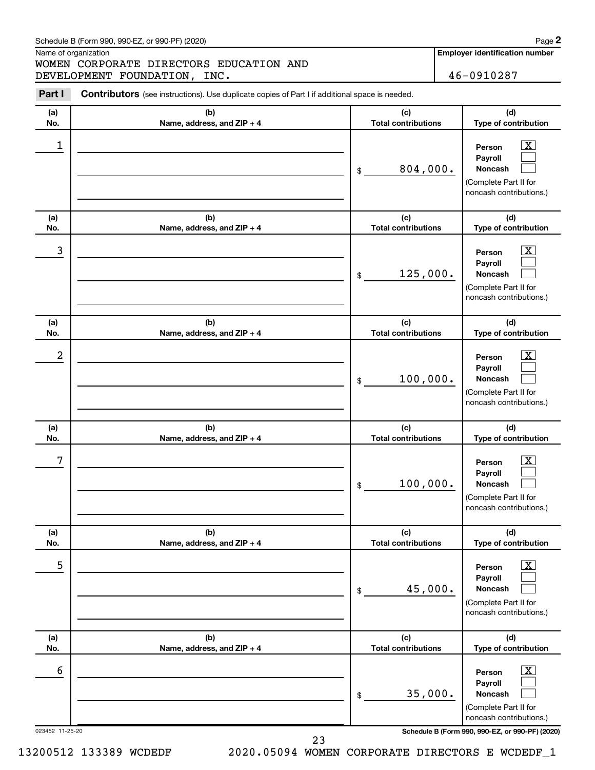Schedule B (Form 990, 990-EZ, or 990-PF) (2020)

Name of organization

WOMEN CORPORATE DIRECTORS EDUCATION AND DEVELOPMENT FOUNDATION, INC.

**Employer identification number**

46-0910287

**Part I** **Contributors** (see instructions). Use duplicate copies of Part I if additional space is needed.

| (a) No. | (b) Name, address, and ZIP + 4 | (c) Total contributions | (d) Type of contribution |
|---|---|---|---|
| 1 | | $ 804,000. | Person [X] Payroll [ ] Noncash [ ] (Complete Part II for noncash contributions.) |
| 3 | | $ 125,000. | Person [X] Payroll [ ] Noncash [ ] (Complete Part II for noncash contributions.) |
| 2 | | $ 100,000. | Person [X] Payroll [ ] Noncash [ ] (Complete Part II for noncash contributions.) |
| 7 | | $ 100,000. | Person [X] Payroll [ ] Noncash [ ] (Complete Part II for noncash contributions.) |
| 5 | | $ 45,000. | Person [X] Payroll [ ] Noncash [ ] (Complete Part II for noncash contributions.) |
| 6 | | $ 35,000. | Person [X] Payroll [ ] Noncash [ ] (Complete Part II for noncash contributions.) |

023452 11-25-20

Schedule B (Form 990, 990-EZ, or 990-PF) (2020)

13200512 133389 WCDEDF 2020.05094 WOMEN CORPORATE DIRECTORS E WCDEDF_1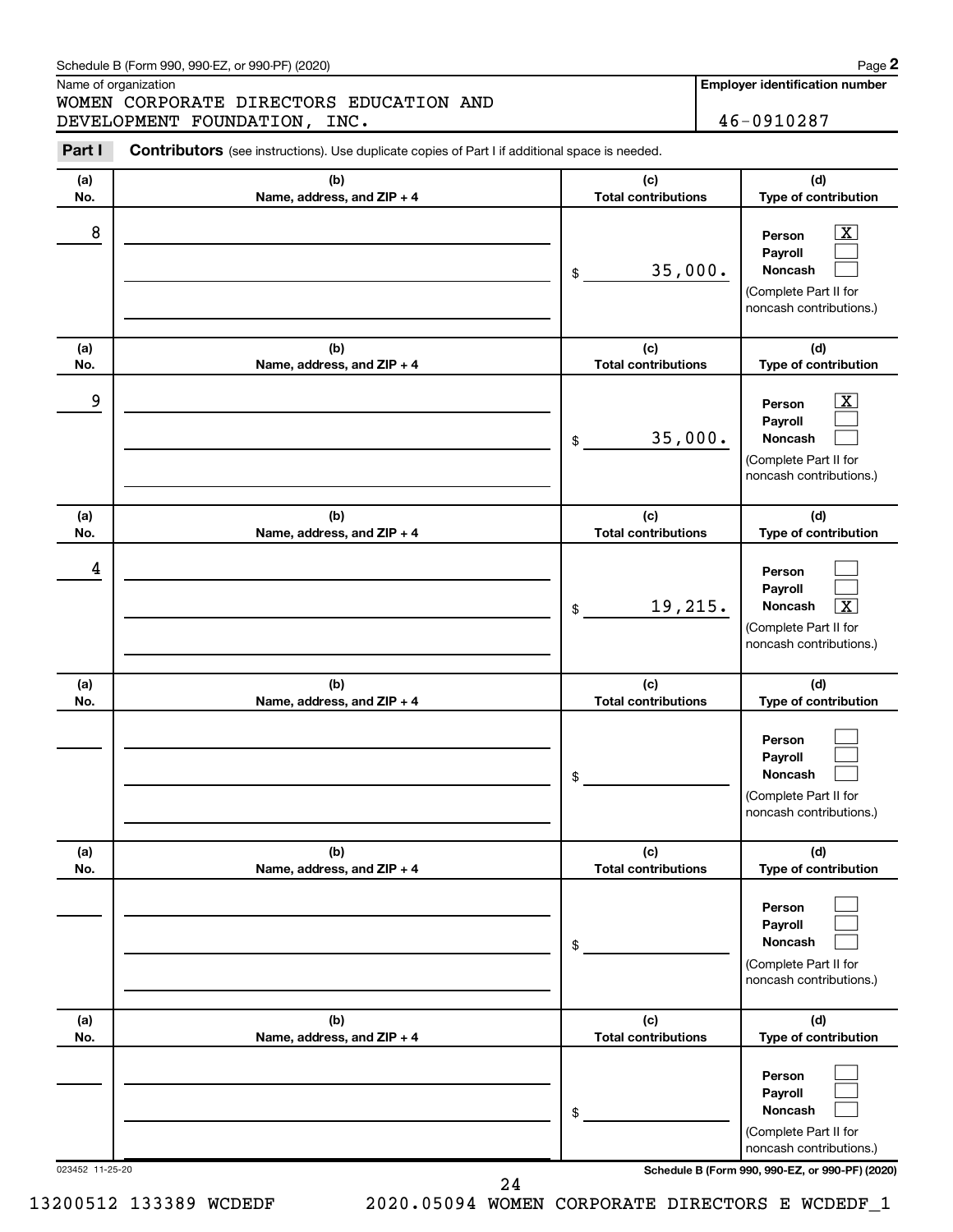Schedule B (Form 990, 990-EZ, or 990-PF) (2020)

Name of organization

WOMEN CORPORATE DIRECTORS EDUCATION AND DEVELOPMENT FOUNDATION, INC.

**Employer identification number**

46-0910287

**Part I** **Contributors** (see instructions). Use duplicate copies of Part I if additional space is needed.

| (a) No. | (b) Name, address, and ZIP + 4 | (c) Total contributions | (d) Type of contribution |
|---|---|---|---|
| 8 | | $ 35,000. | Person [X] Payroll [ ] Noncash [ ] (Complete Part II for noncash contributions.) |
| 9 | | $ 35,000. | Person [X] Payroll [ ] Noncash [ ] (Complete Part II for noncash contributions.) |
| 4 | | $ 19,215. | Person [ ] Payroll [ ] Noncash [X] (Complete Part II for noncash contributions.) |
| | | $ | Person [ ] Payroll [ ] Noncash [ ] (Complete Part II for noncash contributions.) |
| | | $ | Person [ ] Payroll [ ] Noncash [ ] (Complete Part II for noncash contributions.) |
| | | $ | Person [ ] Payroll [ ] Noncash [ ] (Complete Part II for noncash contributions.) |

023452 11-25-20

**Schedule B (Form 990, 990-EZ, or 990-PF) (2020)**

13200512 133389 WCDEDF 2020.05094 WOMEN CORPORATE DIRECTORS E WCDEDF_1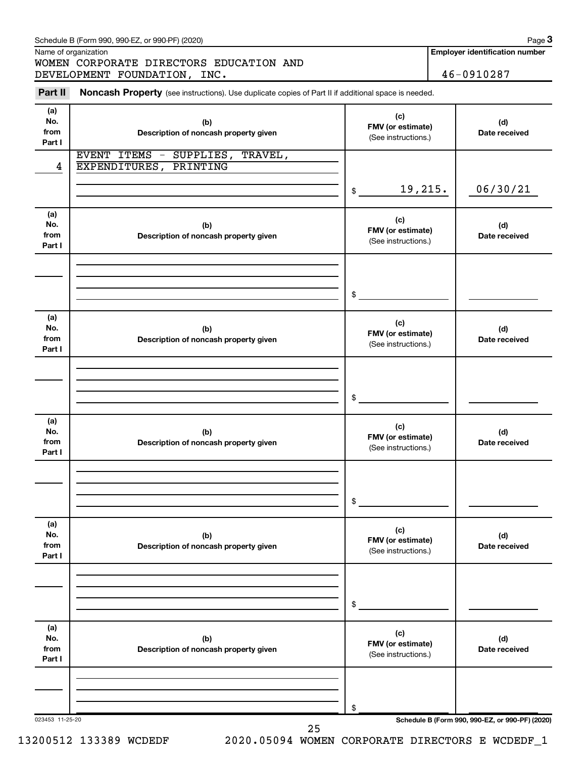Schedule B (Form 990, 990-EZ, or 990-PF) (2020) Page **3**

Name of organization

WOMEN CORPORATE DIRECTORS EDUCATION AND DEVELOPMENT FOUNDATION, INC.

**Employer identification number**

46-0910287

**Part II** **Noncash Property** (see instructions). Use duplicate copies of Part II if additional space is needed.

| (a) No. from Part I | (b) Description of noncash property given | (c) FMV (or estimate) (See instructions.) | (d) Date received |
|---|---|---|---|
| 4 | EVENT ITEMS - SUPPLIES, TRAVEL, EXPENDITURES, PRINTING | $ 19,215. | 06/30/21 |

| (a) No. from Part I | (b) Description of noncash property given | (c) FMV (or estimate) (See instructions.) | (d) Date received |
|---|---|---|---|
| | | $ | |

| (a) No. from Part I | (b) Description of noncash property given | (c) FMV (or estimate) (See instructions.) | (d) Date received |
|---|---|---|---|
| | | $ | |

| (a) No. from Part I | (b) Description of noncash property given | (c) FMV (or estimate) (See instructions.) | (d) Date received |
|---|---|---|---|
| | | $ | |

| (a) No. from Part I | (b) Description of noncash property given | (c) FMV (or estimate) (See instructions.) | (d) Date received |
|---|---|---|---|
| | | $ | |

| (a) No. from Part I | (b) Description of noncash property given | (c) FMV (or estimate) (See instructions.) | (d) Date received |
|---|---|---|---|
| | | $ | |

023453 11-25-20 **Schedule B (Form 990, 990-EZ, or 990-PF) (2020)**

13200512 133389 WCDEDF 2020.05094 WOMEN CORPORATE DIRECTORS E WCDEDF_1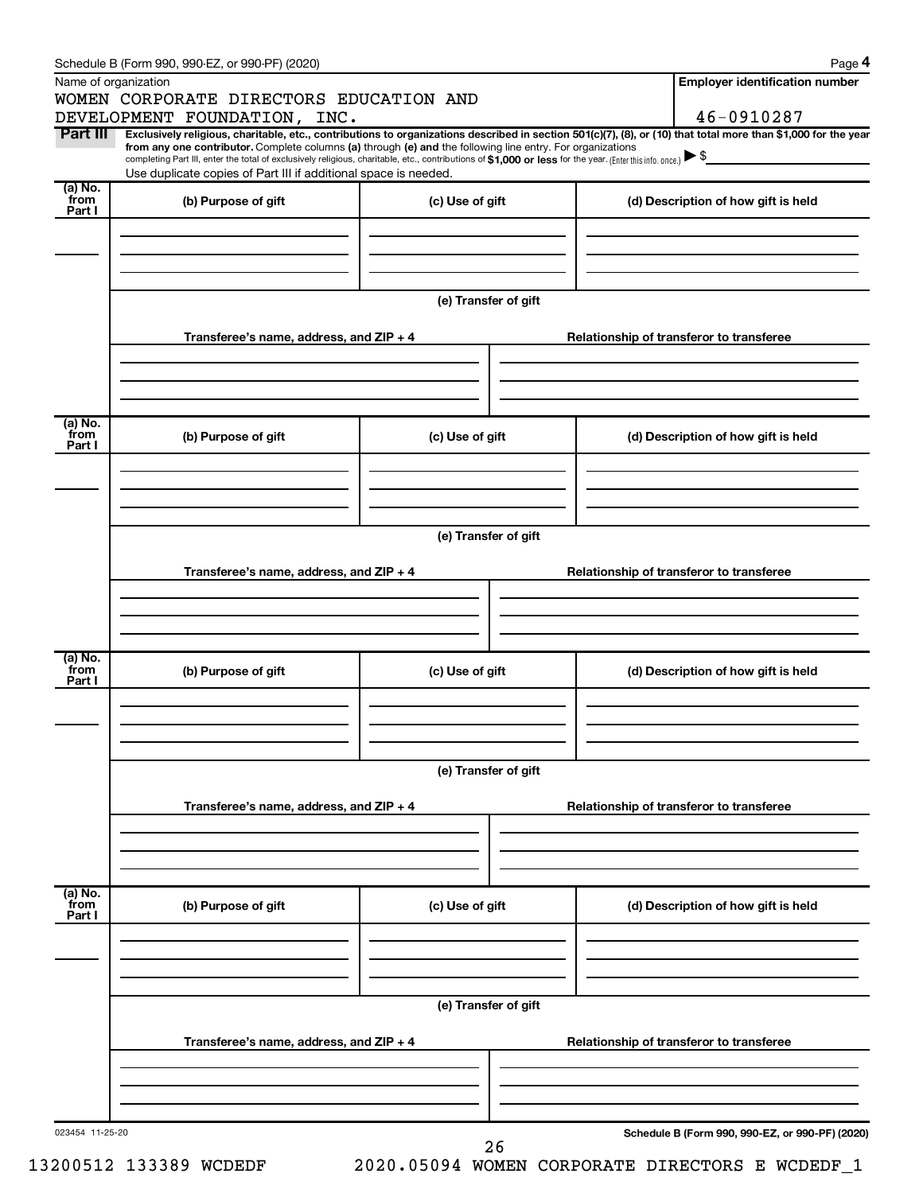Schedule B (Form 990, 990-EZ, or 990-PF) (2020) Page **4**

Name of organization: WOMEN CORPORATE DIRECTORS EDUCATION AND DEVELOPMENT FOUNDATION, INC.

**Employer identification number:** 46-0910287

**Part III** **Exclusively religious, charitable, etc., contributions to organizations described in section 501(c)(7), (8), or (10) that total more than $1,000 for the year from any one contributor.** Complete columns **(a)** through **(e)** and the following line entry. For organizations completing Part III, enter the total of exclusively religious, charitable, etc., contributions of **$1,000 or less** for the year. (Enter this info. once.) ▶ $

Use duplicate copies of Part III if additional space is needed.

| (a) No. from Part I | (b) Purpose of gift | (c) Use of gift | (d) Description of how gift is held |
|---|---|---|---|
| | | | |

**(e) Transfer of gift**

| Transferee's name, address, and ZIP + 4 | Relationship of transferor to transferee |
|---|---|
| | |

| (a) No. from Part I | (b) Purpose of gift | (c) Use of gift | (d) Description of how gift is held |
|---|---|---|---|
| | | | |

**(e) Transfer of gift**

| Transferee's name, address, and ZIP + 4 | Relationship of transferor to transferee |
|---|---|
| | |

| (a) No. from Part I | (b) Purpose of gift | (c) Use of gift | (d) Description of how gift is held |
|---|---|---|---|
| | | | |

**(e) Transfer of gift**

| Transferee's name, address, and ZIP + 4 | Relationship of transferor to transferee |
|---|---|
| | |

| (a) No. from Part I | (b) Purpose of gift | (c) Use of gift | (d) Description of how gift is held |
|---|---|---|---|
| | | | |

**(e) Transfer of gift**

| Transferee's name, address, and ZIP + 4 | Relationship of transferor to transferee |
|---|---|
| | |

023454 11-25-20

**Schedule B (Form 990, 990-EZ, or 990-PF) (2020)**

13200512 133389 WCDEDF 2020.05094 WOMEN CORPORATE DIRECTORS E WCDEDF_1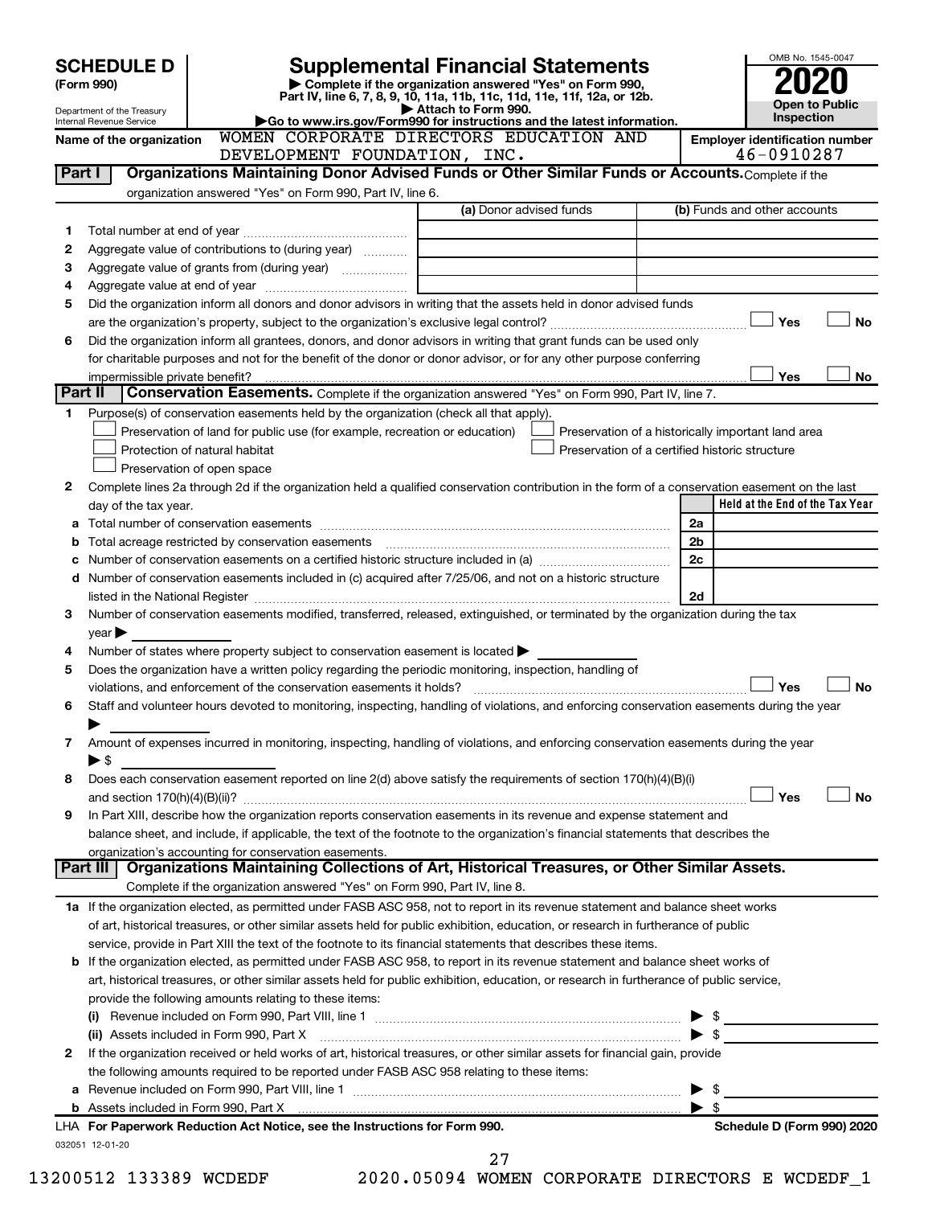# SCHEDULE D (Form 990)

Department of the Treasury
Internal Revenue Service

## Supplemental Financial Statements

▶ Complete if the organization answered "Yes" on Form 990, Part IV, line 6, 7, 8, 9, 10, 11a, 11b, 11c, 11d, 11e, 11f, 12a, or 12b.
▶ Attach to Form 990.
▶ Go to www.irs.gov/Form990 for instructions and the latest information.

OMB No. 1545-0047

**2020**

**Open to Public Inspection**

Name of the organization: WOMEN CORPORATE DIRECTORS EDUCATION AND DEVELOPMENT FOUNDATION, INC.

Employer identification number: 46-0910287

## Part I — Organizations Maintaining Donor Advised Funds or Other Similar Funds or Accounts.

Complete if the organization answered "Yes" on Form 990, Part IV, line 6.

| | | (a) Donor advised funds | (b) Funds and other accounts |
|---|---|---|---|
| 1 | Total number at end of year | | |
| 2 | Aggregate value of contributions to (during year) | | |
| 3 | Aggregate value of grants from (during year) | | |
| 4 | Aggregate value at end of year | | |

5 Did the organization inform all donors and donor advisors in writing that the assets held in donor advised funds are the organization's property, subject to the organization's exclusive legal control? ☐ Yes ☐ No

6 Did the organization inform all grantees, donors, and donor advisors in writing that grant funds can be used only for charitable purposes and not for the benefit of the donor or donor advisor, or for any other purpose conferring impermissible private benefit? ☐ Yes ☐ No

## Part II — Conservation Easements.

Complete if the organization answered "Yes" on Form 990, Part IV, line 7.

1 Purpose(s) of conservation easements held by the organization (check all that apply).

- ☐ Preservation of land for public use (for example, recreation or education)
- ☐ Protection of natural habitat
- ☐ Preservation of open space
- ☐ Preservation of a historically important land area
- ☐ Preservation of a certified historic structure

2 Complete lines 2a through 2d if the organization held a qualified conservation contribution in the form of a conservation easement on the last day of the tax year.

| | | | Held at the End of the Tax Year |
|---|---|---|---|
| a | Total number of conservation easements | 2a | |
| b | Total acreage restricted by conservation easements | 2b | |
| c | Number of conservation easements on a certified historic structure included in (a) | 2c | |
| d | Number of conservation easements included in (c) acquired after 7/25/06, and not on a historic structure listed in the National Register | 2d | |

3 Number of conservation easements modified, transferred, released, extinguished, or terminated by the organization during the tax year ▶

4 Number of states where property subject to conservation easement is located ▶

5 Does the organization have a written policy regarding the periodic monitoring, inspection, handling of violations, and enforcement of the conservation easements it holds? ☐ Yes ☐ No

6 Staff and volunteer hours devoted to monitoring, inspecting, handling of violations, and enforcing conservation easements during the year ▶

7 Amount of expenses incurred in monitoring, inspecting, handling of violations, and enforcing conservation easements during the year ▶ $

8 Does each conservation easement reported on line 2(d) above satisfy the requirements of section 170(h)(4)(B)(i) and section 170(h)(4)(B)(ii)? ☐ Yes ☐ No

9 In Part XIII, describe how the organization reports conservation easements in its revenue and expense statement and balance sheet, and include, if applicable, the text of the footnote to the organization's financial statements that describes the organization's accounting for conservation easements.

## Part III — Organizations Maintaining Collections of Art, Historical Treasures, or Other Similar Assets.

Complete if the organization answered "Yes" on Form 990, Part IV, line 8.

1a If the organization elected, as permitted under FASB ASC 958, not to report in its revenue statement and balance sheet works of art, historical treasures, or other similar assets held for public exhibition, education, or research in furtherance of public service, provide in Part XIII the text of the footnote to its financial statements that describes these items.

b If the organization elected, as permitted under FASB ASC 958, to report in its revenue statement and balance sheet works of art, historical treasures, or other similar assets held for public exhibition, education, or research in furtherance of public service, provide the following amounts relating to these items:

(i) Revenue included on Form 990, Part VIII, line 1 ▶ $

(ii) Assets included in Form 990, Part X ▶ $

2 If the organization received or held works of art, historical treasures, or other similar assets for financial gain, provide the following amounts required to be reported under FASB ASC 958 relating to these items:

a Revenue included on Form 990, Part VIII, line 1 ▶ $

b Assets included in Form 990, Part X ▶ $

LHA For Paperwork Reduction Act Notice, see the Instructions for Form 990. — Schedule D (Form 990) 2020

032051 12-01-20

13200512 133389 WCDEDF — 2020.05094 WOMEN CORPORATE DIRECTORS E WCDEDF_1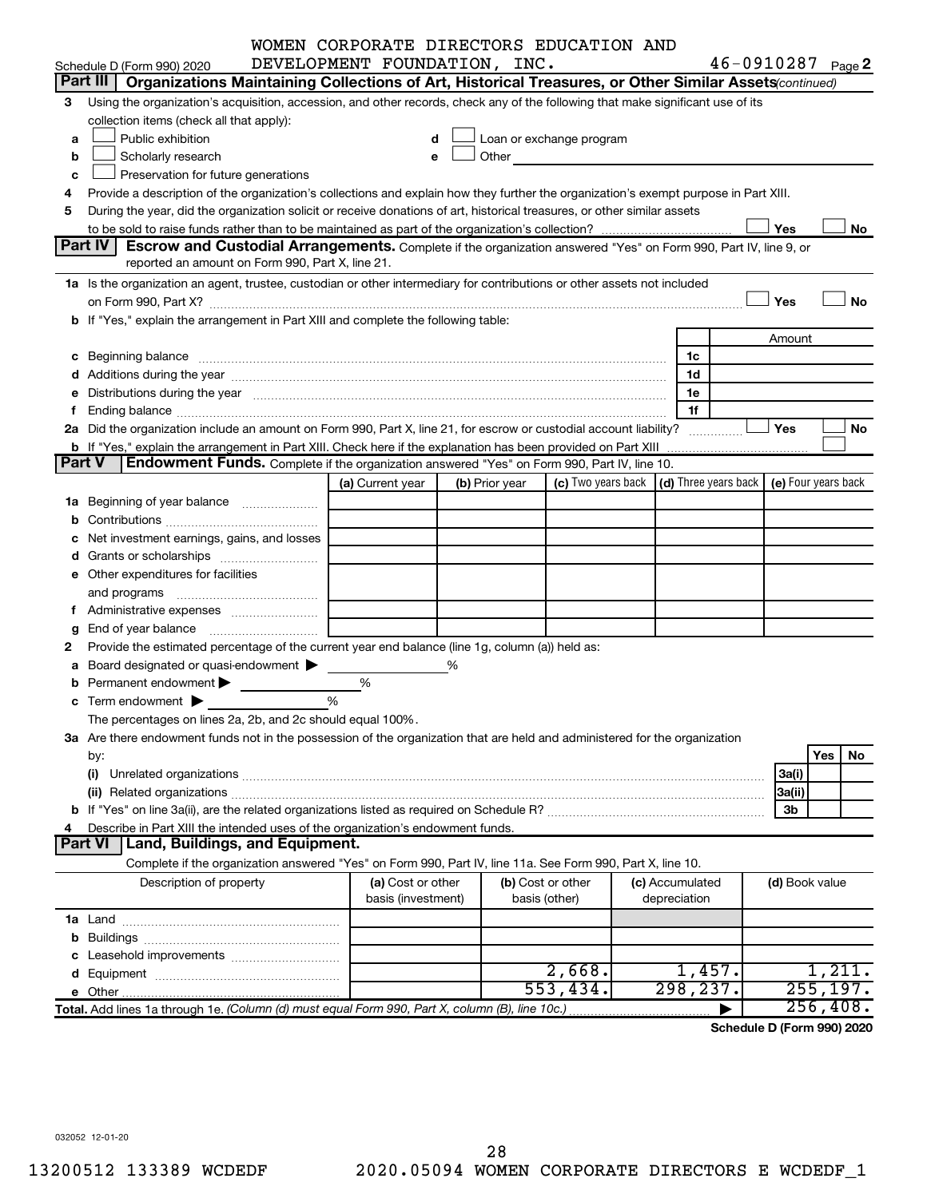WOMEN CORPORATE DIRECTORS EDUCATION AND DEVELOPMENT FOUNDATION, INC. 46-0910287 Page 2

Schedule D (Form 990) 2020

## Part III Organizations Maintaining Collections of Art, Historical Treasures, or Other Similar Assets *(continued)*

3 Using the organization's acquisition, accession, and other records, check any of the following that make significant use of its collection items (check all that apply):

- a ☐ Public exhibition
- b ☐ Scholarly research
- c ☐ Preservation for future generations
- d ☐ Loan or exchange program
- e ☐ Other

4 Provide a description of the organization's collections and explain how they further the organization's exempt purpose in Part XIII.

5 During the year, did the organization solicit or receive donations of art, historical treasures, or other similar assets to be sold to raise funds rather than to be maintained as part of the organization's collection? ☐ Yes ☐ No

## Part IV Escrow and Custodial Arrangements.

Complete if the organization answered "Yes" on Form 990, Part IV, line 9, or reported an amount on Form 990, Part X, line 21.

1a Is the organization an agent, trustee, custodian or other intermediary for contributions or other assets not included on Form 990, Part X? ☐ Yes ☐ No

b If "Yes," explain the arrangement in Part XIII and complete the following table:

| | | Amount |
|---|---|---|
| c Beginning balance | 1c | |
| d Additions during the year | 1d | |
| e Distributions during the year | 1e | |
| f Ending balance | 1f | |

2a Did the organization include an amount on Form 990, Part X, line 21, for escrow or custodial account liability? ☐ Yes ☐ No

b If "Yes," explain the arrangement in Part XIII. Check here if the explanation has been provided on Part XIII ☐

## Part V Endowment Funds.

Complete if the organization answered "Yes" on Form 990, Part IV, line 10.

| | (a) Current year | (b) Prior year | (c) Two years back | (d) Three years back | (e) Four years back |
|---|---|---|---|---|---|
| 1a Beginning of year balance | | | | | |
| b Contributions | | | | | |
| c Net investment earnings, gains, and losses | | | | | |
| d Grants or scholarships | | | | | |
| e Other expenditures for facilities and programs | | | | | |
| f Administrative expenses | | | | | |
| g End of year balance | | | | | |

2 Provide the estimated percentage of the current year end balance (line 1g, column (a)) held as:

- a Board designated or quasi-endowment ▶ %
- b Permanent endowment ▶ %
- c Term endowment ▶ %

The percentages on lines 2a, 2b, and 2c should equal 100%.

3a Are there endowment funds not in the possession of the organization that are held and administered for the organization by:

| | | Yes | No |
|---|---|---|---|
| (i) Unrelated organizations | 3a(i) | | |
| (ii) Related organizations | 3a(ii) | | |
| b If "Yes" on line 3a(ii), are the related organizations listed as required on Schedule R? | 3b | | |

4 Describe in Part XIII the intended uses of the organization's endowment funds.

## Part VI Land, Buildings, and Equipment.

Complete if the organization answered "Yes" on Form 990, Part IV, line 11a. See Form 990, Part X, line 10.

| Description of property | (a) Cost or other basis (investment) | (b) Cost or other basis (other) | (c) Accumulated depreciation | (d) Book value |
|---|---|---|---|---|
| 1a Land | | | | |
| b Buildings | | | | |
| c Leasehold improvements | | | | |
| d Equipment | | 2,668. | 1,457. | 1,211. |
| e Other | | 553,434. | 298,237. | 255,197. |
| Total. Add lines 1a through 1e. *(Column (d) must equal Form 990, Part X, column (B), line 10c.)* | | | ▶ | 256,408. |

Schedule D (Form 990) 2020

032052 12-01-20

13200512 133389 WCDEDF 2020.05094 WOMEN CORPORATE DIRECTORS E WCDEDF_1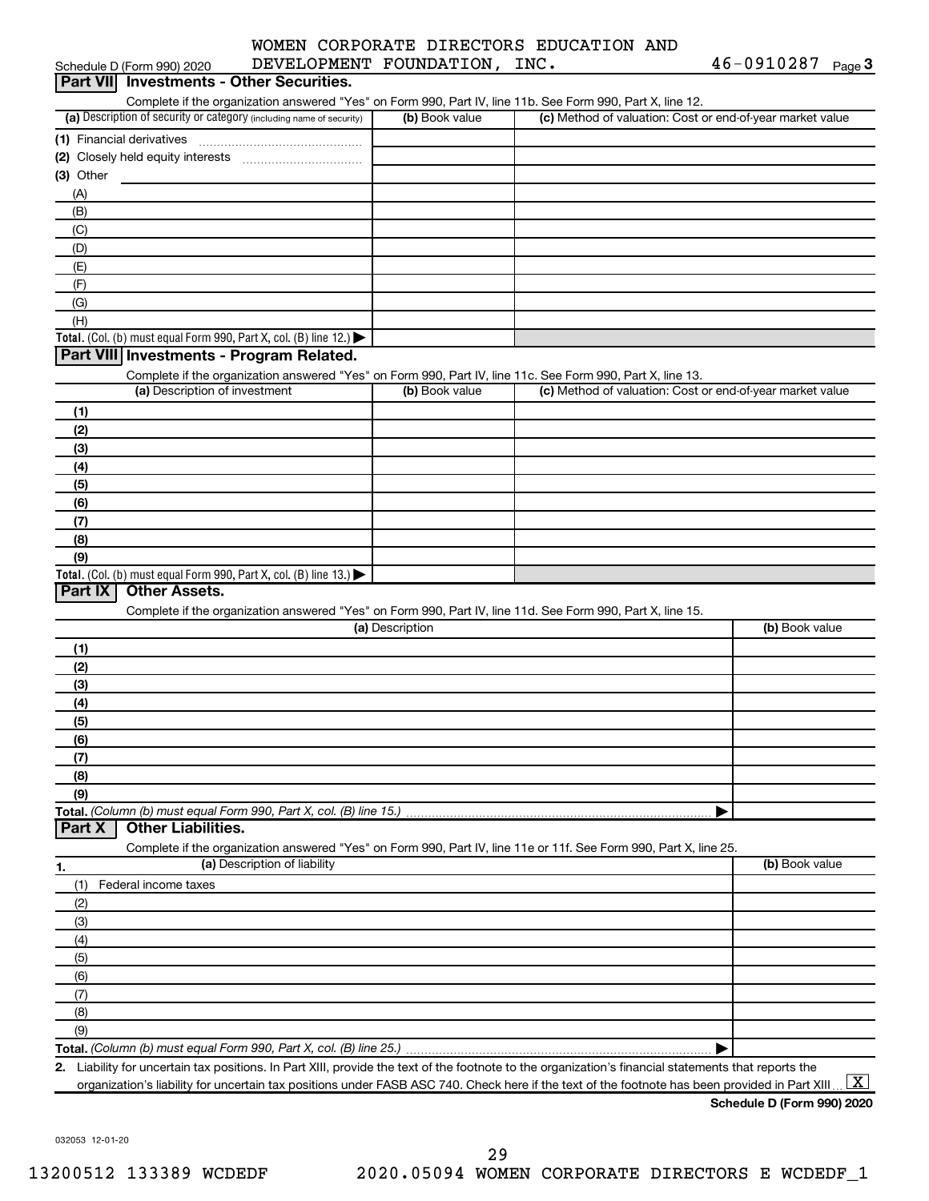WOMEN CORPORATE DIRECTORS EDUCATION AND DEVELOPMENT FOUNDATION, INC. 46-0910287

Schedule D (Form 990) 2020 Page 3

## Part VII Investments - Other Securities.

Complete if the organization answered "Yes" on Form 990, Part IV, line 11b. See Form 990, Part X, line 12.

| (a) Description of security or category (including name of security) | (b) Book value | (c) Method of valuation: Cost or end-of-year market value |
|---|---|---|
| (1) Financial derivatives | | |
| (2) Closely held equity interests | | |
| (3) Other | | |
| (A) | | |
| (B) | | |
| (C) | | |
| (D) | | |
| (E) | | |
| (F) | | |
| (G) | | |
| (H) | | |
| Total. (Col. (b) must equal Form 990, Part X, col. (B) line 12.) | | |

## Part VIII Investments - Program Related.

Complete if the organization answered "Yes" on Form 990, Part IV, line 11c. See Form 990, Part X, line 13.

| (a) Description of investment | (b) Book value | (c) Method of valuation: Cost or end-of-year market value |
|---|---|---|
| (1) | | |
| (2) | | |
| (3) | | |
| (4) | | |
| (5) | | |
| (6) | | |
| (7) | | |
| (8) | | |
| (9) | | |
| Total. (Col. (b) must equal Form 990, Part X, col. (B) line 13.) | | |

## Part IX Other Assets.

Complete if the organization answered "Yes" on Form 990, Part IV, line 11d. See Form 990, Part X, line 15.

| (a) Description | (b) Book value |
|---|---|
| (1) | |
| (2) | |
| (3) | |
| (4) | |
| (5) | |
| (6) | |
| (7) | |
| (8) | |
| (9) | |
| Total. (Column (b) must equal Form 990, Part X, col. (B) line 15.) | |

## Part X Other Liabilities.

Complete if the organization answered "Yes" on Form 990, Part IV, line 11e or 11f. See Form 990, Part X, line 25.

| 1. (a) Description of liability | (b) Book value |
|---|---|
| (1) Federal income taxes | |
| (2) | |
| (3) | |
| (4) | |
| (5) | |
| (6) | |
| (7) | |
| (8) | |
| (9) | |
| Total. (Column (b) must equal Form 990, Part X, col. (B) line 25.) | |

2. Liability for uncertain tax positions. In Part XIII, provide the text of the footnote to the organization's financial statements that reports the organization's liability for uncertain tax positions under FASB ASC 740. Check here if the text of the footnote has been provided in Part XIII [X]

Schedule D (Form 990) 2020

032053 12-01-20

13200512 133389 WCDEDF 2020.05094 WOMEN CORPORATE DIRECTORS E WCDEDF_1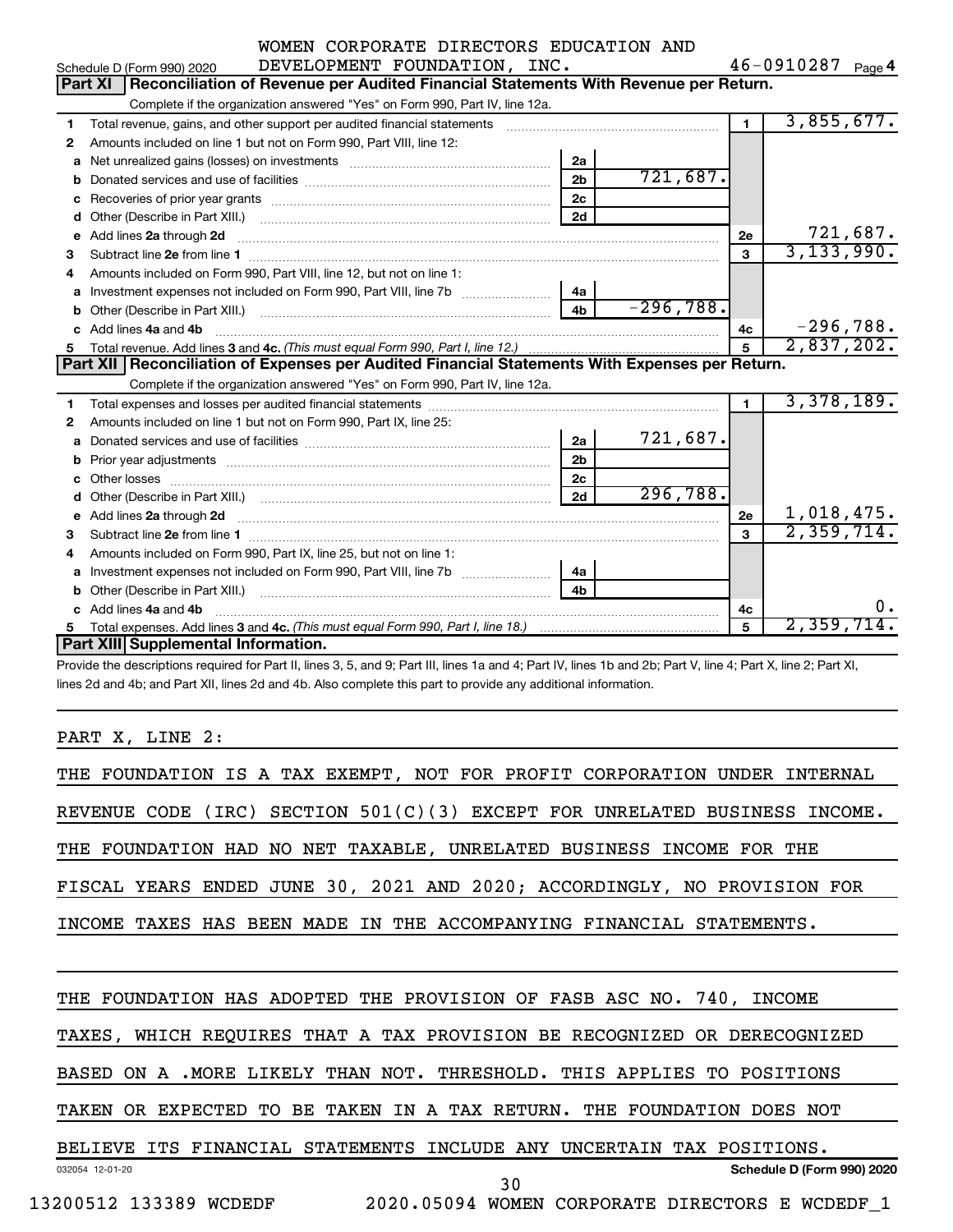WOMEN CORPORATE DIRECTORS EDUCATION AND DEVELOPMENT FOUNDATION, INC. 46-0910287

Schedule D (Form 990) 2020 Page 4

## Part XI Reconciliation of Revenue per Audited Financial Statements With Revenue per Return.

Complete if the organization answered "Yes" on Form 990, Part IV, line 12a.

| | | | | | |
|---|---|---|---|---|---|
| 1 | Total revenue, gains, and other support per audited financial statements | | | 1 | 3,855,677. |
| 2 | Amounts included on line 1 but not on Form 990, Part VIII, line 12: | | | | |
| a | Net unrealized gains (losses) on investments | 2a | | | |
| b | Donated services and use of facilities | 2b | 721,687. | | |
| c | Recoveries of prior year grants | 2c | | | |
| d | Other (Describe in Part XIII.) | 2d | | | |
| e | Add lines 2a through 2d | | | 2e | 721,687. |
| 3 | Subtract line 2e from line 1 | | | 3 | 3,133,990. |
| 4 | Amounts included on Form 990, Part VIII, line 12, but not on line 1: | | | | |
| a | Investment expenses not included on Form 990, Part VIII, line 7b | 4a | | | |
| b | Other (Describe in Part XIII.) | 4b | -296,788. | | |
| c | Add lines 4a and 4b | | | 4c | -296,788. |
| 5 | Total revenue. Add lines 3 and 4c. *(This must equal Form 990, Part I, line 12.)* | | | 5 | 2,837,202. |

## Part XII Reconciliation of Expenses per Audited Financial Statements With Expenses per Return.

Complete if the organization answered "Yes" on Form 990, Part IV, line 12a.

| | | | | | |
|---|---|---|---|---|---|
| 1 | Total expenses and losses per audited financial statements | | | 1 | 3,378,189. |
| 2 | Amounts included on line 1 but not on Form 990, Part IX, line 25: | | | | |
| a | Donated services and use of facilities | 2a | 721,687. | | |
| b | Prior year adjustments | 2b | | | |
| c | Other losses | 2c | | | |
| d | Other (Describe in Part XIII.) | 2d | 296,788. | | |
| e | Add lines 2a through 2d | | | 2e | 1,018,475. |
| 3 | Subtract line 2e from line 1 | | | 3 | 2,359,714. |
| 4 | Amounts included on Form 990, Part IX, line 25, but not on line 1: | | | | |
| a | Investment expenses not included on Form 990, Part VIII, line 7b | 4a | | | |
| b | Other (Describe in Part XIII.) | 4b | | | |
| c | Add lines 4a and 4b | | | 4c | 0. |
| 5 | Total expenses. Add lines 3 and 4c. *(This must equal Form 990, Part I, line 18.)* | | | 5 | 2,359,714. |

## Part XIII Supplemental Information.

Provide the descriptions required for Part II, lines 3, 5, and 9; Part III, lines 1a and 4; Part IV, lines 1b and 2b; Part V, line 4; Part X, line 2; Part XI, lines 2d and 4b; and Part XII, lines 2d and 4b. Also complete this part to provide any additional information.

PART X, LINE 2:

THE FOUNDATION IS A TAX EXEMPT, NOT FOR PROFIT CORPORATION UNDER INTERNAL REVENUE CODE (IRC) SECTION 501(C)(3) EXCEPT FOR UNRELATED BUSINESS INCOME. THE FOUNDATION HAD NO NET TAXABLE, UNRELATED BUSINESS INCOME FOR THE FISCAL YEARS ENDED JUNE 30, 2021 AND 2020; ACCORDINGLY, NO PROVISION FOR INCOME TAXES HAS BEEN MADE IN THE ACCOMPANYING FINANCIAL STATEMENTS.

THE FOUNDATION HAS ADOPTED THE PROVISION OF FASB ASC NO. 740, INCOME TAXES, WHICH REQUIRES THAT A TAX PROVISION BE RECOGNIZED OR DERECOGNIZED BASED ON A .MORE LIKELY THAN NOT. THRESHOLD. THIS APPLIES TO POSITIONS TAKEN OR EXPECTED TO BE TAKEN IN A TAX RETURN. THE FOUNDATION DOES NOT BELIEVE ITS FINANCIAL STATEMENTS INCLUDE ANY UNCERTAIN TAX POSITIONS.

032054 12-01-20 Schedule D (Form 990) 2020

13200512 133389 WCDEDF 2020.05094 WOMEN CORPORATE DIRECTORS E WCDEDF_1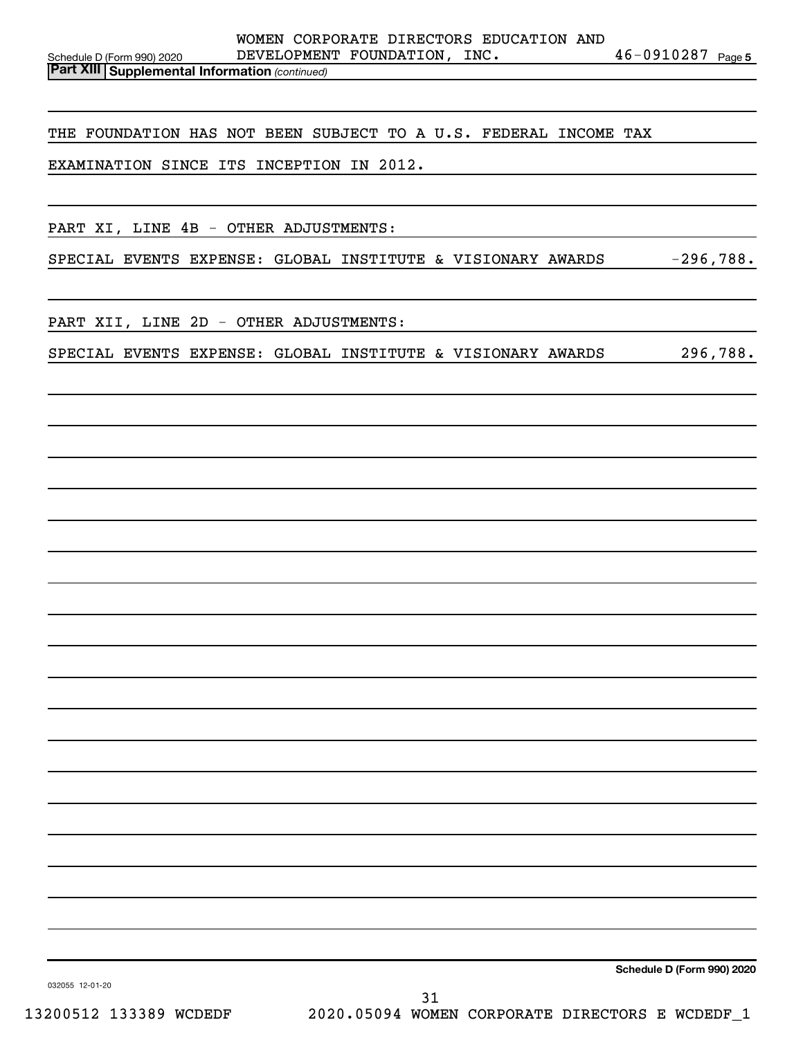WOMEN CORPORATE DIRECTORS EDUCATION AND DEVELOPMENT FOUNDATION, INC. 46-0910287

Schedule D (Form 990) 2020 Page 5

**Part XIII Supplemental Information** *(continued)*

THE FOUNDATION HAS NOT BEEN SUBJECT TO A U.S. FEDERAL INCOME TAX EXAMINATION SINCE ITS INCEPTION IN 2012.

PART XI, LINE 4B - OTHER ADJUSTMENTS:

| | |
|---|---|
| SPECIAL EVENTS EXPENSE: GLOBAL INSTITUTE & VISIONARY AWARDS | -296,788. |

PART XII, LINE 2D - OTHER ADJUSTMENTS:

| | |
|---|---|
| SPECIAL EVENTS EXPENSE: GLOBAL INSTITUTE & VISIONARY AWARDS | 296,788. |

**Schedule D (Form 990) 2020**

032055 12-01-20

13200512 133389 WCDEDF 2020.05094 WOMEN CORPORATE DIRECTORS E WCDEDF_1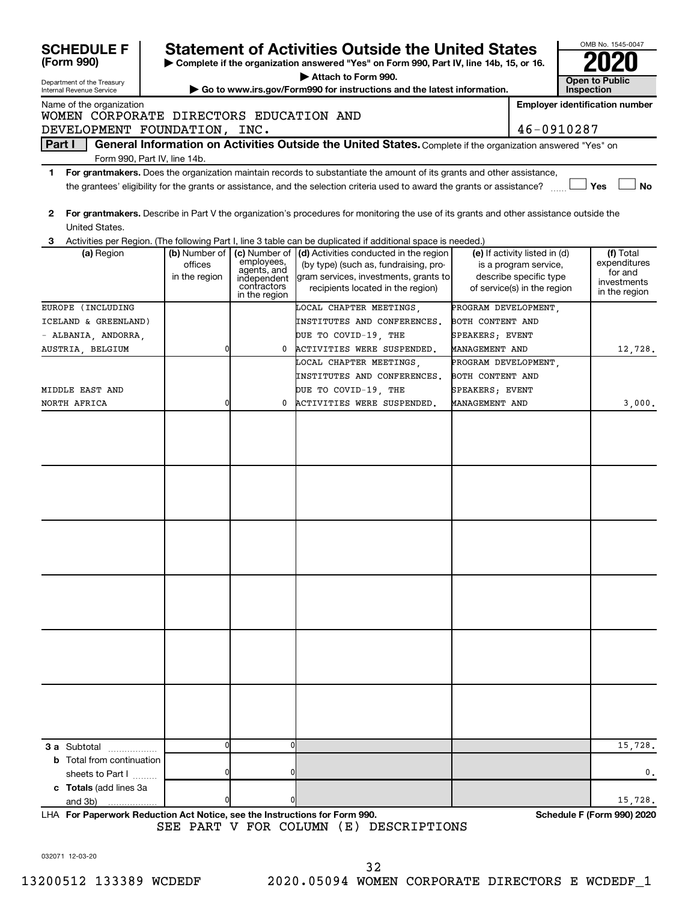# SCHEDULE F (Form 990)

Department of the Treasury
Internal Revenue Service

## Statement of Activities Outside the United States

▶ Complete if the organization answered "Yes" on Form 990, Part IV, line 14b, 15, or 16.
▶ Attach to Form 990.
▶ Go to www.irs.gov/Form990 for instructions and the latest information.

OMB No. 1545-0047

**2020**

**Open to Public Inspection**

Name of the organization: WOMEN CORPORATE DIRECTORS EDUCATION AND DEVELOPMENT FOUNDATION, INC.

Employer identification number: 46-0910287

**Part I — General Information on Activities Outside the United States.** Complete if the organization answered "Yes" on Form 990, Part IV, line 14b.

1 **For grantmakers.** Does the organization maintain records to substantiate the amount of its grants and other assistance, the grantees' eligibility for the grants or assistance, and the selection criteria used to award the grants or assistance? ☐ Yes ☐ No

2 **For grantmakers.** Describe in Part V the organization's procedures for monitoring the use of its grants and other assistance outside the United States.

3 Activities per Region. (The following Part I, line 3 table can be duplicated if additional space is needed.)

| (a) Region | (b) Number of offices in the region | (c) Number of employees, agents, and independent contractors in the region | (d) Activities conducted in the region (by type) (such as, fundraising, program services, investments, grants to recipients located in the region) | (e) If activity listed in (d) is a program service, describe specific type of service(s) in the region | (f) Total expenditures for and investments in the region |
|---|---|---|---|---|---|
| EUROPE (INCLUDING ICELAND & GREENLAND) - ALBANIA, ANDORRA, AUSTRIA, BELGIUM | 0 | 0 | LOCAL CHAPTER MEETINGS, INSTITUTES AND CONFERENCES. DUE TO COVID-19, THE ACTIVITIES WERE SUSPENDED. | PROGRAM DEVELOPMENT, BOTH CONTENT AND SPEAKERS; EVENT MANAGEMENT AND | 12,728. |
| MIDDLE EAST AND NORTH AFRICA | 0 | 0 | LOCAL CHAPTER MEETINGS, INSTITUTES AND CONFERENCES. DUE TO COVID-19, THE ACTIVITIES WERE SUSPENDED. | PROGRAM DEVELOPMENT, BOTH CONTENT AND SPEAKERS; EVENT MANAGEMENT AND | 3,000. |
| **3 a** Subtotal | 0 | 0 | | | 15,728. |
| **b** Total from continuation sheets to Part I | 0 | 0 | | | 0. |
| **c Totals** (add lines 3a and 3b) | 0 | 0 | | | 15,728. |

LHA **For Paperwork Reduction Act Notice, see the Instructions for Form 990.** **Schedule F (Form 990) 2020**

SEE PART V FOR COLUMN (E) DESCRIPTIONS

032071 12-03-20

13200512 133389 WCDEDF 2020.05094 WOMEN CORPORATE DIRECTORS E WCDEDF_1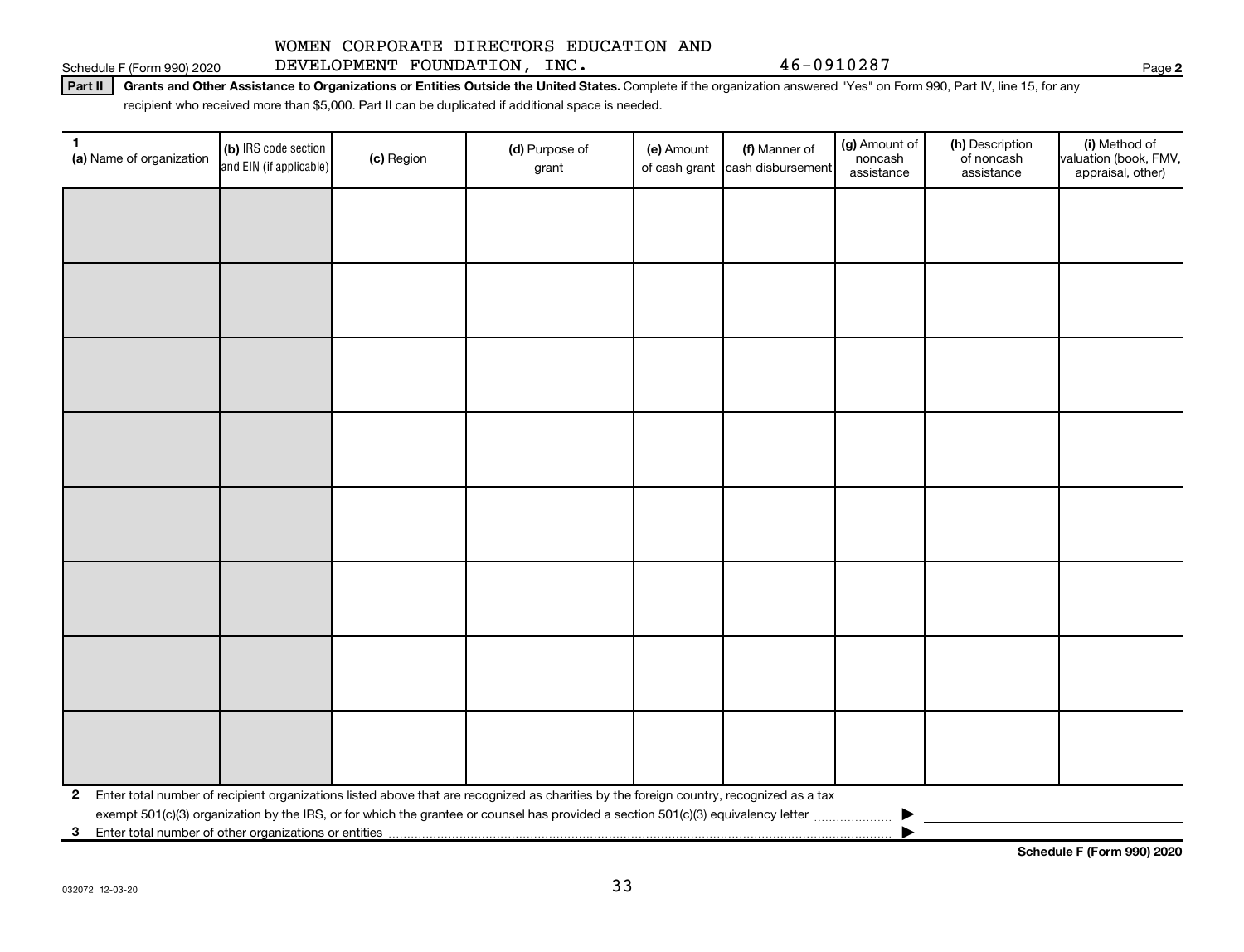WOMEN CORPORATE DIRECTORS EDUCATION AND DEVELOPMENT FOUNDATION, INC. 46-0910287

Schedule F (Form 990) 2020 Page **2**

**Part II** **Grants and Other Assistance to Organizations or Entities Outside the United States.** Complete if the organization answered "Yes" on Form 990, Part IV, line 15, for any recipient who received more than $5,000. Part II can be duplicated if additional space is needed.

| 1 (a) Name of organization | (b) IRS code section and EIN (if applicable) | (c) Region | (d) Purpose of grant | (e) Amount of cash grant | (f) Manner of cash disbursement | (g) Amount of noncash assistance | (h) Description of noncash assistance | (i) Method of valuation (book, FMV, appraisal, other) |
|---|---|---|---|---|---|---|---|---|
| | | | | | | | | |
| | | | | | | | | |
| | | | | | | | | |
| | | | | | | | | |
| | | | | | | | | |
| | | | | | | | | |
| | | | | | | | | |
| | | | | | | | | |

**2** Enter total number of recipient organizations listed above that are recognized as charities by the foreign country, recognized as a tax exempt 501(c)(3) organization by the IRS, or for which the grantee or counsel has provided a section 501(c)(3) equivalency letter ▶

**3** Enter total number of other organizations or entities ▶

**Schedule F (Form 990) 2020**

032072 12-03-20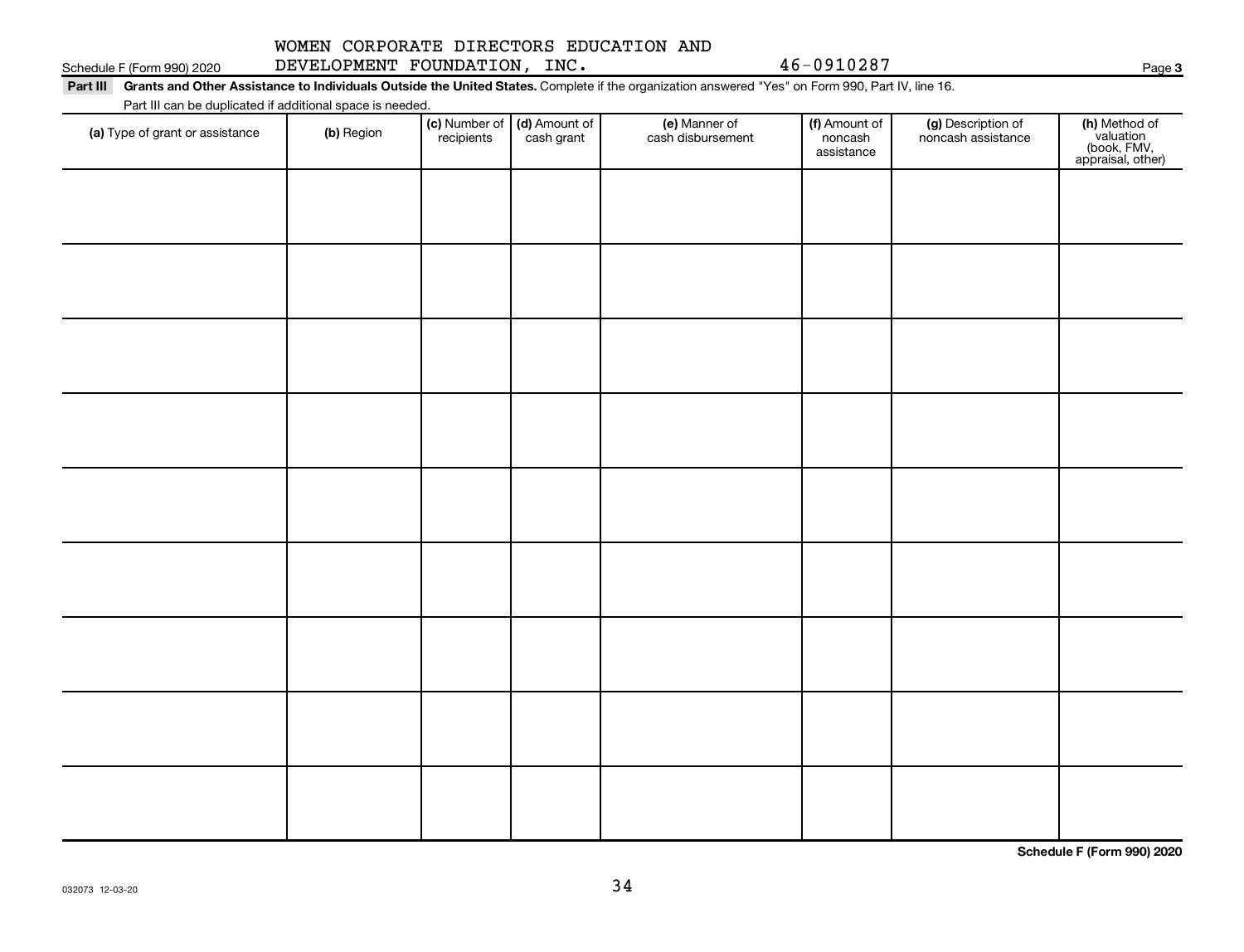Schedule F (Form 990) 2020 WOMEN CORPORATE DIRECTORS EDUCATION AND DEVELOPMENT FOUNDATION, INC. 46-0910287 Page 3

**Part III Grants and Other Assistance to Individuals Outside the United States.** Complete if the organization answered "Yes" on Form 990, Part IV, line 16.

Part III can be duplicated if additional space is needed.

| (a) Type of grant or assistance | (b) Region | (c) Number of recipients | (d) Amount of cash grant | (e) Manner of cash disbursement | (f) Amount of noncash assistance | (g) Description of noncash assistance | (h) Method of valuation (book, FMV, appraisal, other) |
|---|---|---|---|---|---|---|---|
| | | | | | | | |
| | | | | | | | |
| | | | | | | | |
| | | | | | | | |
| | | | | | | | |
| | | | | | | | |
| | | | | | | | |
| | | | | | | | |
| | | | | | | | |

**Schedule F (Form 990) 2020**

032073 12-03-20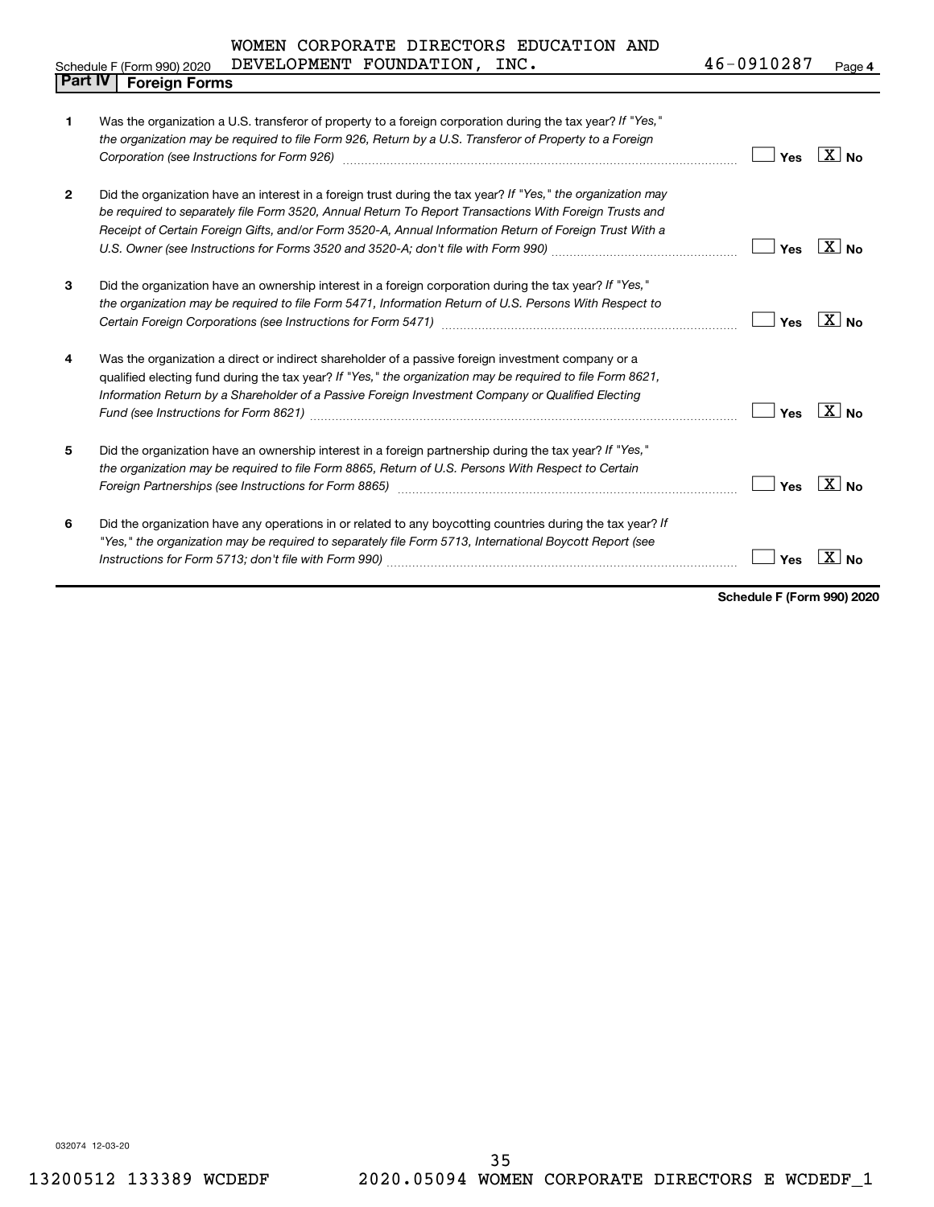Schedule F (Form 990) 2020 WOMEN CORPORATE DIRECTORS EDUCATION AND DEVELOPMENT FOUNDATION, INC. 46-0910287 Page 4

## Part IV Foreign Forms

| | | Yes | No |
|---|---|---|---|
| 1 | Was the organization a U.S. transferor of property to a foreign corporation during the tax year? *If "Yes," the organization may be required to file Form 926, Return by a U.S. Transferor of Property to a Foreign Corporation (see Instructions for Form 926)* | | X |
| 2 | Did the organization have an interest in a foreign trust during the tax year? *If "Yes," the organization may be required to separately file Form 3520, Annual Return To Report Transactions With Foreign Trusts and Receipt of Certain Foreign Gifts, and/or Form 3520-A, Annual Information Return of Foreign Trust With a U.S. Owner (see Instructions for Forms 3520 and 3520-A; don't file with Form 990)* | | X |
| 3 | Did the organization have an ownership interest in a foreign corporation during the tax year? *If "Yes," the organization may be required to file Form 5471, Information Return of U.S. Persons With Respect to Certain Foreign Corporations (see Instructions for Form 5471)* | | X |
| 4 | Was the organization a direct or indirect shareholder of a passive foreign investment company or a qualified electing fund during the tax year? *If "Yes," the organization may be required to file Form 8621, Information Return by a Shareholder of a Passive Foreign Investment Company or Qualified Electing Fund (see Instructions for Form 8621)* | | X |
| 5 | Did the organization have an ownership interest in a foreign partnership during the tax year? *If "Yes," the organization may be required to file Form 8865, Return of U.S. Persons With Respect to Certain Foreign Partnerships (see Instructions for Form 8865)* | | X |
| 6 | Did the organization have any operations in or related to any boycotting countries during the tax year? *If "Yes," the organization may be required to separately file Form 5713, International Boycott Report (see Instructions for Form 5713; don't file with Form 990)* | | X |

**Schedule F (Form 990) 2020**

032074 12-03-20

13200512 133389 WCDEDF 2020.05094 WOMEN CORPORATE DIRECTORS E WCDEDF_1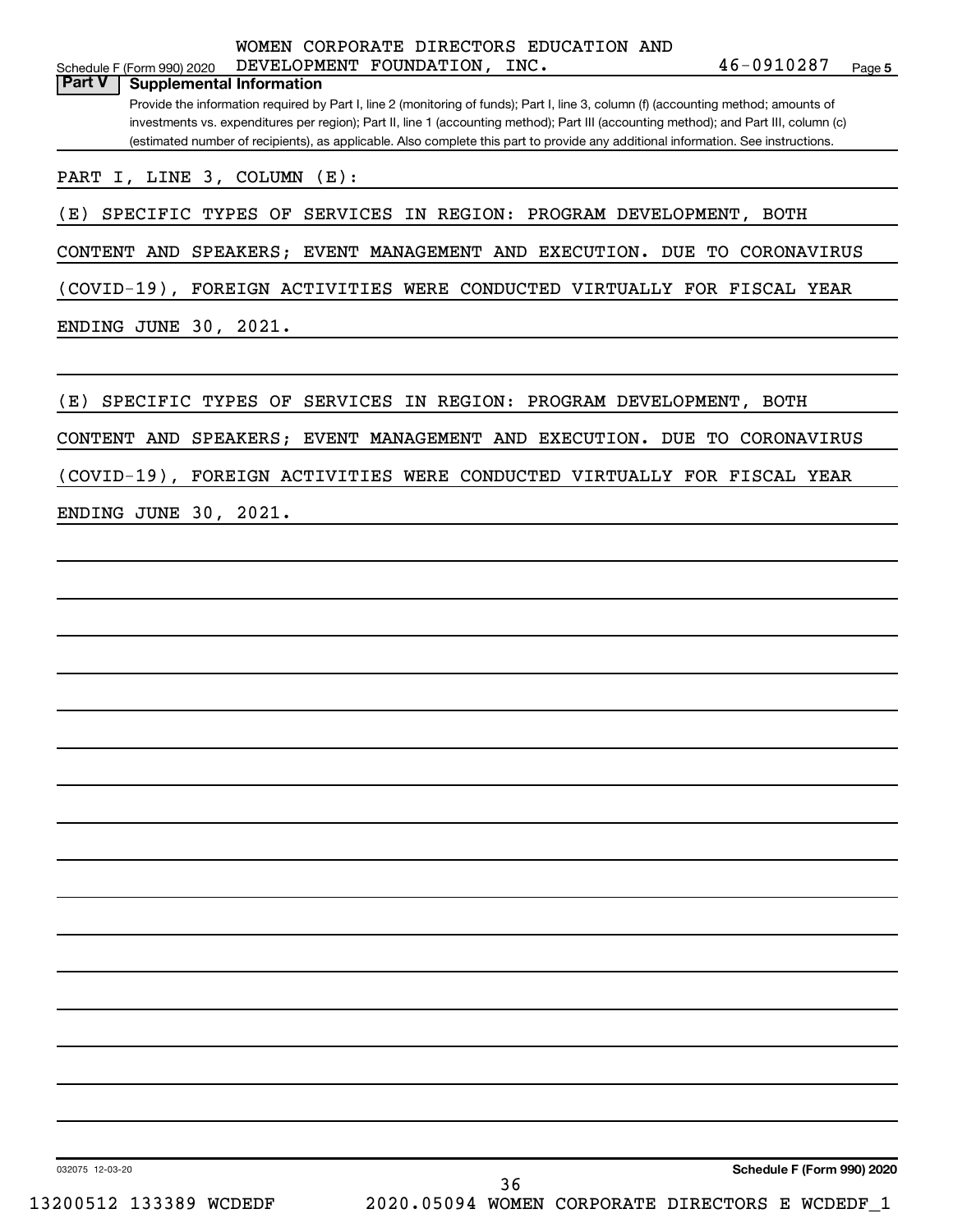WOMEN CORPORATE DIRECTORS EDUCATION AND DEVELOPMENT FOUNDATION, INC. 46-0910287

Schedule F (Form 990) 2020 Page **5**

## Part V Supplemental Information

Provide the information required by Part I, line 2 (monitoring of funds); Part I, line 3, column (f) (accounting method; amounts of investments vs. expenditures per region); Part II, line 1 (accounting method); Part III (accounting method); and Part III, column (c) (estimated number of recipients), as applicable. Also complete this part to provide any additional information. See instructions.

PART I, LINE 3, COLUMN (E):

(E) SPECIFIC TYPES OF SERVICES IN REGION: PROGRAM DEVELOPMENT, BOTH CONTENT AND SPEAKERS; EVENT MANAGEMENT AND EXECUTION. DUE TO CORONAVIRUS (COVID-19), FOREIGN ACTIVITIES WERE CONDUCTED VIRTUALLY FOR FISCAL YEAR ENDING JUNE 30, 2021.

(E) SPECIFIC TYPES OF SERVICES IN REGION: PROGRAM DEVELOPMENT, BOTH CONTENT AND SPEAKERS; EVENT MANAGEMENT AND EXECUTION. DUE TO CORONAVIRUS (COVID-19), FOREIGN ACTIVITIES WERE CONDUCTED VIRTUALLY FOR FISCAL YEAR ENDING JUNE 30, 2021.

032075 12-03-20 **Schedule F (Form 990) 2020**

13200512 133389 WCDEDF 2020.05094 WOMEN CORPORATE DIRECTORS E WCDEDF_1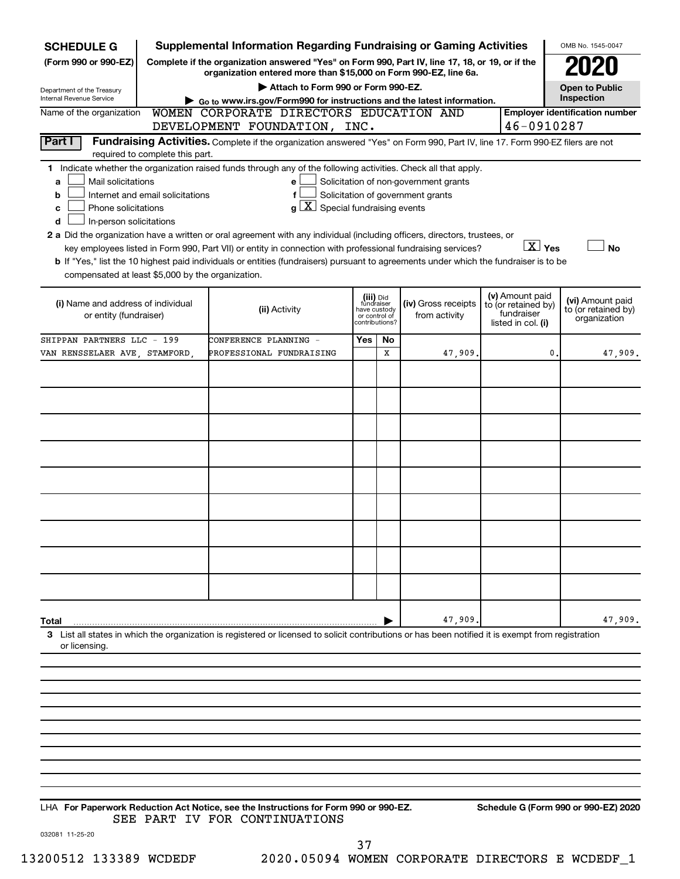**SCHEDULE G (Form 990 or 990-EZ)**

Department of the Treasury
Internal Revenue Service

# Supplemental Information Regarding Fundraising or Gaming Activities

**Complete if the organization answered "Yes" on Form 990, Part IV, line 17, 18, or 19, or if the organization entered more than $15,000 on Form 990-EZ, line 6a.**

**▶ Attach to Form 990 or Form 990-EZ.**

**▶ Go to www.irs.gov/Form990 for instructions and the latest information.**

OMB No. 1545-0047

**2020**

**Open to Public Inspection**

Name of the organization: WOMEN CORPORATE DIRECTORS EDUCATION AND DEVELOPMENT FOUNDATION, INC.

**Employer identification number:** 46-0910287

## Part I — Fundraising Activities.

Complete if the organization answered "Yes" on Form 990, Part IV, line 17. Form 990-EZ filers are not required to complete this part.

**1** Indicate whether the organization raised funds through any of the following activities. Check all that apply.

- **a** ☐ Mail solicitations
- **b** ☐ Internet and email solicitations
- **c** ☐ Phone solicitations
- **d** ☐ In-person solicitations
- **e** ☐ Solicitation of non-government grants
- **f** ☐ Solicitation of government grants
- **g** ☒ Special fundraising events

**2 a** Did the organization have a written or oral agreement with any individual (including officers, directors, trustees, or key employees listed in Form 990, Part VII) or entity in connection with professional fundraising services? ☒ **Yes** ☐ **No**

**b** If "Yes," list the 10 highest paid individuals or entities (fundraisers) pursuant to agreements under which the fundraiser is to be compensated at least $5,000 by the organization.

| (i) Name and address of individual or entity (fundraiser) | (ii) Activity | (iii) Did fundraiser have custody or control of contributions? Yes | No | (iv) Gross receipts from activity | (v) Amount paid to (or retained by) fundraiser listed in col. (i) | (vi) Amount paid to (or retained by) organization |
|---|---|---|---|---|---|---|
| SHIPPAN PARTNERS LLC - 199 VAN RENSSELAER AVE, STAMFORD, | CONFERENCE PLANNING - PROFESSIONAL FUNDRAISING | | X | 47,909. | 0. | 47,909. |
| | | | | | | |
| | | | | | | |
| | | | | | | |
| | | | | | | |
| | | | | | | |
| | | | | | | |
| | | | | | | |
| | | | | | | |
| | | | | | | |
| **Total** | | | ▶ | 47,909. | | 47,909. |

**3** List all states in which the organization is registered or licensed to solicit contributions or has been notified it is exempt from registration or licensing.

LHA **For Paperwork Reduction Act Notice, see the Instructions for Form 990 or 990-EZ.** **Schedule G (Form 990 or 990-EZ) 2020**

SEE PART IV FOR CONTINUATIONS

032081 11-25-20

13200512 133389 WCDEDF 2020.05094 WOMEN CORPORATE DIRECTORS E WCDEDF_1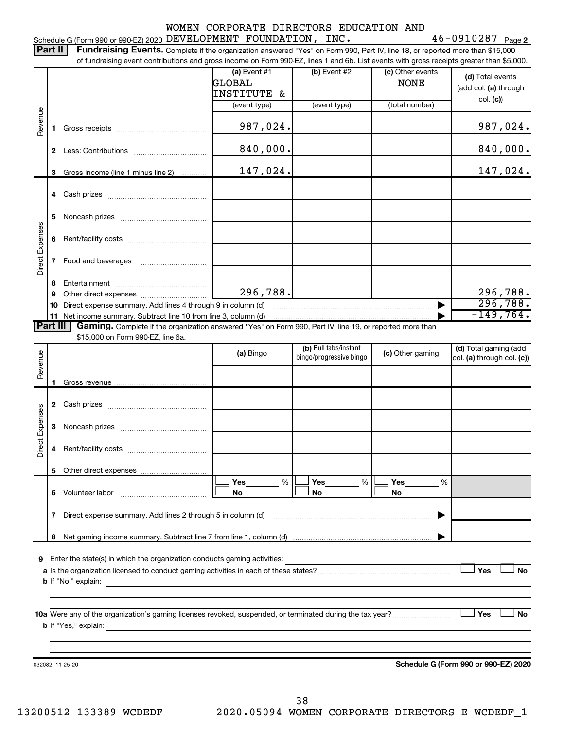WOMEN CORPORATE DIRECTORS EDUCATION AND

Schedule G (Form 990 or 990-EZ) 2020 DEVELOPMENT FOUNDATION, INC. 46-0910287 Page 2

**Part II** **Fundraising Events.** Complete if the organization answered "Yes" on Form 990, Part IV, line 18, or reported more than $15,000 of fundraising event contributions and gross income on Form 990-EZ, lines 1 and 6b. List events with gross receipts greater than $5,000.

| | | (a) Event #1 GLOBAL INSTITUTE & (event type) | (b) Event #2 (event type) | (c) Other events NONE (total number) | (d) Total events (add col. (a) through col. (c)) |
|---|---|---|---|---|---|
| Revenue | 1 Gross receipts | 987,024. | | | 987,024. |
| | 2 Less: Contributions | 840,000. | | | 840,000. |
| | 3 Gross income (line 1 minus line 2) | 147,024. | | | 147,024. |
| Direct Expenses | 4 Cash prizes | | | | |
| | 5 Noncash prizes | | | | |
| | 6 Rent/facility costs | | | | |
| | 7 Food and beverages | | | | |
| | 8 Entertainment | | | | |
| | 9 Other direct expenses | 296,788. | | | 296,788. |
| | 10 Direct expense summary. Add lines 4 through 9 in column (d) | | | ▶ | 296,788. |
| | 11 Net income summary. Subtract line 10 from line 3, column (d) | | | ▶ | -149,764. |

**Part III** **Gaming.** Complete if the organization answered "Yes" on Form 990, Part IV, line 19, or reported more than $15,000 on Form 990-EZ, line 6a.

| | | (a) Bingo | (b) Pull tabs/instant bingo/progressive bingo | (c) Other gaming | (d) Total gaming (add col. (a) through col. (c)) |
|---|---|---|---|---|---|
| Revenue | 1 Gross revenue | | | | |
| Direct Expenses | 2 Cash prizes | | | | |
| | 3 Noncash prizes | | | | |
| | 4 Rent/facility costs | | | | |
| | 5 Other direct expenses | | | | |
| | 6 Volunteer labor | ☐ Yes ___ % ☐ No | ☐ Yes ___ % ☐ No | ☐ Yes ___ % ☐ No | |
| | 7 Direct expense summary. Add lines 2 through 5 in column (d) | | | ▶ | |
| | 8 Net gaming income summary. Subtract line 7 from line 1, column (d) | | | ▶ | |

**9** Enter the state(s) in which the organization conducts gaming activities: ______

**a** Is the organization licensed to conduct gaming activities in each of these states? ☐ Yes ☐ No

**b** If "No," explain: ______

**10a** Were any of the organization's gaming licenses revoked, suspended, or terminated during the tax year? ☐ Yes ☐ No

**b** If "Yes," explain: ______

032082 11-25-20 **Schedule G (Form 990 or 990-EZ) 2020**

13200512 133389 WCDEDF 2020.05094 WOMEN CORPORATE DIRECTORS E WCDEDF_1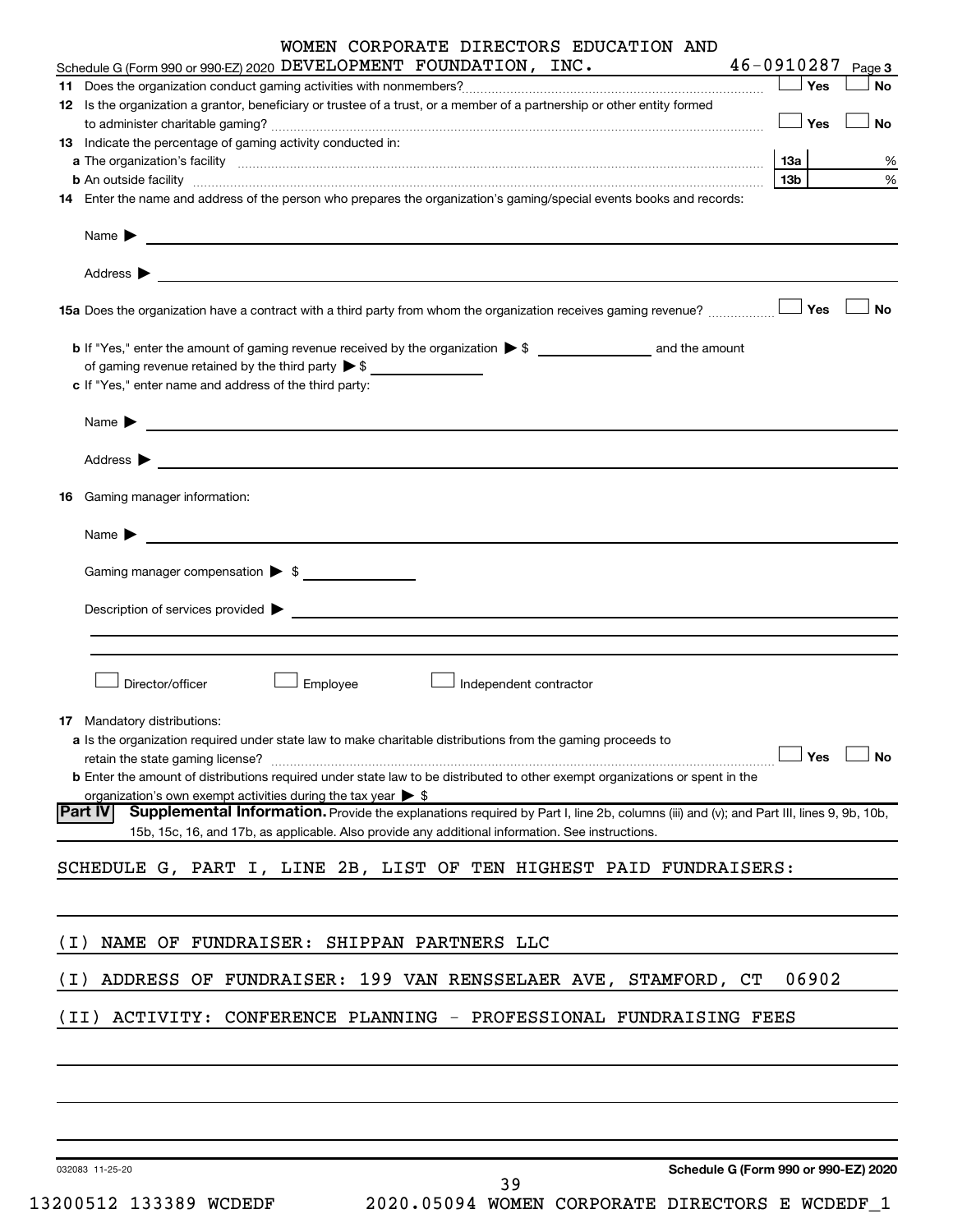WOMEN CORPORATE DIRECTORS EDUCATION AND
Schedule G (Form 990 or 990-EZ) 2020 DEVELOPMENT FOUNDATION, INC. 46-0910287 Page 3

**11** Does the organization conduct gaming activities with nonmembers? ☐ Yes ☐ No

**12** Is the organization a grantor, beneficiary or trustee of a trust, or a member of a partnership or other entity formed to administer charitable gaming? ☐ Yes ☐ No

**13** Indicate the percentage of gaming activity conducted in:

**a** The organization's facility ... **13a** %

**b** An outside facility ... **13b** %

**14** Enter the name and address of the person who prepares the organization's gaming/special events books and records:

Name ▶

Address ▶

**15a** Does the organization have a contract with a third party from whom the organization receives gaming revenue? ☐ Yes ☐ No

**b** If "Yes," enter the amount of gaming revenue received by the organization ▶ $ _______ and the amount of gaming revenue retained by the third party ▶ $ _______

**c** If "Yes," enter name and address of the third party:

Name ▶

Address ▶

**16** Gaming manager information:

Name ▶

Gaming manager compensation ▶ $

Description of services provided ▶

☐ Director/officer ☐ Employee ☐ Independent contractor

**17** Mandatory distributions:

**a** Is the organization required under state law to make charitable distributions from the gaming proceeds to retain the state gaming license? ☐ Yes ☐ No

**b** Enter the amount of distributions required under state law to be distributed to other exempt organizations or spent in the organization's own exempt activities during the tax year ▶ $

**Part IV** **Supplemental Information.** Provide the explanations required by Part I, line 2b, columns (iii) and (v); and Part III, lines 9, 9b, 10b, 15b, 15c, 16, and 17b, as applicable. Also provide any additional information. See instructions.

SCHEDULE G, PART I, LINE 2B, LIST OF TEN HIGHEST PAID FUNDRAISERS:

(I) NAME OF FUNDRAISER: SHIPPAN PARTNERS LLC

(I) ADDRESS OF FUNDRAISER: 199 VAN RENSSELAER AVE, STAMFORD, CT 06902

(II) ACTIVITY: CONFERENCE PLANNING - PROFESSIONAL FUNDRAISING FEES

032083 11-25-20 **Schedule G (Form 990 or 990-EZ) 2020**

13200512 133389 WCDEDF 2020.05094 WOMEN CORPORATE DIRECTORS E WCDEDF_1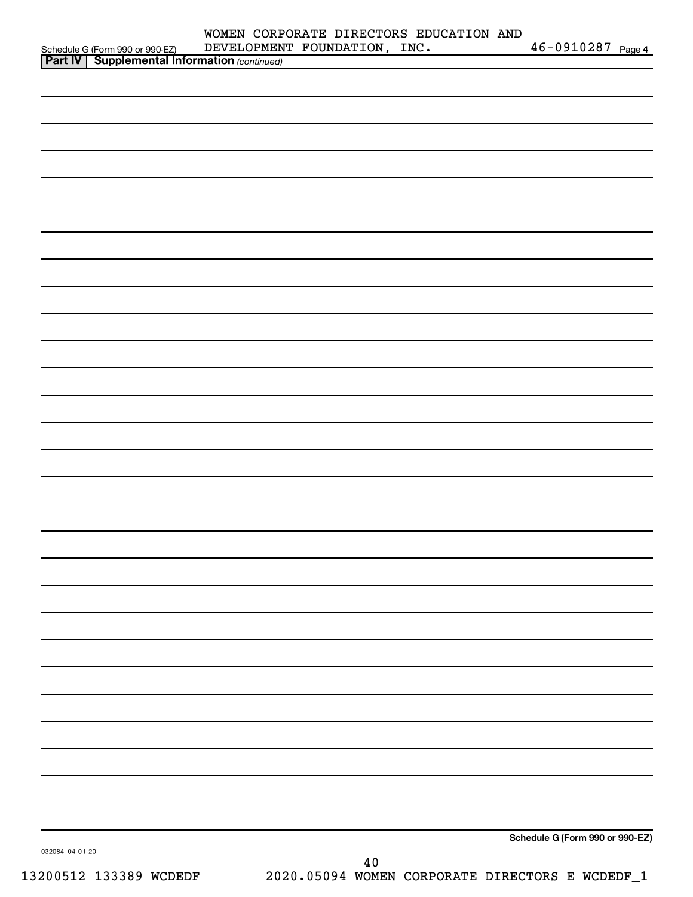Schedule G (Form 990 or 990-EZ) WOMEN CORPORATE DIRECTORS EDUCATION AND DEVELOPMENT FOUNDATION, INC. 46-0910287 Page 4

**Part IV | Supplemental Information** *(continued)*

**Schedule G (Form 990 or 990-EZ)**

032084 04-01-20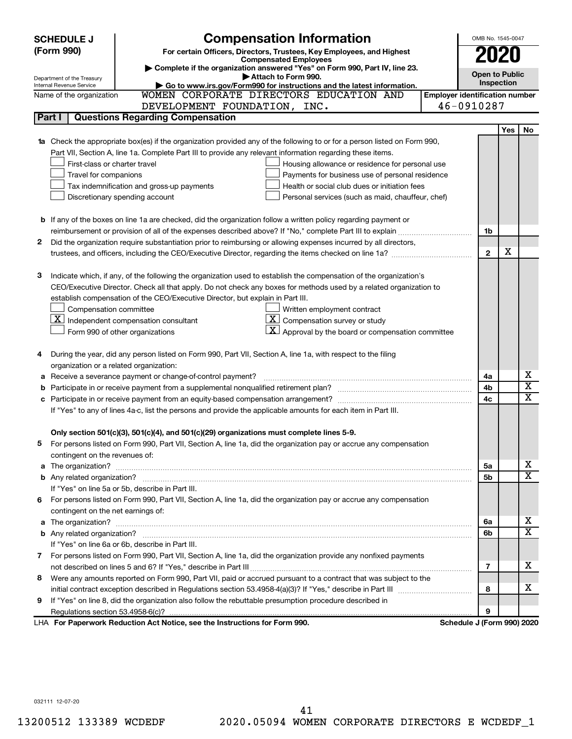**SCHEDULE J (Form 990)**

Department of the Treasury
Internal Revenue Service

# Compensation Information

**For certain Officers, Directors, Trustees, Key Employees, and Highest Compensated Employees**

▶ Complete if the organization answered "Yes" on Form 990, Part IV, line 23.
▶ Attach to Form 990.
▶ Go to www.irs.gov/Form990 for instructions and the latest information.

OMB No. 1545-0047

**2020**

**Open to Public Inspection**

Name of the organization: WOMEN CORPORATE DIRECTORS EDUCATION AND DEVELOPMENT FOUNDATION, INC.

Employer identification number: 46-0910287

## Part I | Questions Regarding Compensation

| | | Yes | No |
|---|---|---|---|
| **1a** Check the appropriate box(es) if the organization provided any of the following to or for a person listed on Form 990, Part VII, Section A, line 1a. Complete Part III to provide any relevant information regarding these items.<br>☐ First-class or charter travel ☐ Housing allowance or residence for personal use<br>☐ Travel for companions ☐ Payments for business use of personal residence<br>☐ Tax indemnification and gross-up payments ☐ Health or social club dues or initiation fees<br>☐ Discretionary spending account ☐ Personal services (such as maid, chauffeur, chef) | | | |
| **b** If any of the boxes on line 1a are checked, did the organization follow a written policy regarding payment or reimbursement or provision of all of the expenses described above? If "No," complete Part III to explain | 1b | | |
| **2** Did the organization require substantiation prior to reimbursing or allowing expenses incurred by all directors, trustees, and officers, including the CEO/Executive Director, regarding the items checked on line 1a? | 2 | X | |
| **3** Indicate which, if any, of the following the organization used to establish the compensation of the organization's CEO/Executive Director. Check all that apply. Do not check any boxes for methods used by a related organization to establish compensation of the CEO/Executive Director, but explain in Part III.<br>☐ Compensation committee ☐ Written employment contract<br>☒ Independent compensation consultant ☒ Compensation survey or study<br>☐ Form 990 of other organizations ☒ Approval by the board or compensation committee | | | |
| **4** During the year, did any person listed on Form 990, Part VII, Section A, line 1a, with respect to the filing organization or a related organization: | | | |
| **a** Receive a severance payment or change-of-control payment? | 4a | | X |
| **b** Participate in or receive payment from a supplemental nonqualified retirement plan? | 4b | | X |
| **c** Participate in or receive payment from an equity-based compensation arrangement? | 4c | | X |
| If "Yes" to any of lines 4a-c, list the persons and provide the applicable amounts for each item in Part III. | | | |
| **Only section 501(c)(3), 501(c)(4), and 501(c)(29) organizations must complete lines 5-9.** | | | |
| **5** For persons listed on Form 990, Part VII, Section A, line 1a, did the organization pay or accrue any compensation contingent on the revenues of: | | | |
| **a** The organization? | 5a | | X |
| **b** Any related organization? | 5b | | X |
| If "Yes" on line 5a or 5b, describe in Part III. | | | |
| **6** For persons listed on Form 990, Part VII, Section A, line 1a, did the organization pay or accrue any compensation contingent on the net earnings of: | | | |
| **a** The organization? | 6a | | X |
| **b** Any related organization? | 6b | | X |
| If "Yes" on line 6a or 6b, describe in Part III. | | | |
| **7** For persons listed on Form 990, Part VII, Section A, line 1a, did the organization provide any nonfixed payments not described on lines 5 and 6? If "Yes," describe in Part III | 7 | | X |
| **8** Were any amounts reported on Form 990, Part VII, paid or accrued pursuant to a contract that was subject to the initial contract exception described in Regulations section 53.4958-4(a)(3)? If "Yes," describe in Part III | 8 | | X |
| **9** If "Yes" on line 8, did the organization also follow the rebuttable presumption procedure described in Regulations section 53.4958-6(c)? | 9 | | |

LHA **For Paperwork Reduction Act Notice, see the Instructions for Form 990.** **Schedule J (Form 990) 2020**

032111 12-07-20

13200512 133389 WCDEDF 2020.05094 WOMEN CORPORATE DIRECTORS E WCDEDF_1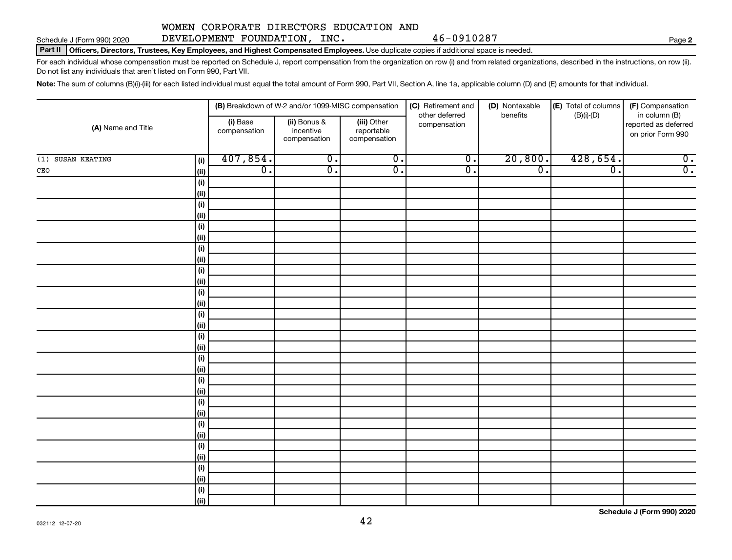WOMEN CORPORATE DIRECTORS EDUCATION AND DEVELOPMENT FOUNDATION, INC. 46-0910287

Schedule J (Form 990) 2020 Page 2

**Part II Officers, Directors, Trustees, Key Employees, and Highest Compensated Employees.** Use duplicate copies if additional space is needed.

For each individual whose compensation must be reported on Schedule J, report compensation from the organization on row (i) and from related organizations, described in the instructions, on row (ii). Do not list any individuals that aren't listed on Form 990, Part VII.

**Note:** The sum of columns (B)(i)-(iii) for each listed individual must equal the total amount of Form 990, Part VII, Section A, line 1a, applicable column (D) and (E) amounts for that individual.

| (A) Name and Title | | (B) Breakdown of W-2 and/or 1099-MISC compensation | | | (C) Retirement and other deferred compensation | (D) Nontaxable benefits | (E) Total of columns (B)(i)-(D) | (F) Compensation in column (B) reported as deferred on prior Form 990 |
|---|---|---|---|---|---|---|---|---|
| | | (i) Base compensation | (ii) Bonus & incentive compensation | (iii) Other reportable compensation | | | | |
| (1) SUSAN KEATING | (i) | 407,854. | 0. | 0. | 0. | 20,800. | 428,654. | 0. |
| CEO | (ii) | 0. | 0. | 0. | 0. | 0. | 0. | 0. |
| | (i) | | | | | | | |
| | (ii) | | | | | | | |
| | (i) | | | | | | | |
| | (ii) | | | | | | | |
| | (i) | | | | | | | |
| | (ii) | | | | | | | |
| | (i) | | | | | | | |
| | (ii) | | | | | | | |
| | (i) | | | | | | | |
| | (ii) | | | | | | | |
| | (i) | | | | | | | |
| | (ii) | | | | | | | |
| | (i) | | | | | | | |
| | (ii) | | | | | | | |
| | (i) | | | | | | | |
| | (ii) | | | | | | | |
| | (i) | | | | | | | |
| | (ii) | | | | | | | |
| | (i) | | | | | | | |
| | (ii) | | | | | | | |
| | (i) | | | | | | | |
| | (ii) | | | | | | | |
| | (i) | | | | | | | |
| | (ii) | | | | | | | |
| | (i) | | | | | | | |
| | (ii) | | | | | | | |
| | (i) | | | | | | | |
| | (ii) | | | | | | | |
| | (i) | | | | | | | |
| | (ii) | | | | | | | |

Schedule J (Form 990) 2020

032112 12-07-20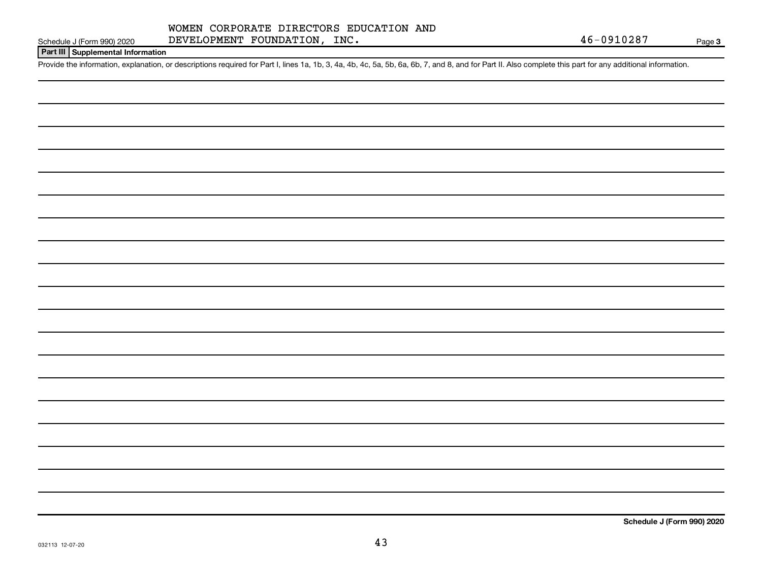WOMEN CORPORATE DIRECTORS EDUCATION AND DEVELOPMENT FOUNDATION, INC.

46-0910287

Schedule J (Form 990) 2020

## Part III Supplemental Information

Provide the information, explanation, or descriptions required for Part I, lines 1a, 1b, 3, 4a, 4b, 4c, 5a, 5b, 6a, 6b, 7, and 8, and for Part II. Also complete this part for any additional information.

032113 12-07-20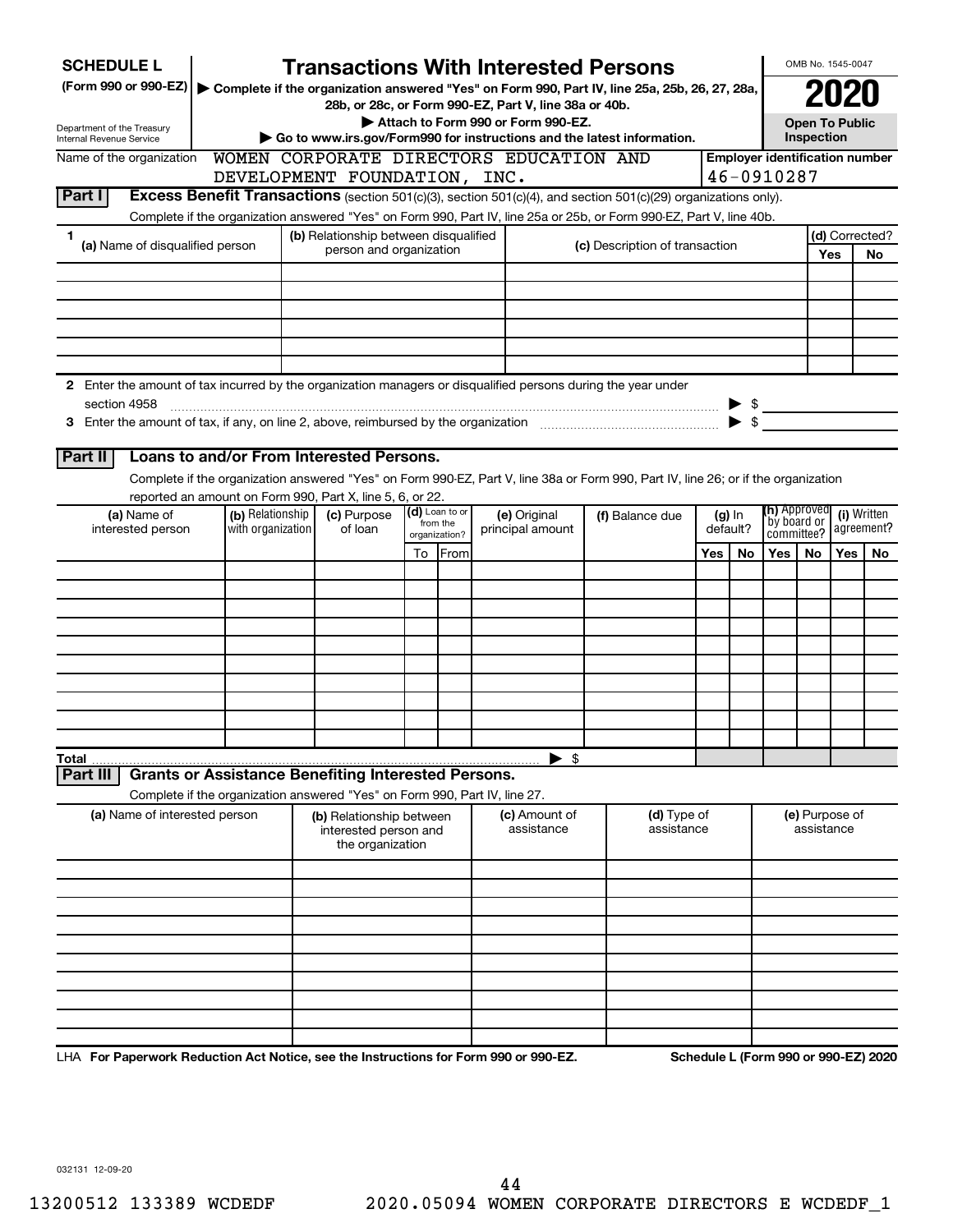**SCHEDULE L**
**(Form 990 or 990-EZ)**

Department of the Treasury
Internal Revenue Service

# Transactions With Interested Persons

▶ **Complete if the organization answered "Yes" on Form 990, Part IV, line 25a, 25b, 26, 27, 28a, 28b, or 28c, or Form 990-EZ, Part V, line 38a or 40b.**
▶ **Attach to Form 990 or Form 990-EZ.**
▶ **Go to www.irs.gov/Form990 for instructions and the latest information.**

OMB No. 1545-0047
**2020**
**Open To Public Inspection**

Name of the organization: WOMEN CORPORATE DIRECTORS EDUCATION AND DEVELOPMENT FOUNDATION, INC.

**Employer identification number**: 46-0910287

## Part I — Excess Benefit Transactions (section 501(c)(3), section 501(c)(4), and section 501(c)(29) organizations only).

Complete if the organization answered "Yes" on Form 990, Part IV, line 25a or 25b, or Form 990-EZ, Part V, line 40b.

| 1 (a) Name of disqualified person | (b) Relationship between disqualified person and organization | (c) Description of transaction | (d) Corrected? Yes | No |
|---|---|---|---|---|
| | | | | |
| | | | | |
| | | | | |
| | | | | |
| | | | | |
| | | | | |

**2** Enter the amount of tax incurred by the organization managers or disqualified persons during the year under section 4958 ▶ $

**3** Enter the amount of tax, if any, on line 2, above, reimbursed by the organization ▶ $

## Part II — Loans to and/or From Interested Persons.

Complete if the organization answered "Yes" on Form 990-EZ, Part V, line 38a or Form 990, Part IV, line 26; or if the organization reported an amount on Form 990, Part X, line 5, 6, or 22.

| (a) Name of interested person | (b) Relationship with organization | (c) Purpose of loan | (d) Loan to or from the organization? To | From | (e) Original principal amount | (f) Balance due | (g) In default? Yes | No | (h) Approved by board or committee? Yes | No | (i) Written agreement? Yes | No |
|---|---|---|---|---|---|---|---|---|---|---|---|---|
| | | | | | | | | | | | | |
| | | | | | | | | | | | | |
| | | | | | | | | | | | | |
| | | | | | | | | | | | | |
| | | | | | | | | | | | | |
| | | | | | | | | | | | | |
| | | | | | | | | | | | | |
| | | | | | | | | | | | | |
| | | | | | | | | | | | | |
| | | | | | | | | | | | | |
| **Total** | | | | | ▶ $ | | | | | | | |

## Part III — Grants or Assistance Benefiting Interested Persons.

Complete if the organization answered "Yes" on Form 990, Part IV, line 27.

| (a) Name of interested person | (b) Relationship between interested person and the organization | (c) Amount of assistance | (d) Type of assistance | (e) Purpose of assistance |
|---|---|---|---|---|
| | | | | |
| | | | | |
| | | | | |
| | | | | |
| | | | | |
| | | | | |
| | | | | |
| | | | | |
| | | | | |
| | | | | |

LHA **For Paperwork Reduction Act Notice, see the Instructions for Form 990 or 990-EZ.** **Schedule L (Form 990 or 990-EZ) 2020**

032131 12-09-20

13200512 133389 WCDEDF 2020.05094 WOMEN CORPORATE DIRECTORS E WCDEDF_1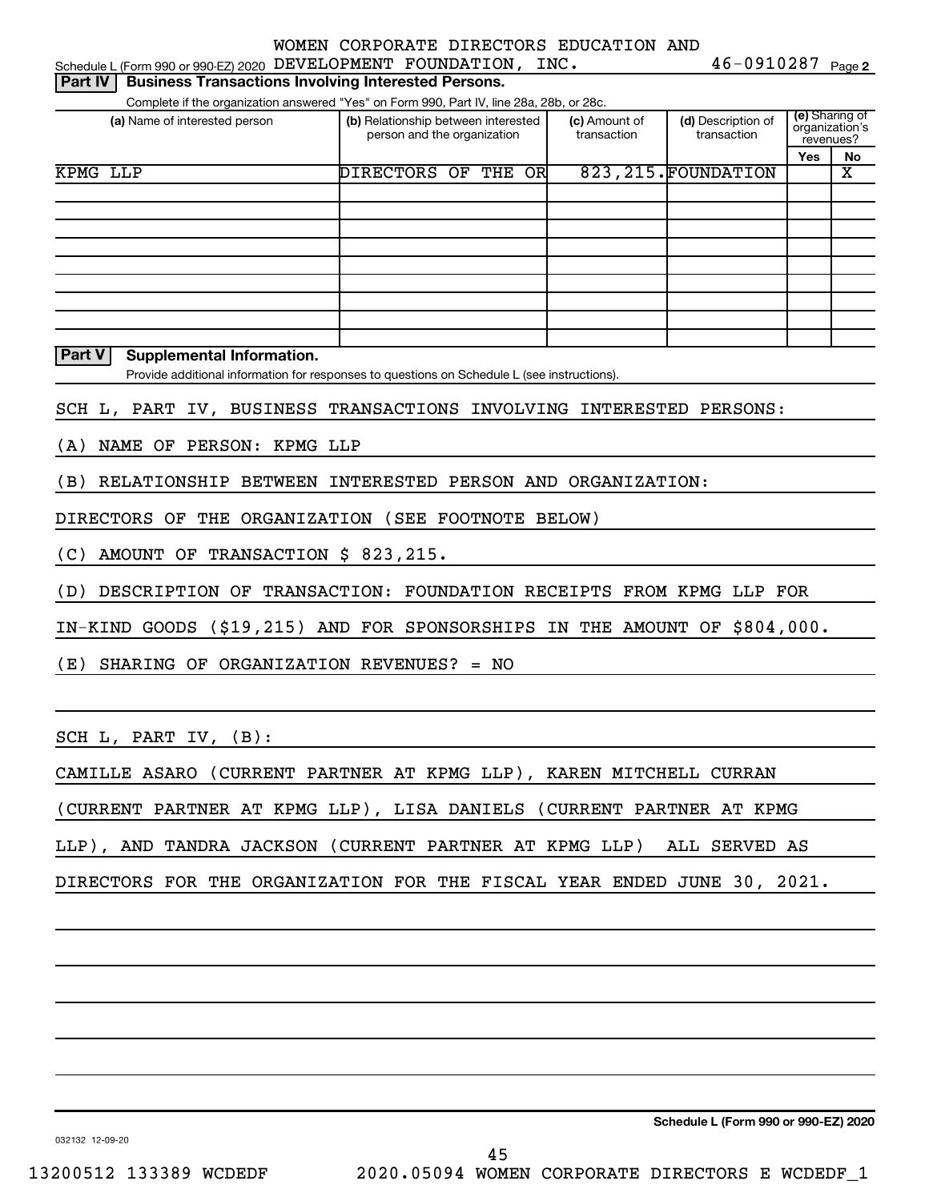WOMEN CORPORATE DIRECTORS EDUCATION AND

Schedule L (Form 990 or 990-EZ) 2020 DEVELOPMENT FOUNDATION, INC. 46-0910287 Page 2

**Part IV | Business Transactions Involving Interested Persons.**

Complete if the organization answered "Yes" on Form 990, Part IV, line 28a, 28b, or 28c.

| (a) Name of interested person | (b) Relationship between interested person and the organization | (c) Amount of transaction | (d) Description of transaction | (e) Sharing of organization's revenues? | |
|---|---|---|---|---|---|
| | | | | Yes | No |
| KPMG LLP | DIRECTORS OF THE OR | 823,215. | FOUNDATION | | X |
| | | | | | |
| | | | | | |
| | | | | | |
| | | | | | |
| | | | | | |
| | | | | | |
| | | | | | |
| | | | | | |
| | | | | | |

**Part V | Supplemental Information.**

Provide additional information for responses to questions on Schedule L (see instructions).

SCH L, PART IV, BUSINESS TRANSACTIONS INVOLVING INTERESTED PERSONS:

(A) NAME OF PERSON: KPMG LLP

(B) RELATIONSHIP BETWEEN INTERESTED PERSON AND ORGANIZATION:

DIRECTORS OF THE ORGANIZATION (SEE FOOTNOTE BELOW)

(C) AMOUNT OF TRANSACTION $ 823,215.

(D) DESCRIPTION OF TRANSACTION: FOUNDATION RECEIPTS FROM KPMG LLP FOR IN-KIND GOODS ($19,215) AND FOR SPONSORSHIPS IN THE AMOUNT OF $804,000.

(E) SHARING OF ORGANIZATION REVENUES? = NO

SCH L, PART IV, (B):

CAMILLE ASARO (CURRENT PARTNER AT KPMG LLP), KAREN MITCHELL CURRAN (CURRENT PARTNER AT KPMG LLP), LISA DANIELS (CURRENT PARTNER AT KPMG LLP), AND TANDRA JACKSON (CURRENT PARTNER AT KPMG LLP) ALL SERVED AS DIRECTORS FOR THE ORGANIZATION FOR THE FISCAL YEAR ENDED JUNE 30, 2021.

**Schedule L (Form 990 or 990-EZ) 2020**

032132 12-09-20

13200512 133389 WCDEDF 2020.05094 WOMEN CORPORATE DIRECTORS E WCDEDF_1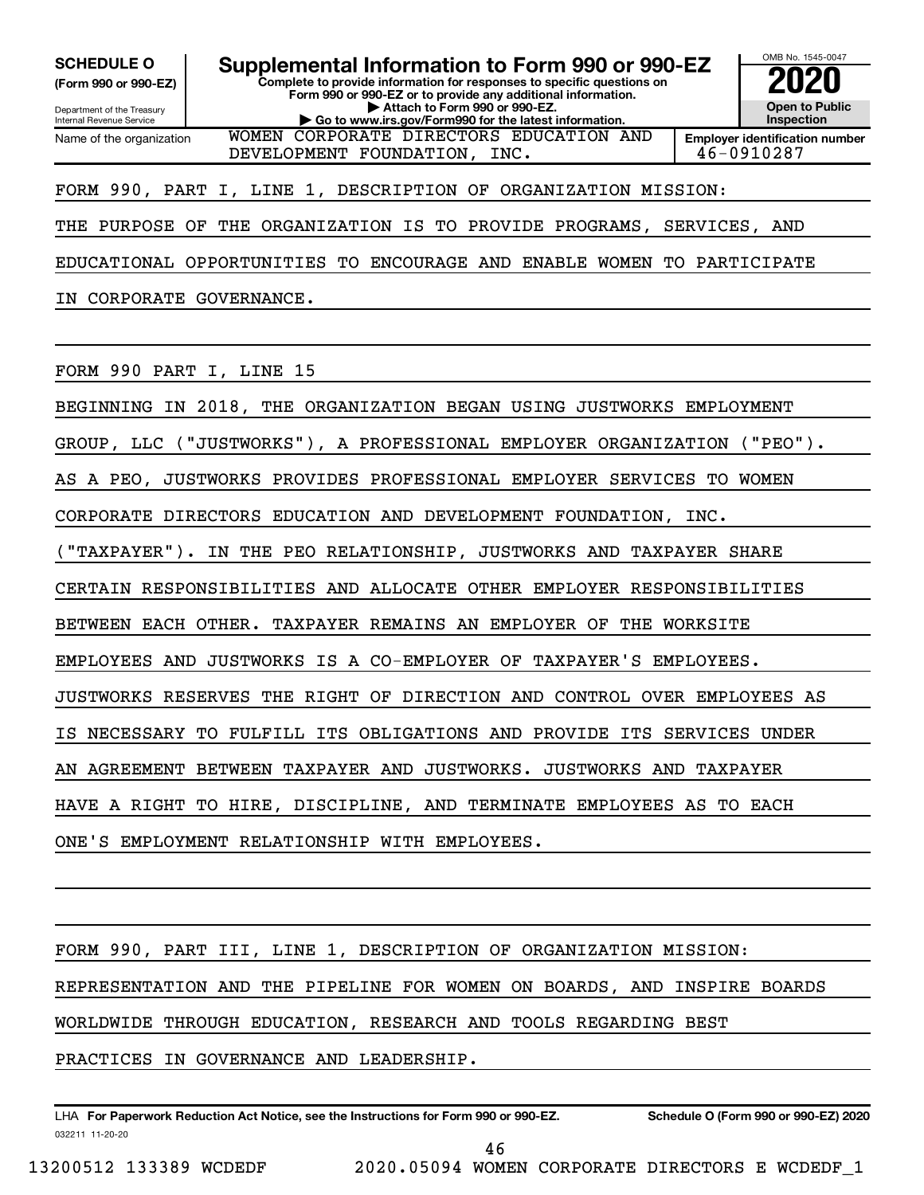**SCHEDULE O (Form 990 or 990-EZ)**

Department of the Treasury
Internal Revenue Service

# Supplemental Information to Form 990 or 990-EZ

**Complete to provide information for responses to specific questions on Form 990 or 990-EZ or to provide any additional information.**

**▶ Attach to Form 990 or 990-EZ.**

**▶ Go to www.irs.gov/Form990 for the latest information.**

OMB No. 1545-0047

**2020**

**Open to Public Inspection**

| Name of the organization | Employer identification number |
|---|---|
| WOMEN CORPORATE DIRECTORS EDUCATION AND DEVELOPMENT FOUNDATION, INC. | 46-0910287 |

FORM 990, PART I, LINE 1, DESCRIPTION OF ORGANIZATION MISSION:

THE PURPOSE OF THE ORGANIZATION IS TO PROVIDE PROGRAMS, SERVICES, AND EDUCATIONAL OPPORTUNITIES TO ENCOURAGE AND ENABLE WOMEN TO PARTICIPATE IN CORPORATE GOVERNANCE.

FORM 990 PART I, LINE 15

BEGINNING IN 2018, THE ORGANIZATION BEGAN USING JUSTWORKS EMPLOYMENT GROUP, LLC ("JUSTWORKS"), A PROFESSIONAL EMPLOYER ORGANIZATION ("PEO"). AS A PEO, JUSTWORKS PROVIDES PROFESSIONAL EMPLOYER SERVICES TO WOMEN CORPORATE DIRECTORS EDUCATION AND DEVELOPMENT FOUNDATION, INC. ("TAXPAYER"). IN THE PEO RELATIONSHIP, JUSTWORKS AND TAXPAYER SHARE CERTAIN RESPONSIBILITIES AND ALLOCATE OTHER EMPLOYER RESPONSIBILITIES BETWEEN EACH OTHER. TAXPAYER REMAINS AN EMPLOYER OF THE WORKSITE EMPLOYEES AND JUSTWORKS IS A CO-EMPLOYER OF TAXPAYER'S EMPLOYEES. JUSTWORKS RESERVES THE RIGHT OF DIRECTION AND CONTROL OVER EMPLOYEES AS IS NECESSARY TO FULFILL ITS OBLIGATIONS AND PROVIDE ITS SERVICES UNDER AN AGREEMENT BETWEEN TAXPAYER AND JUSTWORKS. JUSTWORKS AND TAXPAYER HAVE A RIGHT TO HIRE, DISCIPLINE, AND TERMINATE EMPLOYEES AS TO EACH ONE'S EMPLOYMENT RELATIONSHIP WITH EMPLOYEES.

FORM 990, PART III, LINE 1, DESCRIPTION OF ORGANIZATION MISSION:

REPRESENTATION AND THE PIPELINE FOR WOMEN ON BOARDS, AND INSPIRE BOARDS WORLDWIDE THROUGH EDUCATION, RESEARCH AND TOOLS REGARDING BEST PRACTICES IN GOVERNANCE AND LEADERSHIP.

LHA **For Paperwork Reduction Act Notice, see the Instructions for Form 990 or 990-EZ.** **Schedule O (Form 990 or 990-EZ) 2020**

032211 11-20-20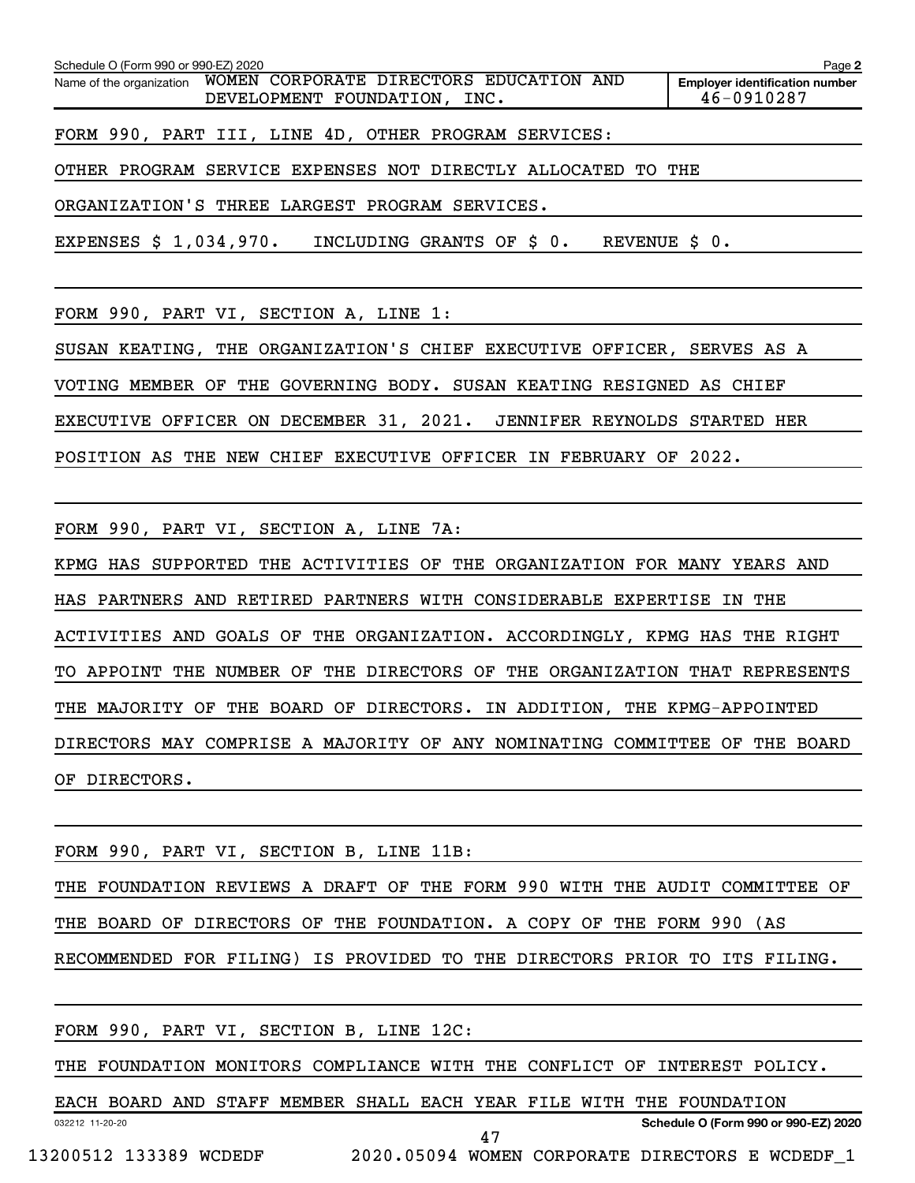Schedule O (Form 990 or 990-EZ) 2020

Name of the organization: WOMEN CORPORATE DIRECTORS EDUCATION AND DEVELOPMENT FOUNDATION, INC.

**Employer identification number** 46-0910287

FORM 990, PART III, LINE 4D, OTHER PROGRAM SERVICES:

OTHER PROGRAM SERVICE EXPENSES NOT DIRECTLY ALLOCATED TO THE ORGANIZATION'S THREE LARGEST PROGRAM SERVICES.

EXPENSES $ 1,034,970. INCLUDING GRANTS OF $ 0. REVENUE $ 0.

FORM 990, PART VI, SECTION A, LINE 1:

SUSAN KEATING, THE ORGANIZATION'S CHIEF EXECUTIVE OFFICER, SERVES AS A VOTING MEMBER OF THE GOVERNING BODY. SUSAN KEATING RESIGNED AS CHIEF EXECUTIVE OFFICER ON DECEMBER 31, 2021. JENNIFER REYNOLDS STARTED HER POSITION AS THE NEW CHIEF EXECUTIVE OFFICER IN FEBRUARY OF 2022.

FORM 990, PART VI, SECTION A, LINE 7A:

KPMG HAS SUPPORTED THE ACTIVITIES OF THE ORGANIZATION FOR MANY YEARS AND HAS PARTNERS AND RETIRED PARTNERS WITH CONSIDERABLE EXPERTISE IN THE ACTIVITIES AND GOALS OF THE ORGANIZATION. ACCORDINGLY, KPMG HAS THE RIGHT TO APPOINT THE NUMBER OF THE DIRECTORS OF THE ORGANIZATION THAT REPRESENTS THE MAJORITY OF THE BOARD OF DIRECTORS. IN ADDITION, THE KPMG-APPOINTED DIRECTORS MAY COMPRISE A MAJORITY OF ANY NOMINATING COMMITTEE OF THE BOARD OF DIRECTORS.

FORM 990, PART VI, SECTION B, LINE 11B:

THE FOUNDATION REVIEWS A DRAFT OF THE FORM 990 WITH THE AUDIT COMMITTEE OF THE BOARD OF DIRECTORS OF THE FOUNDATION. A COPY OF THE FORM 990 (AS RECOMMENDED FOR FILING) IS PROVIDED TO THE DIRECTORS PRIOR TO ITS FILING.

FORM 990, PART VI, SECTION B, LINE 12C:

THE FOUNDATION MONITORS COMPLIANCE WITH THE CONFLICT OF INTEREST POLICY. EACH BOARD AND STAFF MEMBER SHALL EACH YEAR FILE WITH THE FOUNDATION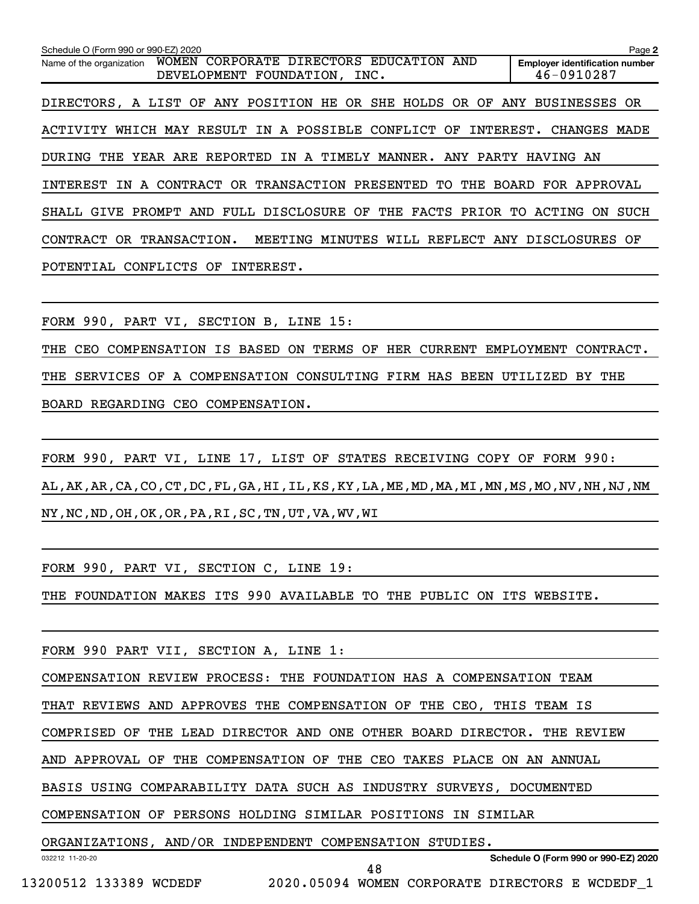Schedule O (Form 990 or 990-EZ) 2020 Page 2

Name of the organization: WOMEN CORPORATE DIRECTORS EDUCATION AND DEVELOPMENT FOUNDATION, INC.

Employer identification number: 46-0910287

DIRECTORS, A LIST OF ANY POSITION HE OR SHE HOLDS OR OF ANY BUSINESSES OR ACTIVITY WHICH MAY RESULT IN A POSSIBLE CONFLICT OF INTEREST. CHANGES MADE DURING THE YEAR ARE REPORTED IN A TIMELY MANNER. ANY PARTY HAVING AN INTEREST IN A CONTRACT OR TRANSACTION PRESENTED TO THE BOARD FOR APPROVAL SHALL GIVE PROMPT AND FULL DISCLOSURE OF THE FACTS PRIOR TO ACTING ON SUCH CONTRACT OR TRANSACTION. MEETING MINUTES WILL REFLECT ANY DISCLOSURES OF POTENTIAL CONFLICTS OF INTEREST.

FORM 990, PART VI, SECTION B, LINE 15:

THE CEO COMPENSATION IS BASED ON TERMS OF HER CURRENT EMPLOYMENT CONTRACT. THE SERVICES OF A COMPENSATION CONSULTING FIRM HAS BEEN UTILIZED BY THE BOARD REGARDING CEO COMPENSATION.

FORM 990, PART VI, LINE 17, LIST OF STATES RECEIVING COPY OF FORM 990:

AL,AK,AR,CA,CO,CT,DC,FL,GA,HI,IL,KS,KY,LA,ME,MD,MA,MI,MN,MS,MO,NV,NH,NJ,NM NY,NC,ND,OH,OK,OR,PA,RI,SC,TN,UT,VA,WV,WI

FORM 990, PART VI, SECTION C, LINE 19:

THE FOUNDATION MAKES ITS 990 AVAILABLE TO THE PUBLIC ON ITS WEBSITE.

FORM 990 PART VII, SECTION A, LINE 1:

COMPENSATION REVIEW PROCESS: THE FOUNDATION HAS A COMPENSATION TEAM THAT REVIEWS AND APPROVES THE COMPENSATION OF THE CEO, THIS TEAM IS COMPRISED OF THE LEAD DIRECTOR AND ONE OTHER BOARD DIRECTOR. THE REVIEW AND APPROVAL OF THE COMPENSATION OF THE CEO TAKES PLACE ON AN ANNUAL BASIS USING COMPARABILITY DATA SUCH AS INDUSTRY SURVEYS, DOCUMENTED COMPENSATION OF PERSONS HOLDING SIMILAR POSITIONS IN SIMILAR ORGANIZATIONS, AND/OR INDEPENDENT COMPENSATION STUDIES.

032212 11-20-20 Schedule O (Form 990 or 990-EZ) 2020

13200512 133389 WCDEDF 2020.05094 WOMEN CORPORATE DIRECTORS E WCDEDF_1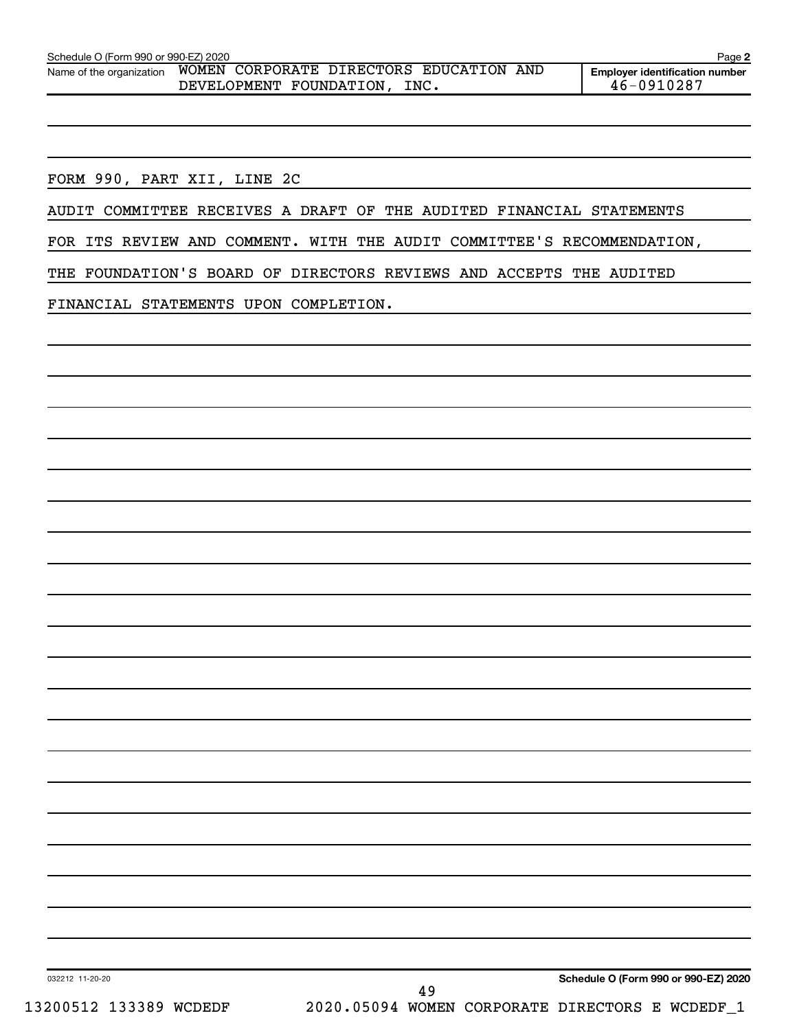Schedule O (Form 990 or 990-EZ) 2020

Name of the organization: WOMEN CORPORATE DIRECTORS EDUCATION AND DEVELOPMENT FOUNDATION, INC.

Employer identification number: 46-0910287

FORM 990, PART XII, LINE 2C

AUDIT COMMITTEE RECEIVES A DRAFT OF THE AUDITED FINANCIAL STATEMENTS FOR ITS REVIEW AND COMMENT. WITH THE AUDIT COMMITTEE'S RECOMMENDATION, THE FOUNDATION'S BOARD OF DIRECTORS REVIEWS AND ACCEPTS THE AUDITED FINANCIAL STATEMENTS UPON COMPLETION.

032212 11-20-20

Schedule O (Form 990 or 990-EZ) 2020

13200512 133389 WCDEDF 2020.05094 WOMEN CORPORATE DIRECTORS E WCDEDF_1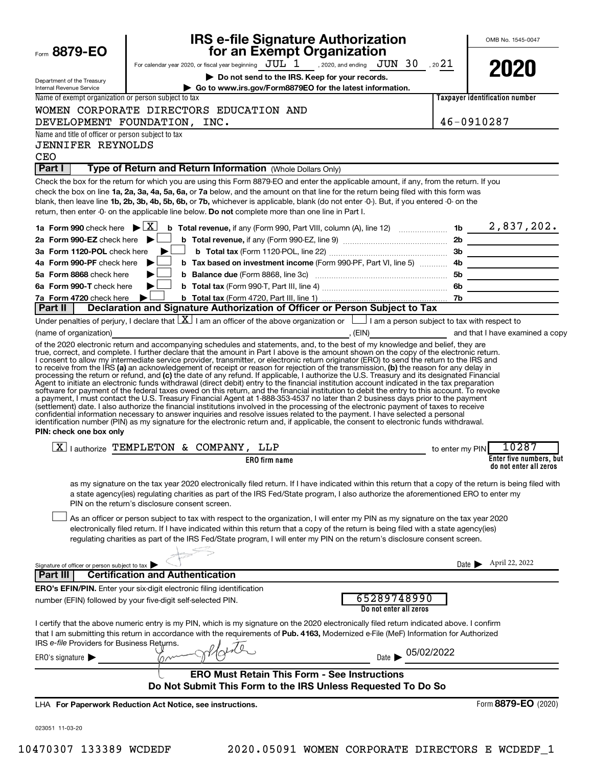Form **8879-EO**

Department of the Treasury
Internal Revenue Service

# IRS e-file Signature Authorization for an Exempt Organization

For calendar year 2020, or fiscal year beginning JUL 1, 2020, and ending JUN 30, 2021

**▶ Do not send to the IRS. Keep for your records.**

**▶ Go to www.irs.gov/Form8879EO for the latest information.**

OMB No. 1545-0047

**2020**

Name of exempt organization or person subject to tax: WOMEN CORPORATE DIRECTORS EDUCATION AND DEVELOPMENT FOUNDATION, INC.

Taxpayer identification number: 46-0910287

Name and title of officer or person subject to tax: JENNIFER REYNOLDS, CEO

**Part I — Type of Return and Return Information** (Whole Dollars Only)

Check the box for the return for which you are using this Form 8879-EO and enter the applicable amount, if any, from the return. If you check the box on line **1a, 2a, 3a, 4a, 5a, 6a,** or **7a** below, and the amount on that line for the return being filed with this form was blank, then leave line **1b, 2b, 3b, 4b, 5b, 6b,** or **7b,** whichever is applicable, blank (do not enter -0-). But, if you entered -0- on the return, then enter -0- on the applicable line below. **Do not** complete more than one line in Part I.

| | | | |
|---|---|---|---|
| **1a Form 990** check here ▶ [X] | **b Total revenue,** if any (Form 990, Part VIII, column (A), line 12) | 1b | 2,837,202. |
| **2a Form 990-EZ** check here ▶ [ ] | **b Total revenue,** if any (Form 990-EZ, line 9) | 2b | |
| **3a Form 1120-POL** check here ▶ [ ] | **b Total tax** (Form 1120-POL, line 22) | 3b | |
| **4a Form 990-PF** check here ▶ [ ] | **b Tax based on investment income** (Form 990-PF, Part VI, line 5) | 4b | |
| **5a Form 8868** check here ▶ [ ] | **b Balance due** (Form 8868, line 3c) | 5b | |
| **6a Form 990-T** check here ▶ [ ] | **b Total tax** (Form 990-T, Part III, line 4) | 6b | |
| **7a Form 4720** check here ▶ [ ] | **b Total tax** (Form 4720, Part III, line 1) | 7b | |

**Part II — Declaration and Signature Authorization of Officer or Person Subject to Tax**

Under penalties of perjury, I declare that [X] I am an officer of the above organization or [ ] I am a person subject to tax with respect to (name of organization) ________, (EIN) ________ and that I have examined a copy of the 2020 electronic return and accompanying schedules and statements, and, to the best of my knowledge and belief, they are true, correct, and complete. I further declare that the amount in Part I above is the amount shown on the copy of the electronic return. I consent to allow my intermediate service provider, transmitter, or electronic return originator (ERO) to send the return to the IRS and to receive from the IRS **(a)** an acknowledgement of receipt or reason for rejection of the transmission, **(b)** the reason for any delay in processing the return or refund, and **(c)** the date of any refund. If applicable, I authorize the U.S. Treasury and its designated Financial Agent to initiate an electronic funds withdrawal (direct debit) entry to the financial institution account indicated in the tax preparation software for payment of the federal taxes owed on this return, and the financial institution to debit the entry to this account. To revoke a payment, I must contact the U.S. Treasury Financial Agent at 1-888-353-4537 no later than 2 business days prior to the payment (settlement) date. I also authorize the financial institutions involved in the processing of the electronic payment of taxes to receive confidential information necessary to answer inquiries and resolve issues related to the payment. I have selected a personal identification number (PIN) as my signature for the electronic return and, if applicable, the consent to electronic funds withdrawal.

**PIN: check one box only**

[X] I authorize TEMPLETON & COMPANY, LLP (ERO firm name) to enter my PIN 10287 (Enter five numbers, but do not enter all zeros) as my signature on the tax year 2020 electronically filed return. If I have indicated within this return that a copy of the return is being filed with a state agency(ies) regulating charities as part of the IRS Fed/State program, I also authorize the aforementioned ERO to enter my PIN on the return's disclosure consent screen.

[ ] As an officer or person subject to tax with respect to the organization, I will enter my PIN as my signature on the tax year 2020 electronically filed return. If I have indicated within this return that a copy of the return is being filed with a state agency(ies) regulating charities as part of the IRS Fed/State program, I will enter my PIN on the return's disclosure consent screen.

Signature of officer or person subject to tax ▶ [signature] Date ▶ April 22, 2022

**Part III — Certification and Authentication**

**ERO's EFIN/PIN.** Enter your six-digit electronic filing identification number (EFIN) followed by your five-digit self-selected PIN. 65289748990 (Do not enter all zeros)

I certify that the above numeric entry is my PIN, which is my signature on the 2020 electronically filed return indicated above. I confirm that I am submitting this return in accordance with the requirements of **Pub. 4163,** Modernized e-File (MeF) Information for Authorized IRS *e-file* Providers for Business Returns.

ERO's signature ▶ [signature] Date ▶ 05/02/2022

**ERO Must Retain This Form - See Instructions**
**Do Not Submit This Form to the IRS Unless Requested To Do So**

LHA **For Paperwork Reduction Act Notice, see instructions.** Form **8879-EO** (2020)

023051 11-03-20

10470307 133389 WCDEDF 2020.05091 WOMEN CORPORATE DIRECTORS E WCDEDF_1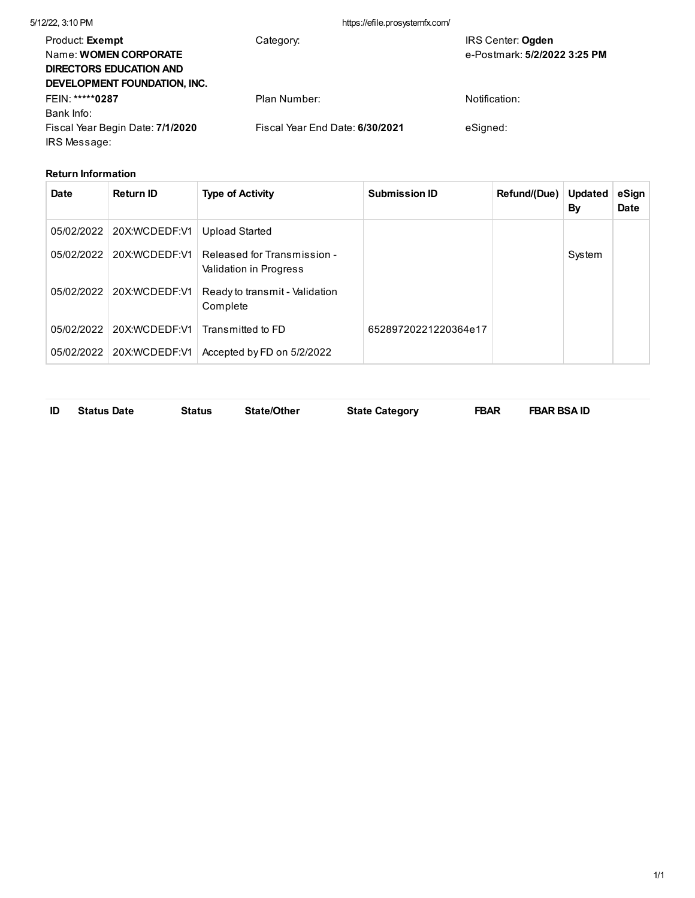| Product: **Exempt** | Category: | IRS Center: **Ogden** |
|---|---|---|
| Name: **WOMEN CORPORATE DIRECTORS EDUCATION AND DEVELOPMENT FOUNDATION, INC.** | | e-Postmark: **5/2/2022 3:25 PM** |
| FEIN: **\*\*\*\*\*0287** | Plan Number: | Notification: |
| Bank Info: | | |
| Fiscal Year Begin Date: **7/1/2020** | Fiscal Year End Date: **6/30/2021** | eSigned: |
| IRS Message: | | |

**Return Information**

| Date | Return ID | Type of Activity | Submission ID | Refund/(Due) | Updated By | eSign Date |
|---|---|---|---|---|---|---|
| 05/02/2022 | 20X:WCDEDF:V1 | Upload Started | | | | |
| 05/02/2022 | 20X:WCDEDF:V1 | Released for Transmission - Validation in Progress | | | System | |
| 05/02/2022 | 20X:WCDEDF:V1 | Ready to transmit - Validation Complete | | | | |
| 05/02/2022 | 20X:WCDEDF:V1 | Transmitted to FD | 65289720221220364e17 | | | |
| 05/02/2022 | 20X:WCDEDF:V1 | Accepted by FD on 5/2/2022 | | | | |

| ID | Status Date | Status | State/Other | State Category | FBAR | FBAR BSA ID |
|---|---|---|---|---|---|---|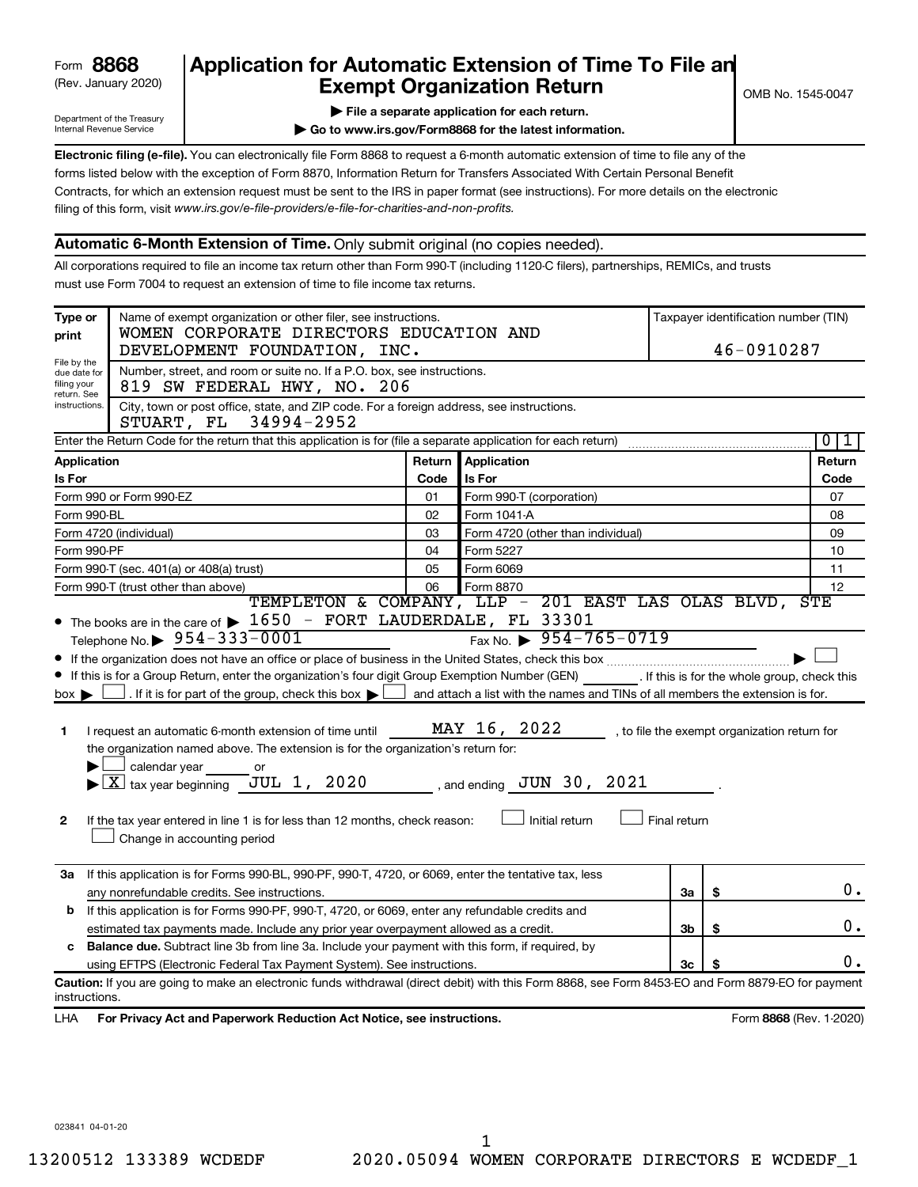Form **8868** (Rev. January 2020)

Department of the Treasury Internal Revenue Service

# Application for Automatic Extension of Time To File an Exempt Organization Return

OMB No. 1545-0047

▶ **File a separate application for each return.**

▶ **Go to www.irs.gov/Form8868 for the latest information.**

**Electronic filing (e-file).** You can electronically file Form 8868 to request a 6-month automatic extension of time to file any of the forms listed below with the exception of Form 8870, Information Return for Transfers Associated With Certain Personal Benefit Contracts, for which an extension request must be sent to the IRS in paper format (see instructions). For more details on the electronic filing of this form, visit *www.irs.gov/e-file-providers/e-file-for-charities-and-non-profits.*

## Automatic 6-Month Extension of Time. Only submit original (no copies needed).

All corporations required to file an income tax return other than Form 990-T (including 1120-C filers), partnerships, REMICs, and trusts must use Form 7004 to request an extension of time to file income tax returns.

**Type or print** — File by the due date for filing your return. See instructions.

Name of exempt organization or other filer, see instructions.
WOMEN CORPORATE DIRECTORS EDUCATION AND DEVELOPMENT FOUNDATION, INC.

Taxpayer identification number (TIN): 46-0910287

Number, street, and room or suite no. If a P.O. box, see instructions.
819 SW FEDERAL HWY, NO. 206

City, town or post office, state, and ZIP code. For a foreign address, see instructions.
STUART, FL 34994-2952

Enter the Return Code for the return that this application is for (file a separate application for each return): 0 1

| Application Is For | Return Code | Application Is For | Return Code |
|---|---|---|---|
| Form 990 or Form 990-EZ | 01 | Form 990-T (corporation) | 07 |
| Form 990-BL | 02 | Form 1041-A | 08 |
| Form 4720 (individual) | 03 | Form 4720 (other than individual) | 09 |
| Form 990-PF | 04 | Form 5227 | 10 |
| Form 990-T (sec. 401(a) or 408(a) trust) | 05 | Form 6069 | 11 |
| Form 990-T (trust other than above) | 06 | Form 8870 | 12 |

- The books are in the care of ▶ TEMPLETON & COMPANY, LLP - 201 EAST LAS OLAS BLVD, STE 1650 - FORT LAUDERDALE, FL 33301

  Telephone No. ▶ 954-333-0001 Fax No. ▶ 954-765-0719
- If the organization does not have an office or place of business in the United States, check this box ▶ ☐
- If this is for a Group Return, enter the organization's four digit Group Exemption Number (GEN) ______. If this is for the whole group, check this box ▶ ☐. If it is for part of the group, check this box ▶ ☐ and attach a list with the names and TINs of all members the extension is for.

**1** I request an automatic 6-month extension of time until MAY 16, 2022, to file the exempt organization return for the organization named above. The extension is for the organization's return for:

▶ ☐ calendar year ______ or

▶ ☒ tax year beginning JUL 1, 2020, and ending JUN 30, 2021.

**2** If the tax year entered in line 1 is for less than 12 months, check reason: ☐ Initial return ☐ Final return ☐ Change in accounting period

| | | | |
|---|---|---|---|
| **3a** | If this application is for Forms 990-BL, 990-PF, 990-T, 4720, or 6069, enter the tentative tax, less any nonrefundable credits. See instructions. | 3a | $ 0. |
| **b** | If this application is for Forms 990-PF, 990-T, 4720, or 6069, enter any refundable credits and estimated tax payments made. Include any prior year overpayment allowed as a credit. | 3b | $ 0. |
| **c** | **Balance due.** Subtract line 3b from line 3a. Include your payment with this form, if required, by using EFTPS (Electronic Federal Tax Payment System). See instructions. | 3c | $ 0. |

**Caution:** If you are going to make an electronic funds withdrawal (direct debit) with this Form 8868, see Form 8453-EO and Form 8879-EO for payment instructions.

LHA **For Privacy Act and Paperwork Reduction Act Notice, see instructions.** Form **8868** (Rev. 1-2020)

023841 04-01-20

13200512 133389 WCDEDF 2020.05094 WOMEN CORPORATE DIRECTORS E WCDEDF_1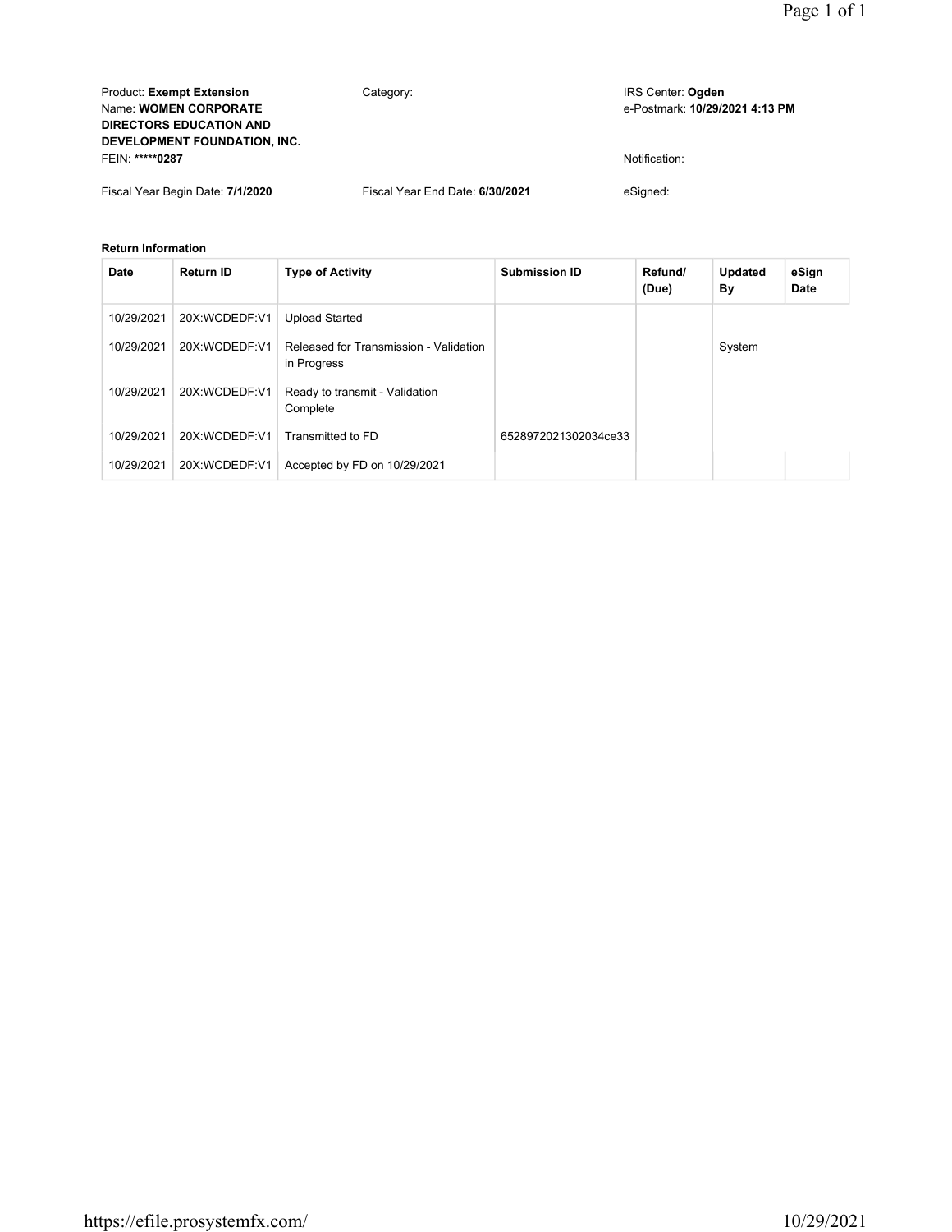Product: **Exempt Extension**
Name: **WOMEN CORPORATE DIRECTORS EDUCATION AND DEVELOPMENT FOUNDATION, INC.**
FEIN: *****0287

Category:

IRS Center: **Ogden**
e-Postmark: **10/29/2021 4:13 PM**

Notification:

Fiscal Year Begin Date: **7/1/2020**

Fiscal Year End Date: **6/30/2021**

eSigned:

**Return Information**

| Date | Return ID | Type of Activity | Submission ID | Refund/ (Due) | Updated By | eSign Date |
|---|---|---|---|---|---|---|
| 10/29/2021 | 20X:WCDEDF:V1 | Upload Started | | | | |
| 10/29/2021 | 20X:WCDEDF:V1 | Released for Transmission - Validation in Progress | | | System | |
| 10/29/2021 | 20X:WCDEDF:V1 | Ready to transmit - Validation Complete | | | | |
| 10/29/2021 | 20X:WCDEDF:V1 | Transmitted to FD | 6528972021302034ce33 | | | |
| 10/29/2021 | 20X:WCDEDF:V1 | Accepted by FD on 10/29/2021 | | | | |

https://efile.prosystemfx.com/ 10/29/2021